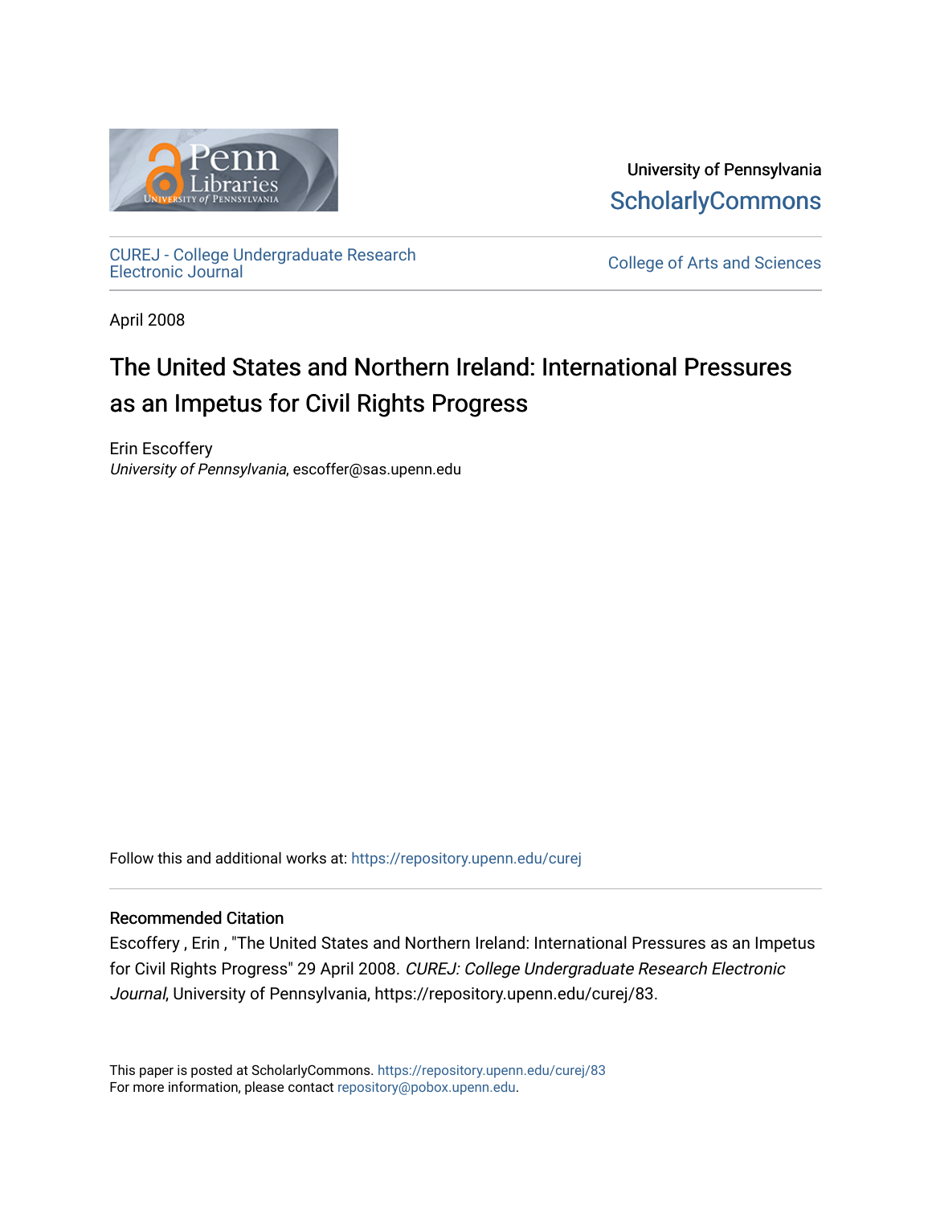University of Pennsylvania
ScholarlyCommons

CUREJ - College Undergraduate Research Electronic Journal

College of Arts and Sciences

April 2008

# The United States and Northern Ireland: International Pressures as an Impetus for Civil Rights Progress

Erin Escoffery
*University of Pennsylvania*, escoffer@sas.upenn.edu

Follow this and additional works at: https://repository.upenn.edu/curej

## Recommended Citation

Escoffery , Erin , "The United States and Northern Ireland: International Pressures as an Impetus for Civil Rights Progress" 29 April 2008. *CUREJ: College Undergraduate Research Electronic Journal*, University of Pennsylvania, https://repository.upenn.edu/curej/83.

This paper is posted at ScholarlyCommons. https://repository.upenn.edu/curej/83
For more information, please contact repository@pobox.upenn.edu.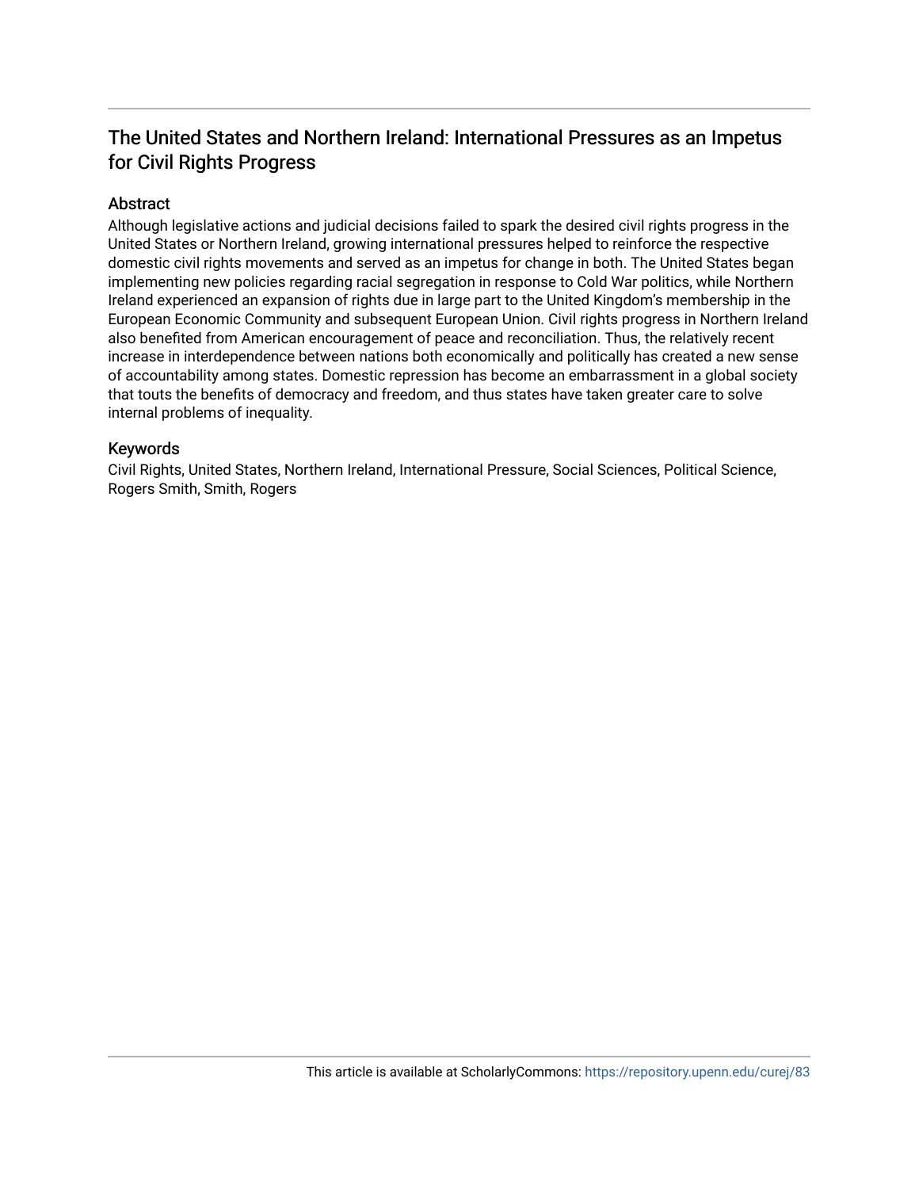# The United States and Northern Ireland: International Pressures as an Impetus for Civil Rights Progress

## Abstract

Although legislative actions and judicial decisions failed to spark the desired civil rights progress in the United States or Northern Ireland, growing international pressures helped to reinforce the respective domestic civil rights movements and served as an impetus for change in both. The United States began implementing new policies regarding racial segregation in response to Cold War politics, while Northern Ireland experienced an expansion of rights due in large part to the United Kingdom's membership in the European Economic Community and subsequent European Union. Civil rights progress in Northern Ireland also benefited from American encouragement of peace and reconciliation. Thus, the relatively recent increase in interdependence between nations both economically and politically has created a new sense of accountability among states. Domestic repression has become an embarrassment in a global society that touts the benefits of democracy and freedom, and thus states have taken greater care to solve internal problems of inequality.

## Keywords

Civil Rights, United States, Northern Ireland, International Pressure, Social Sciences, Political Science, Rogers Smith, Smith, Rogers

This article is available at ScholarlyCommons: https://repository.upenn.edu/curej/83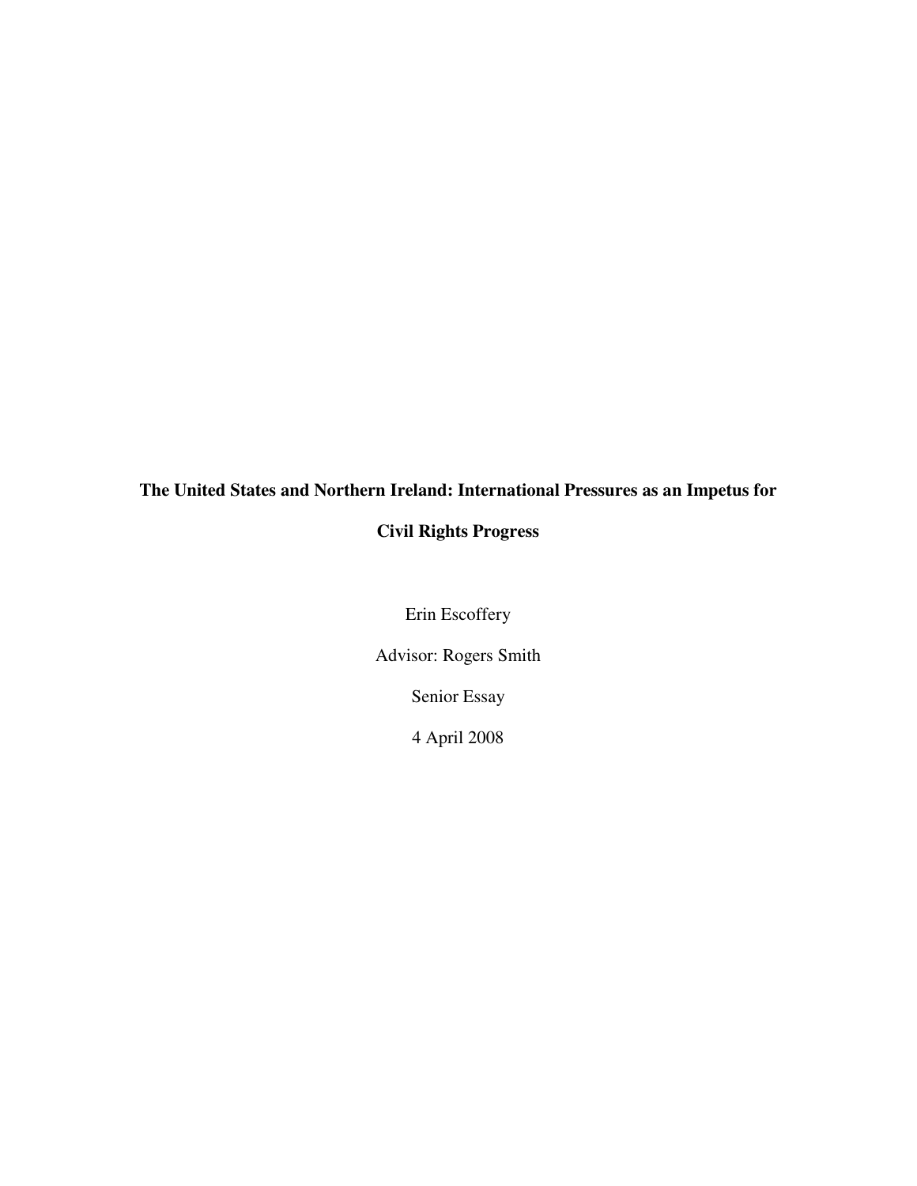**The United States and Northern Ireland: International Pressures as an Impetus for Civil Rights Progress**

Erin Escoffery

Advisor: Rogers Smith

Senior Essay

4 April 2008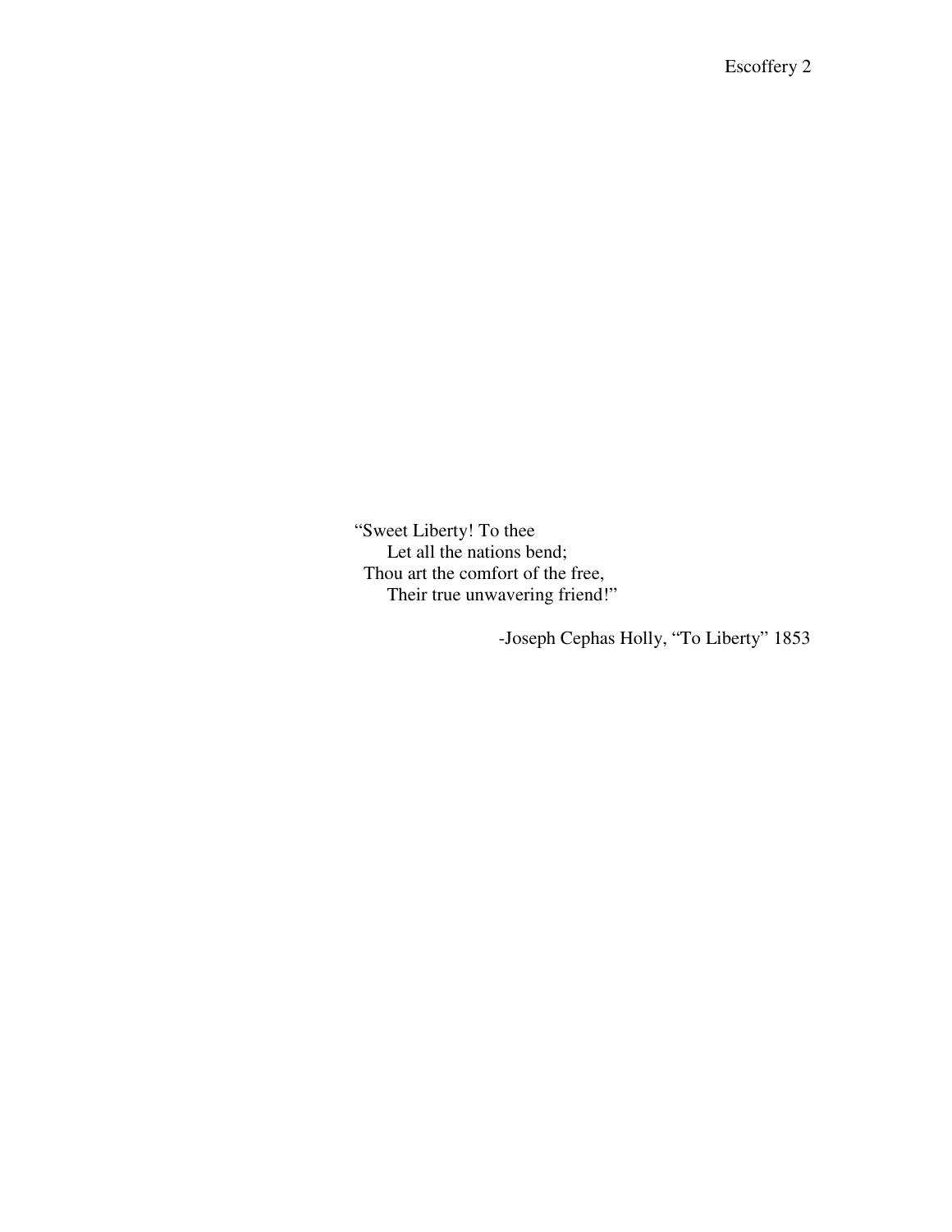> “Sweet Liberty! To thee
> Let all the nations bend;
> Thou art the comfort of the free,
> Their true unwavering friend!”
>
> -Joseph Cephas Holly, “To Liberty” 1853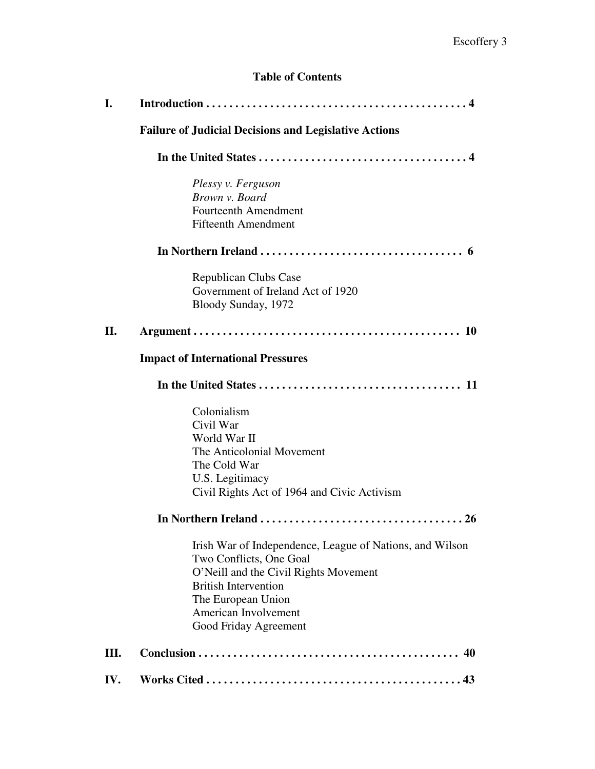## Table of Contents

**I. Introduction . . . . . . . . . . . . . . . . . . . . . . . . . . . . . . . . . . . . . . . . . . . . 4**

**Failure of Judicial Decisions and Legislative Actions**

**In the United States . . . . . . . . . . . . . . . . . . . . . . . . . . . . . . . . . . . . 4**

*Plessy v. Ferguson*
*Brown v. Board*
Fourteenth Amendment
Fifteenth Amendment

**In Northern Ireland . . . . . . . . . . . . . . . . . . . . . . . . . . . . . . . . . . . 6**

Republican Clubs Case
Government of Ireland Act of 1920
Bloody Sunday, 1972

**II. Argument . . . . . . . . . . . . . . . . . . . . . . . . . . . . . . . . . . . . . . . . . . . . . 10**

**Impact of International Pressures**

**In the United States . . . . . . . . . . . . . . . . . . . . . . . . . . . . . . . . . . . 11**

Colonialism
Civil War
World War II
The Anticolonial Movement
The Cold War
U.S. Legitimacy
Civil Rights Act of 1964 and Civic Activism

**In Northern Ireland . . . . . . . . . . . . . . . . . . . . . . . . . . . . . . . . . . . 26**

Irish War of Independence, League of Nations, and Wilson
Two Conflicts, One Goal
O'Neill and the Civil Rights Movement
British Intervention
The European Union
American Involvement
Good Friday Agreement

**III. Conclusion . . . . . . . . . . . . . . . . . . . . . . . . . . . . . . . . . . . . . . . . . . . . 40**

**IV. Works Cited . . . . . . . . . . . . . . . . . . . . . . . . . . . . . . . . . . . . . . . . . . . 43**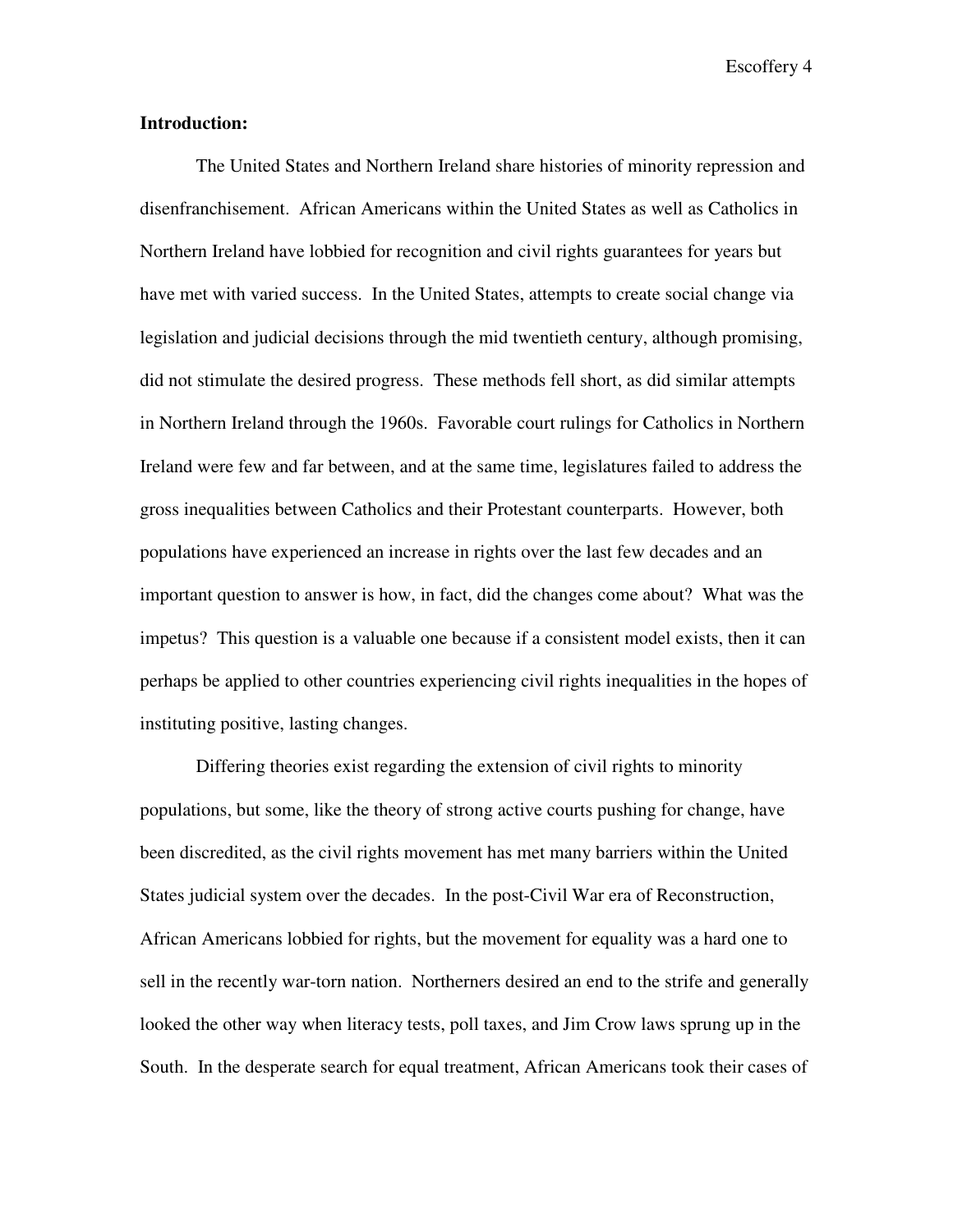**Introduction:**

The United States and Northern Ireland share histories of minority repression and disenfranchisement. African Americans within the United States as well as Catholics in Northern Ireland have lobbied for recognition and civil rights guarantees for years but have met with varied success. In the United States, attempts to create social change via legislation and judicial decisions through the mid twentieth century, although promising, did not stimulate the desired progress. These methods fell short, as did similar attempts in Northern Ireland through the 1960s. Favorable court rulings for Catholics in Northern Ireland were few and far between, and at the same time, legislatures failed to address the gross inequalities between Catholics and their Protestant counterparts. However, both populations have experienced an increase in rights over the last few decades and an important question to answer is how, in fact, did the changes come about? What was the impetus? This question is a valuable one because if a consistent model exists, then it can perhaps be applied to other countries experiencing civil rights inequalities in the hopes of instituting positive, lasting changes.

Differing theories exist regarding the extension of civil rights to minority populations, but some, like the theory of strong active courts pushing for change, have been discredited, as the civil rights movement has met many barriers within the United States judicial system over the decades. In the post-Civil War era of Reconstruction, African Americans lobbied for rights, but the movement for equality was a hard one to sell in the recently war-torn nation. Northerners desired an end to the strife and generally looked the other way when literacy tests, poll taxes, and Jim Crow laws sprung up in the South. In the desperate search for equal treatment, African Americans took their cases of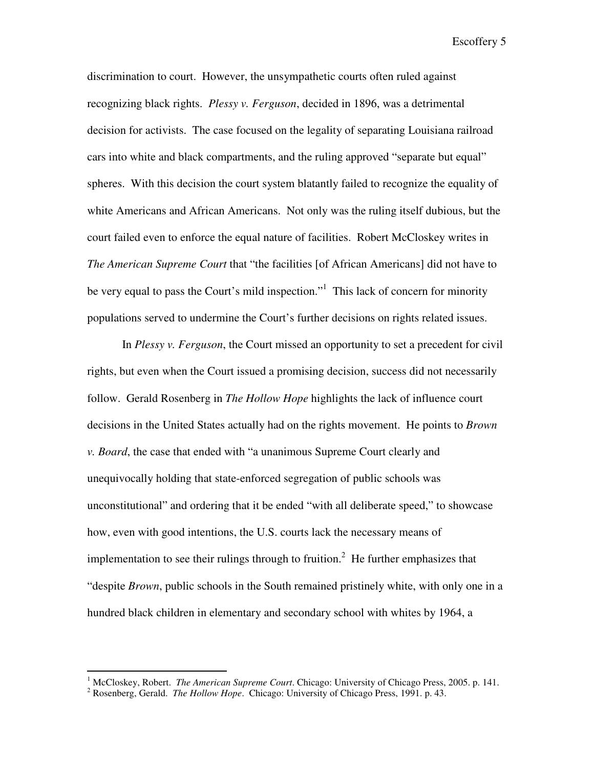discrimination to court. However, the unsympathetic courts often ruled against recognizing black rights. *Plessy v. Ferguson*, decided in 1896, was a detrimental decision for activists. The case focused on the legality of separating Louisiana railroad cars into white and black compartments, and the ruling approved "separate but equal" spheres. With this decision the court system blatantly failed to recognize the equality of white Americans and African Americans. Not only was the ruling itself dubious, but the court failed even to enforce the equal nature of facilities. Robert McCloskey writes in *The American Supreme Court* that "the facilities [of African Americans] did not have to be very equal to pass the Court's mild inspection."[1] This lack of concern for minority populations served to undermine the Court's further decisions on rights related issues.

In *Plessy v. Ferguson*, the Court missed an opportunity to set a precedent for civil rights, but even when the Court issued a promising decision, success did not necessarily follow. Gerald Rosenberg in *The Hollow Hope* highlights the lack of influence court decisions in the United States actually had on the rights movement. He points to *Brown v. Board*, the case that ended with "a unanimous Supreme Court clearly and unequivocally holding that state-enforced segregation of public schools was unconstitutional" and ordering that it be ended "with all deliberate speed," to showcase how, even with good intentions, the U.S. courts lack the necessary means of implementation to see their rulings through to fruition.[2] He further emphasizes that "despite *Brown*, public schools in the South remained pristinely white, with only one in a hundred black children in elementary and secondary school with whites by 1964, a

---

[1] McCloskey, Robert. *The American Supreme Court*. Chicago: University of Chicago Press, 2005. p. 141.

[2] Rosenberg, Gerald. *The Hollow Hope*. Chicago: University of Chicago Press, 1991. p. 43.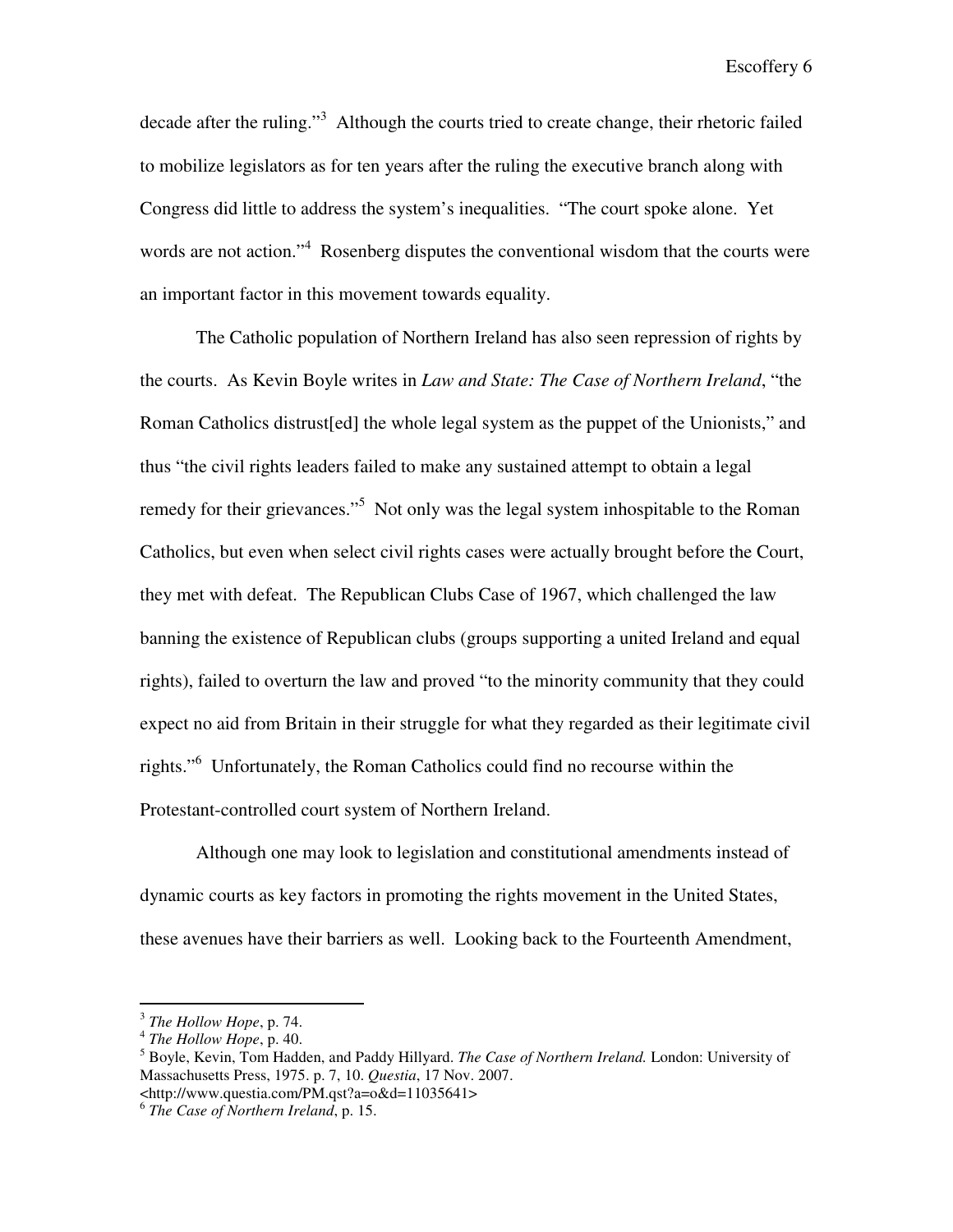decade after the ruling."[3] Although the courts tried to create change, their rhetoric failed to mobilize legislators as for ten years after the ruling the executive branch along with Congress did little to address the system's inequalities. "The court spoke alone. Yet words are not action."[4] Rosenberg disputes the conventional wisdom that the courts were an important factor in this movement towards equality.

The Catholic population of Northern Ireland has also seen repression of rights by the courts. As Kevin Boyle writes in *Law and State: The Case of Northern Ireland*, "the Roman Catholics distrust[ed] the whole legal system as the puppet of the Unionists," and thus "the civil rights leaders failed to make any sustained attempt to obtain a legal remedy for their grievances."[5] Not only was the legal system inhospitable to the Roman Catholics, but even when select civil rights cases were actually brought before the Court, they met with defeat. The Republican Clubs Case of 1967, which challenged the law banning the existence of Republican clubs (groups supporting a united Ireland and equal rights), failed to overturn the law and proved "to the minority community that they could expect no aid from Britain in their struggle for what they regarded as their legitimate civil rights."[6] Unfortunately, the Roman Catholics could find no recourse within the Protestant-controlled court system of Northern Ireland.

Although one may look to legislation and constitutional amendments instead of dynamic courts as key factors in promoting the rights movement in the United States, these avenues have their barriers as well. Looking back to the Fourteenth Amendment,

---

[3] *The Hollow Hope*, p. 74.

[4] *The Hollow Hope*, p. 40.

[5] Boyle, Kevin, Tom Hadden, and Paddy Hillyard. *The Case of Northern Ireland.* London: University of Massachusetts Press, 1975. p. 7, 10. *Questia*, 17 Nov. 2007. <http://www.questia.com/PM.qst?a=o&d=11035641>

[6] *The Case of Northern Ireland*, p. 15.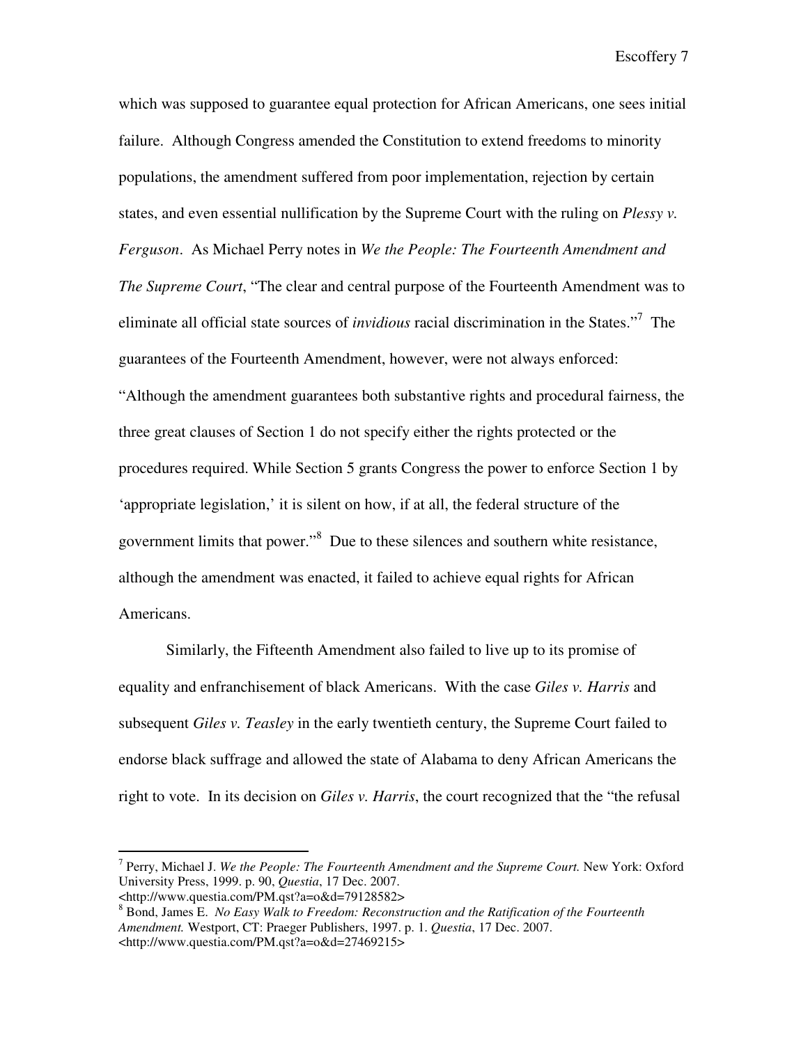which was supposed to guarantee equal protection for African Americans, one sees initial failure. Although Congress amended the Constitution to extend freedoms to minority populations, the amendment suffered from poor implementation, rejection by certain states, and even essential nullification by the Supreme Court with the ruling on *Plessy v. Ferguson*. As Michael Perry notes in *We the People: The Fourteenth Amendment and The Supreme Court*, "The clear and central purpose of the Fourteenth Amendment was to eliminate all official state sources of *invidious* racial discrimination in the States."[7] The guarantees of the Fourteenth Amendment, however, were not always enforced: "Although the amendment guarantees both substantive rights and procedural fairness, the three great clauses of Section 1 do not specify either the rights protected or the procedures required. While Section 5 grants Congress the power to enforce Section 1 by 'appropriate legislation,' it is silent on how, if at all, the federal structure of the government limits that power."[8] Due to these silences and southern white resistance, although the amendment was enacted, it failed to achieve equal rights for African Americans.

Similarly, the Fifteenth Amendment also failed to live up to its promise of equality and enfranchisement of black Americans. With the case *Giles v. Harris* and subsequent *Giles v. Teasley* in the early twentieth century, the Supreme Court failed to endorse black suffrage and allowed the state of Alabama to deny African Americans the right to vote. In its decision on *Giles v. Harris*, the court recognized that the "the refusal

---

[7] Perry, Michael J. *We the People: The Fourteenth Amendment and the Supreme Court.* New York: Oxford University Press, 1999. p. 90, *Questia*, 17 Dec. 2007. <http://www.questia.com/PM.qst?a=o&d=79128582>

[8] Bond, James E. *No Easy Walk to Freedom: Reconstruction and the Ratification of the Fourteenth Amendment.* Westport, CT: Praeger Publishers, 1997. p. 1. *Questia*, 17 Dec. 2007. <http://www.questia.com/PM.qst?a=o&d=27469215>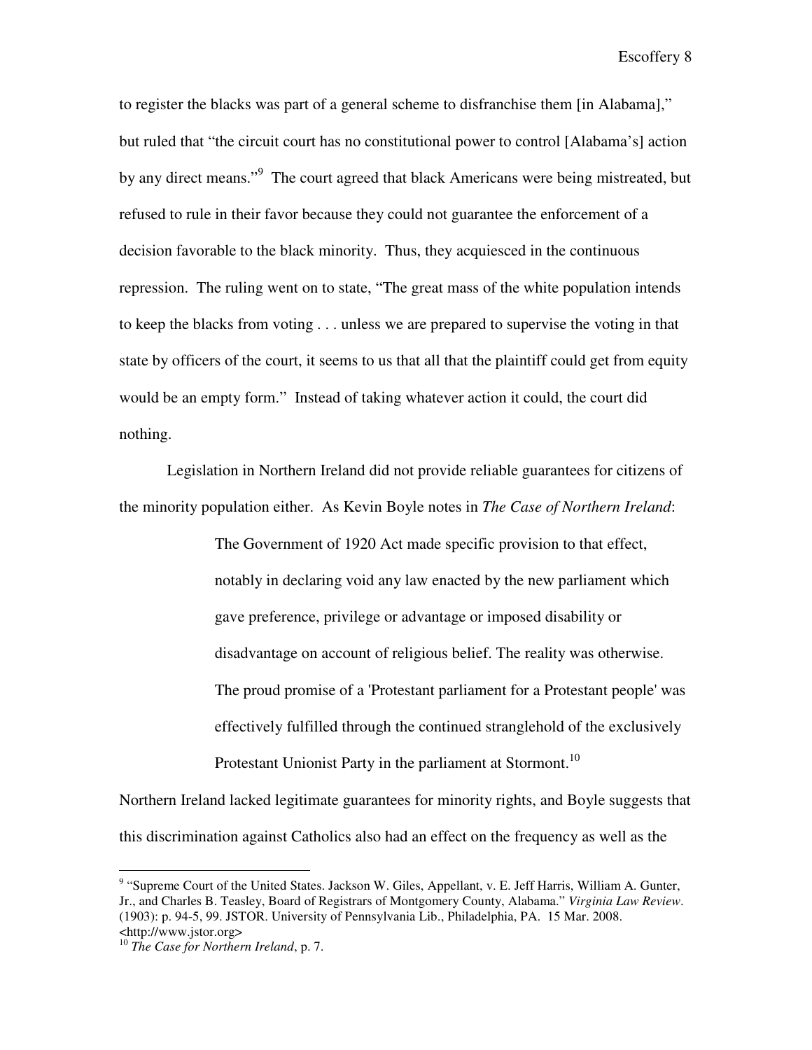to register the blacks was part of a general scheme to disfranchise them [in Alabama]," but ruled that "the circuit court has no constitutional power to control [Alabama's] action by any direct means."[9] The court agreed that black Americans were being mistreated, but refused to rule in their favor because they could not guarantee the enforcement of a decision favorable to the black minority. Thus, they acquiesced in the continuous repression. The ruling went on to state, "The great mass of the white population intends to keep the blacks from voting . . . unless we are prepared to supervise the voting in that state by officers of the court, it seems to us that all that the plaintiff could get from equity would be an empty form." Instead of taking whatever action it could, the court did nothing.

Legislation in Northern Ireland did not provide reliable guarantees for citizens of the minority population either. As Kevin Boyle notes in *The Case of Northern Ireland*:

> The Government of 1920 Act made specific provision to that effect, notably in declaring void any law enacted by the new parliament which gave preference, privilege or advantage or imposed disability or disadvantage on account of religious belief. The reality was otherwise. The proud promise of a 'Protestant parliament for a Protestant people' was effectively fulfilled through the continued stranglehold of the exclusively Protestant Unionist Party in the parliament at Stormont.[10]

Northern Ireland lacked legitimate guarantees for minority rights, and Boyle suggests that this discrimination against Catholics also had an effect on the frequency as well as the

---

[9] "Supreme Court of the United States. Jackson W. Giles, Appellant, v. E. Jeff Harris, William A. Gunter, Jr., and Charles B. Teasley, Board of Registrars of Montgomery County, Alabama." *Virginia Law Review*. (1903): p. 94-5, 99. JSTOR. University of Pennsylvania Lib., Philadelphia, PA. 15 Mar. 2008. <http://www.jstor.org>

[10] *The Case for Northern Ireland*, p. 7.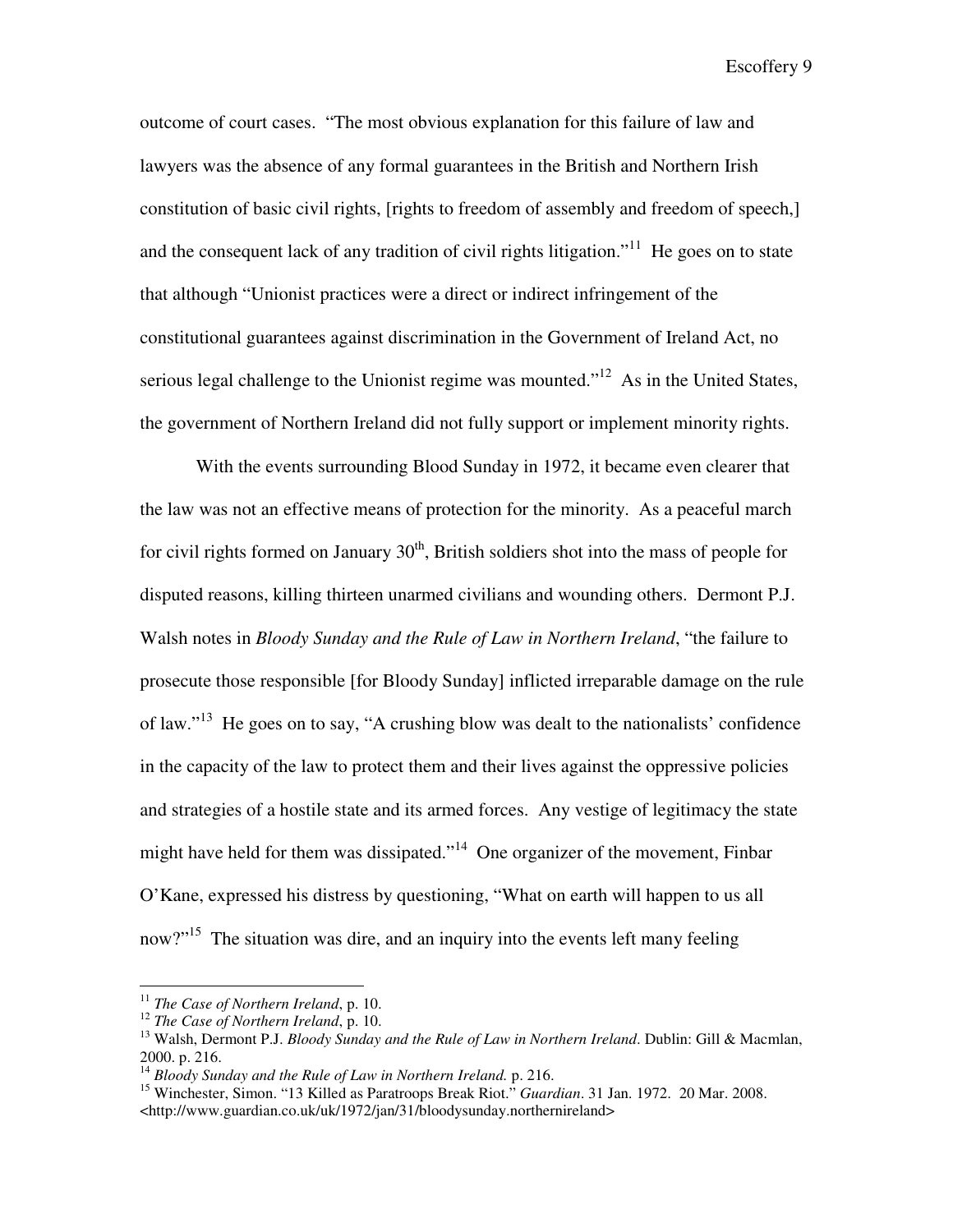outcome of court cases. "The most obvious explanation for this failure of law and lawyers was the absence of any formal guarantees in the British and Northern Irish constitution of basic civil rights, [rights to freedom of assembly and freedom of speech,] and the consequent lack of any tradition of civil rights litigation."[11] He goes on to state that although "Unionist practices were a direct or indirect infringement of the constitutional guarantees against discrimination in the Government of Ireland Act, no serious legal challenge to the Unionist regime was mounted."[12] As in the United States, the government of Northern Ireland did not fully support or implement minority rights.

With the events surrounding Blood Sunday in 1972, it became even clearer that the law was not an effective means of protection for the minority. As a peaceful march for civil rights formed on January 30th, British soldiers shot into the mass of people for disputed reasons, killing thirteen unarmed civilians and wounding others. Dermont P.J. Walsh notes in *Bloody Sunday and the Rule of Law in Northern Ireland*, "the failure to prosecute those responsible [for Bloody Sunday] inflicted irreparable damage on the rule of law."[13] He goes on to say, "A crushing blow was dealt to the nationalists' confidence in the capacity of the law to protect them and their lives against the oppressive policies and strategies of a hostile state and its armed forces. Any vestige of legitimacy the state might have held for them was dissipated."[14] One organizer of the movement, Finbar O'Kane, expressed his distress by questioning, "What on earth will happen to us all now?"[15] The situation was dire, and an inquiry into the events left many feeling

---

[11] *The Case of Northern Ireland*, p. 10.

[12] *The Case of Northern Ireland*, p. 10.

[13] Walsh, Dermont P.J. *Bloody Sunday and the Rule of Law in Northern Ireland*. Dublin: Gill & Macmlan, 2000. p. 216.

[14] *Bloody Sunday and the Rule of Law in Northern Ireland.* p. 216.

[15] Winchester, Simon. "13 Killed as Paratroops Break Riot." *Guardian*. 31 Jan. 1972. 20 Mar. 2008. <http://www.guardian.co.uk/uk/1972/jan/31/bloodysunday.northernireland>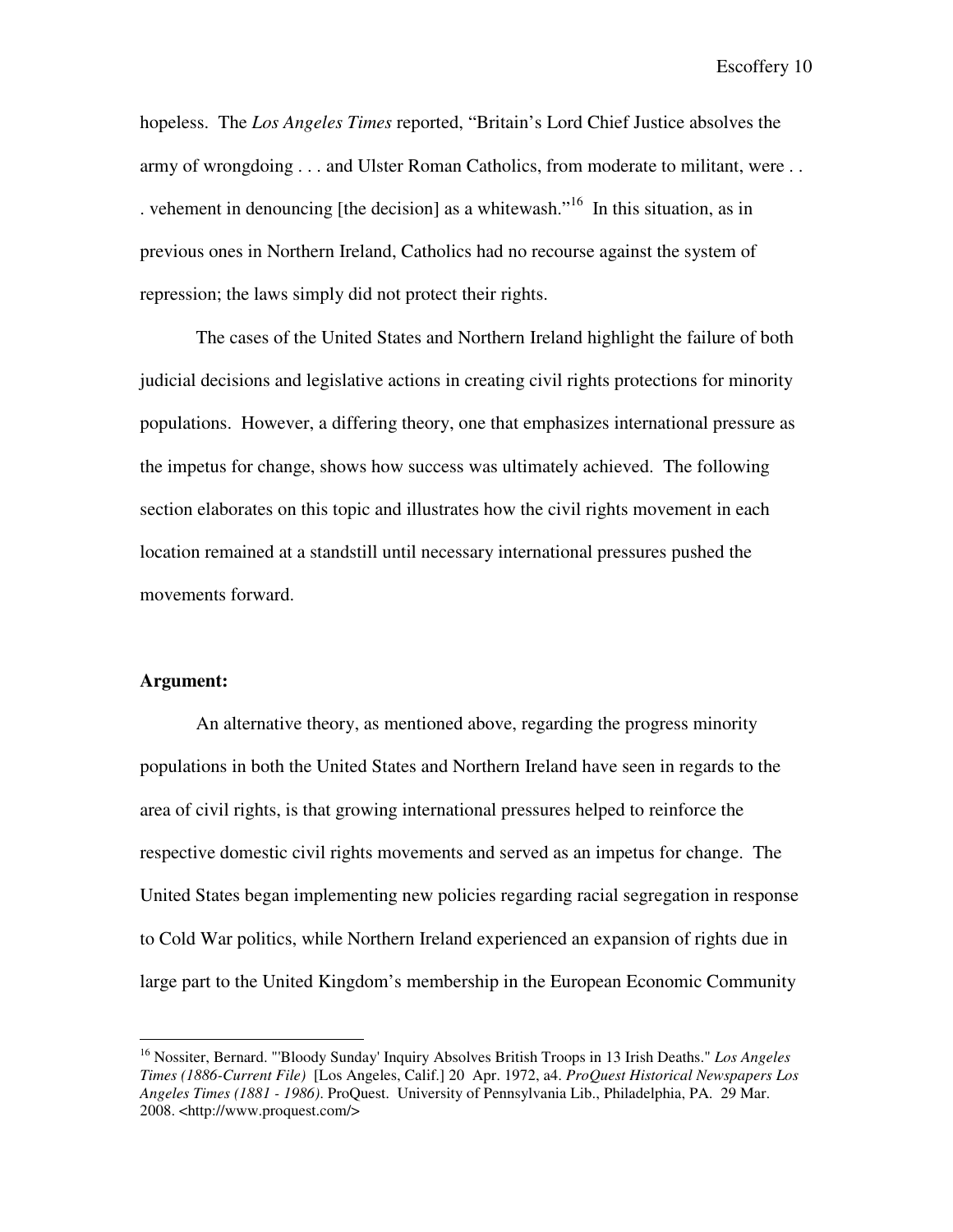hopeless. The *Los Angeles Times* reported, "Britain's Lord Chief Justice absolves the army of wrongdoing . . . and Ulster Roman Catholics, from moderate to militant, were . . . vehement in denouncing [the decision] as a whitewash."[16] In this situation, as in previous ones in Northern Ireland, Catholics had no recourse against the system of repression; the laws simply did not protect their rights.

The cases of the United States and Northern Ireland highlight the failure of both judicial decisions and legislative actions in creating civil rights protections for minority populations. However, a differing theory, one that emphasizes international pressure as the impetus for change, shows how success was ultimately achieved. The following section elaborates on this topic and illustrates how the civil rights movement in each location remained at a standstill until necessary international pressures pushed the movements forward.

**Argument:**

An alternative theory, as mentioned above, regarding the progress minority populations in both the United States and Northern Ireland have seen in regards to the area of civil rights, is that growing international pressures helped to reinforce the respective domestic civil rights movements and served as an impetus for change. The United States began implementing new policies regarding racial segregation in response to Cold War politics, while Northern Ireland experienced an expansion of rights due in large part to the United Kingdom's membership in the European Economic Community

---

[16] Nossiter, Bernard. "'Bloody Sunday' Inquiry Absolves British Troops in 13 Irish Deaths." *Los Angeles Times (1886-Current File)* [Los Angeles, Calif.] 20 Apr. 1972, a4. *ProQuest Historical Newspapers Los Angeles Times (1881 - 1986)*. ProQuest. University of Pennsylvania Lib., Philadelphia, PA. 29 Mar. 2008. <http://www.proquest.com/>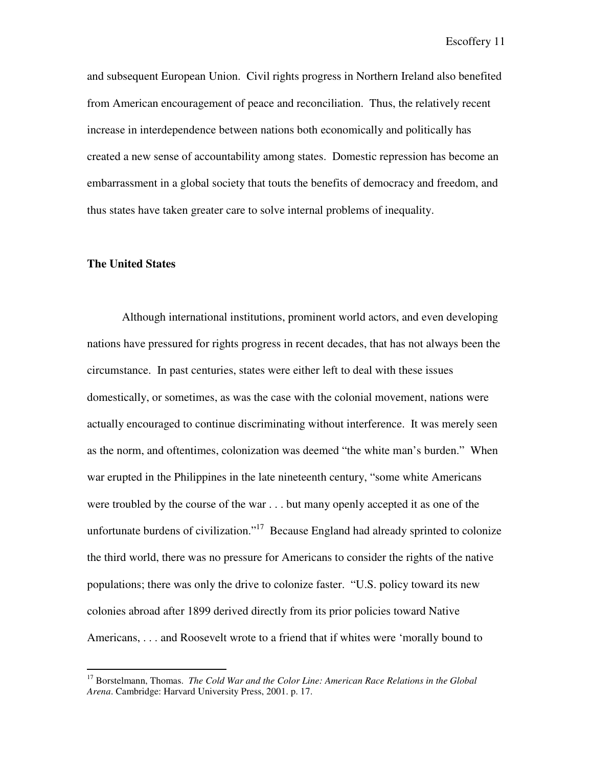and subsequent European Union. Civil rights progress in Northern Ireland also benefited from American encouragement of peace and reconciliation. Thus, the relatively recent increase in interdependence between nations both economically and politically has created a new sense of accountability among states. Domestic repression has become an embarrassment in a global society that touts the benefits of democracy and freedom, and thus states have taken greater care to solve internal problems of inequality.

**The United States**

Although international institutions, prominent world actors, and even developing nations have pressured for rights progress in recent decades, that has not always been the circumstance. In past centuries, states were either left to deal with these issues domestically, or sometimes, as was the case with the colonial movement, nations were actually encouraged to continue discriminating without interference. It was merely seen as the norm, and oftentimes, colonization was deemed "the white man's burden." When war erupted in the Philippines in the late nineteenth century, "some white Americans were troubled by the course of the war . . . but many openly accepted it as one of the unfortunate burdens of civilization."[17] Because England had already sprinted to colonize the third world, there was no pressure for Americans to consider the rights of the native populations; there was only the drive to colonize faster. "U.S. policy toward its new colonies abroad after 1899 derived directly from its prior policies toward Native Americans, . . . and Roosevelt wrote to a friend that if whites were 'morally bound to

[17] Borstelmann, Thomas. *The Cold War and the Color Line: American Race Relations in the Global Arena*. Cambridge: Harvard University Press, 2001. p. 17.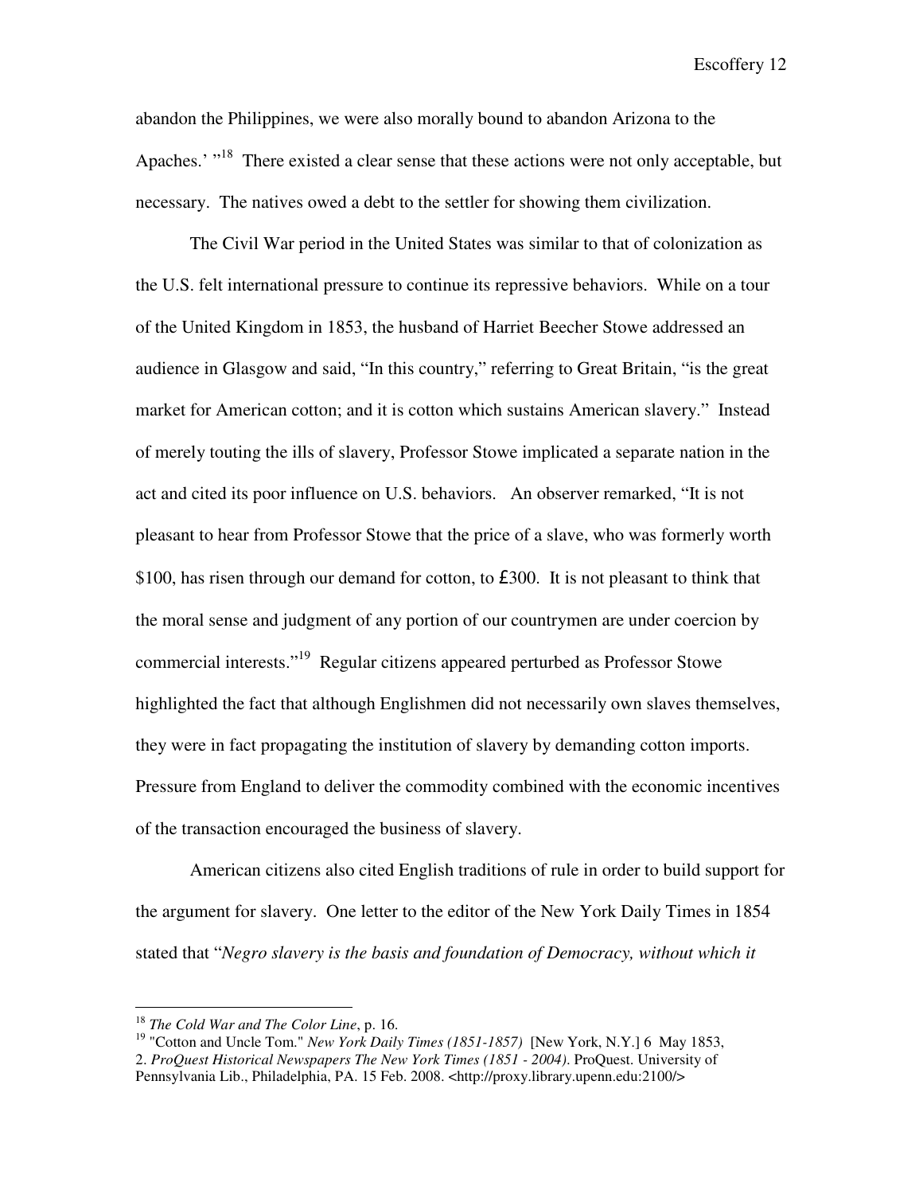abandon the Philippines, we were also morally bound to abandon Arizona to the Apaches.' "[18] There existed a clear sense that these actions were not only acceptable, but necessary. The natives owed a debt to the settler for showing them civilization.

The Civil War period in the United States was similar to that of colonization as the U.S. felt international pressure to continue its repressive behaviors. While on a tour of the United Kingdom in 1853, the husband of Harriet Beecher Stowe addressed an audience in Glasgow and said, "In this country," referring to Great Britain, "is the great market for American cotton; and it is cotton which sustains American slavery." Instead of merely touting the ills of slavery, Professor Stowe implicated a separate nation in the act and cited its poor influence on U.S. behaviors. An observer remarked, "It is not pleasant to hear from Professor Stowe that the price of a slave, who was formerly worth $100, has risen through our demand for cotton, to £300. It is not pleasant to think that the moral sense and judgment of any portion of our countrymen are under coercion by commercial interests."[19] Regular citizens appeared perturbed as Professor Stowe highlighted the fact that although Englishmen did not necessarily own slaves themselves, they were in fact propagating the institution of slavery by demanding cotton imports. Pressure from England to deliver the commodity combined with the economic incentives of the transaction encouraged the business of slavery.

American citizens also cited English traditions of rule in order to build support for the argument for slavery. One letter to the editor of the New York Daily Times in 1854 stated that "*Negro slavery is the basis and foundation of Democracy, without which it*

---

[18] *The Cold War and The Color Line*, p. 16.

[19] "Cotton and Uncle Tom." *New York Daily Times (1851-1857)* [New York, N.Y.] 6 May 1853, 2. *ProQuest Historical Newspapers The New York Times (1851 - 2004)*. ProQuest. University of Pennsylvania Lib., Philadelphia, PA. 15 Feb. 2008. <http://proxy.library.upenn.edu:2100/>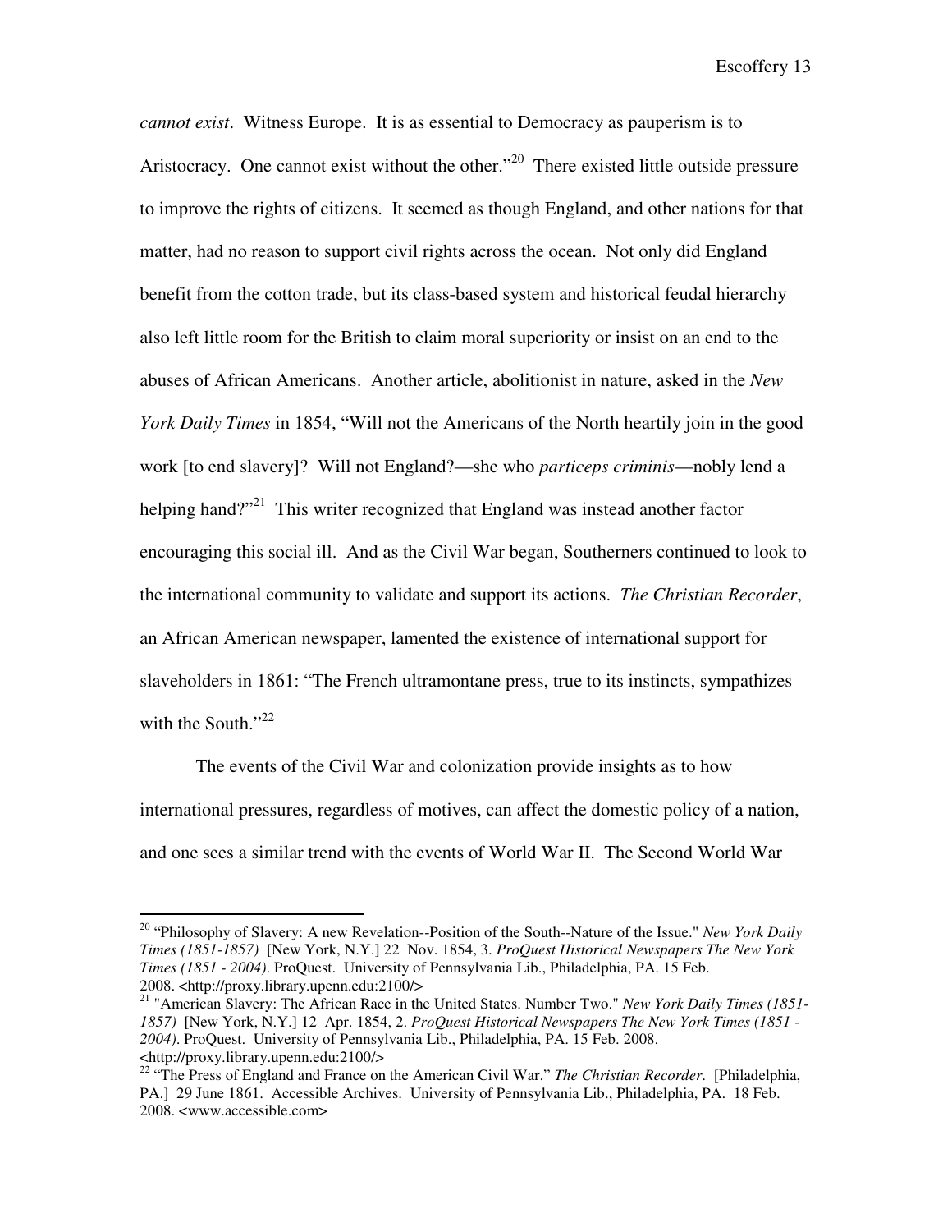*cannot exist*. Witness Europe. It is as essential to Democracy as pauperism is to Aristocracy. One cannot exist without the other."[20] There existed little outside pressure to improve the rights of citizens. It seemed as though England, and other nations for that matter, had no reason to support civil rights across the ocean. Not only did England benefit from the cotton trade, but its class-based system and historical feudal hierarchy also left little room for the British to claim moral superiority or insist on an end to the abuses of African Americans. Another article, abolitionist in nature, asked in the *New York Daily Times* in 1854, "Will not the Americans of the North heartily join in the good work [to end slavery]? Will not England?—she who *particeps criminis*—nobly lend a helping hand?"[21] This writer recognized that England was instead another factor encouraging this social ill. And as the Civil War began, Southerners continued to look to the international community to validate and support its actions. *The Christian Recorder*, an African American newspaper, lamented the existence of international support for slaveholders in 1861: "The French ultramontane press, true to its instincts, sympathizes with the South."[22]

The events of the Civil War and colonization provide insights as to how international pressures, regardless of motives, can affect the domestic policy of a nation, and one sees a similar trend with the events of World War II. The Second World War

---

[20] "Philosophy of Slavery: A new Revelation--Position of the South--Nature of the Issue." *New York Daily Times (1851-1857)* [New York, N.Y.] 22 Nov. 1854, 3. *ProQuest Historical Newspapers The New York Times (1851 - 2004)*. ProQuest. University of Pennsylvania Lib., Philadelphia, PA. 15 Feb. 2008. <http://proxy.library.upenn.edu:2100/>

[21] "American Slavery: The African Race in the United States. Number Two." *New York Daily Times (1851-1857)* [New York, N.Y.] 12 Apr. 1854, 2. *ProQuest Historical Newspapers The New York Times (1851 - 2004)*. ProQuest. University of Pennsylvania Lib., Philadelphia, PA. 15 Feb. 2008. <http://proxy.library.upenn.edu:2100/>

[22] "The Press of England and France on the American Civil War." *The Christian Recorder*. [Philadelphia, PA.] 29 June 1861. Accessible Archives. University of Pennsylvania Lib., Philadelphia, PA. 18 Feb. 2008. <www.accessible.com>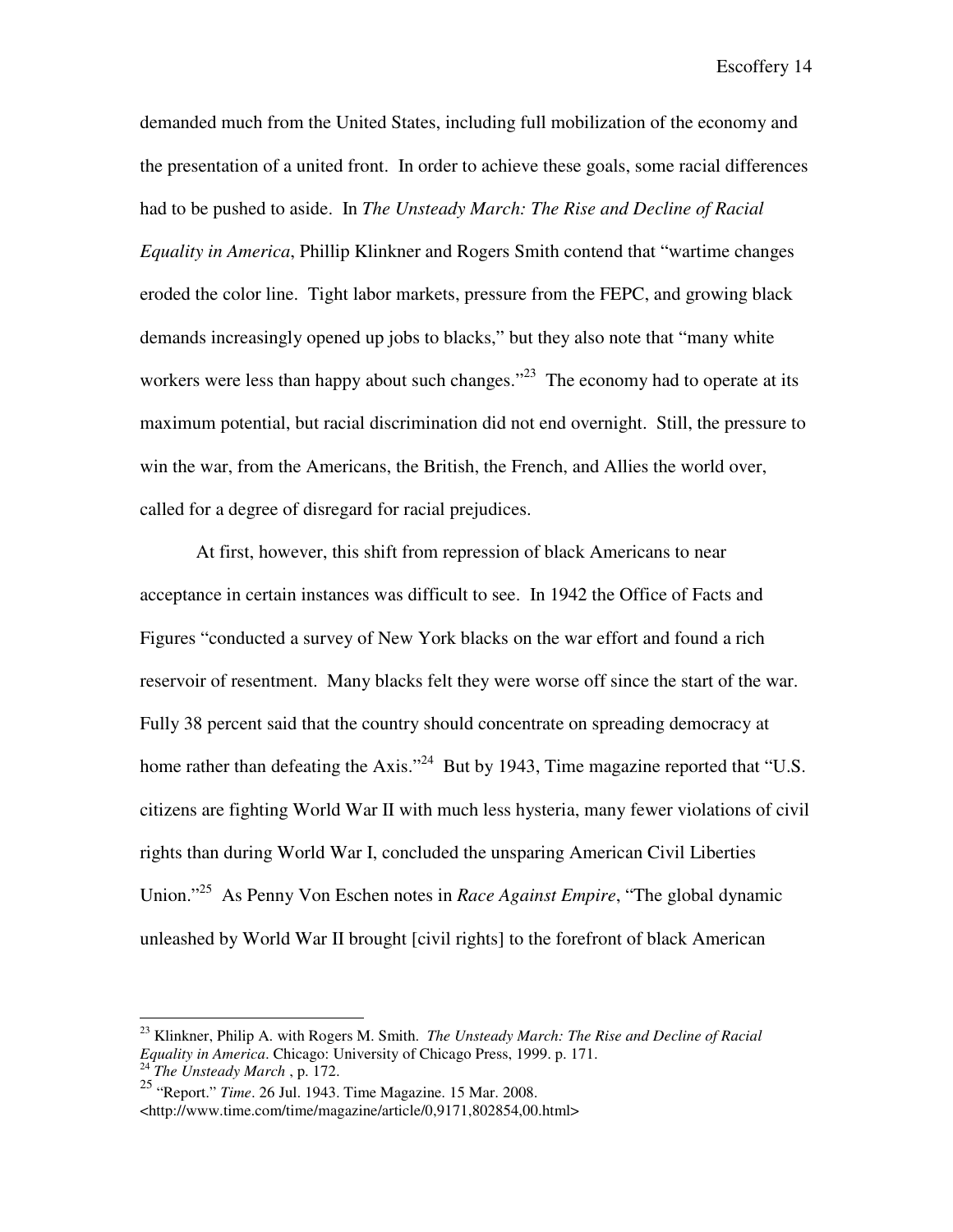demanded much from the United States, including full mobilization of the economy and the presentation of a united front. In order to achieve these goals, some racial differences had to be pushed to aside. In *The Unsteady March: The Rise and Decline of Racial Equality in America*, Phillip Klinkner and Rogers Smith contend that "wartime changes eroded the color line. Tight labor markets, pressure from the FEPC, and growing black demands increasingly opened up jobs to blacks," but they also note that "many white workers were less than happy about such changes."[23] The economy had to operate at its maximum potential, but racial discrimination did not end overnight. Still, the pressure to win the war, from the Americans, the British, the French, and Allies the world over, called for a degree of disregard for racial prejudices.

At first, however, this shift from repression of black Americans to near acceptance in certain instances was difficult to see. In 1942 the Office of Facts and Figures "conducted a survey of New York blacks on the war effort and found a rich reservoir of resentment. Many blacks felt they were worse off since the start of the war. Fully 38 percent said that the country should concentrate on spreading democracy at home rather than defeating the Axis."[24] But by 1943, Time magazine reported that "U.S. citizens are fighting World War II with much less hysteria, many fewer violations of civil rights than during World War I, concluded the unsparing American Civil Liberties Union."[25] As Penny Von Eschen notes in *Race Against Empire*, "The global dynamic unleashed by World War II brought [civil rights] to the forefront of black American

---

[23] Klinkner, Philip A. with Rogers M. Smith. *The Unsteady March: The Rise and Decline of Racial Equality in America*. Chicago: University of Chicago Press, 1999. p. 171.

[24] *The Unsteady March* , p. 172.

[25] "Report." *Time*. 26 Jul. 1943. Time Magazine. 15 Mar. 2008. <http://www.time.com/time/magazine/article/0,9171,802854,00.html>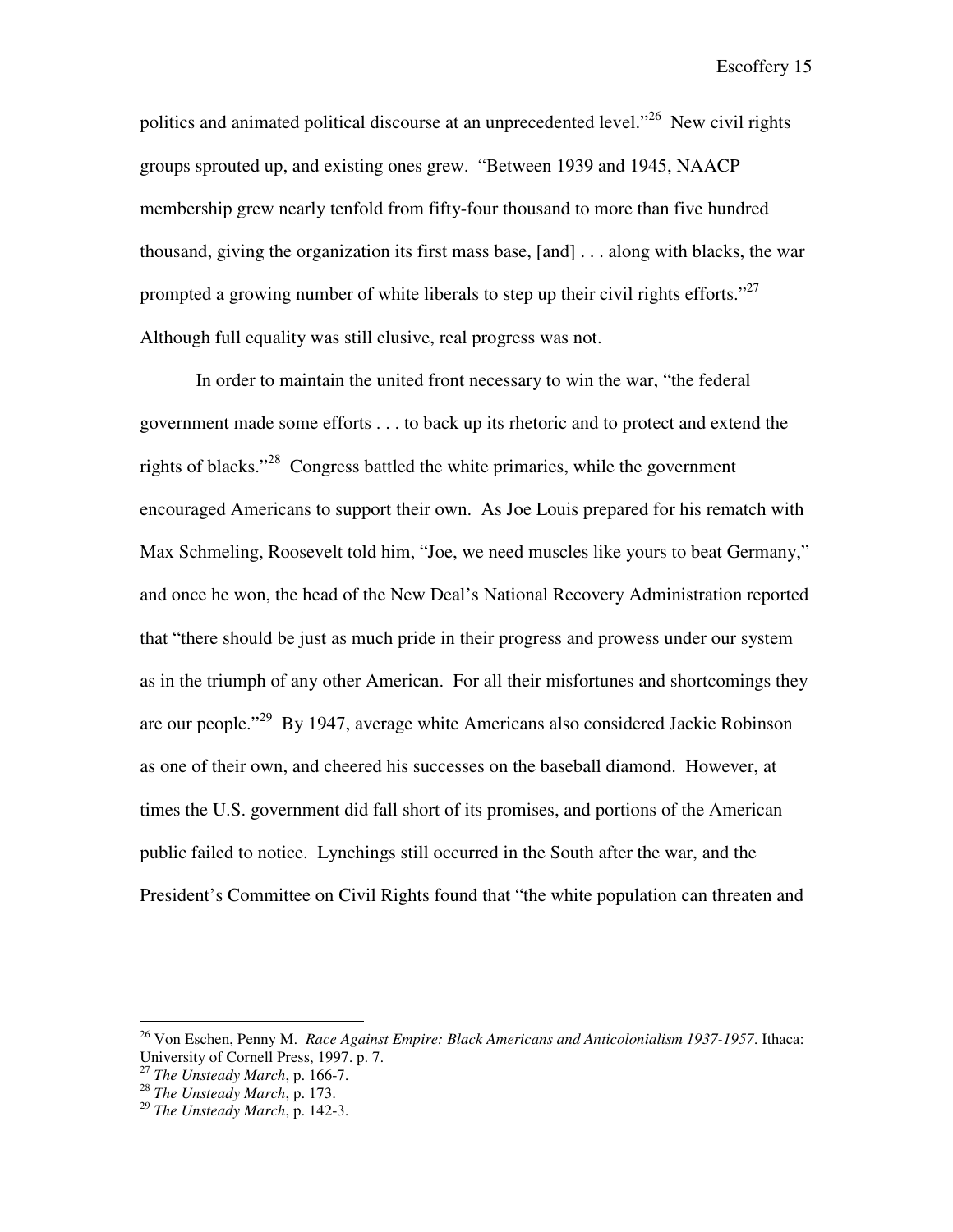politics and animated political discourse at an unprecedented level."[26] New civil rights groups sprouted up, and existing ones grew. "Between 1939 and 1945, NAACP membership grew nearly tenfold from fifty-four thousand to more than five hundred thousand, giving the organization its first mass base, [and] . . . along with blacks, the war prompted a growing number of white liberals to step up their civil rights efforts."[27] Although full equality was still elusive, real progress was not.

In order to maintain the united front necessary to win the war, "the federal government made some efforts . . . to back up its rhetoric and to protect and extend the rights of blacks."[28] Congress battled the white primaries, while the government encouraged Americans to support their own. As Joe Louis prepared for his rematch with Max Schmeling, Roosevelt told him, "Joe, we need muscles like yours to beat Germany," and once he won, the head of the New Deal's National Recovery Administration reported that "there should be just as much pride in their progress and prowess under our system as in the triumph of any other American. For all their misfortunes and shortcomings they are our people."[29] By 1947, average white Americans also considered Jackie Robinson as one of their own, and cheered his successes on the baseball diamond. However, at times the U.S. government did fall short of its promises, and portions of the American public failed to notice. Lynchings still occurred in the South after the war, and the President's Committee on Civil Rights found that "the white population can threaten and

---

[26] Von Eschen, Penny M. *Race Against Empire: Black Americans and Anticolonialism 1937-1957*. Ithaca: University of Cornell Press, 1997. p. 7.

[27] *The Unsteady March*, p. 166-7.

[28] *The Unsteady March*, p. 173.

[29] *The Unsteady March*, p. 142-3.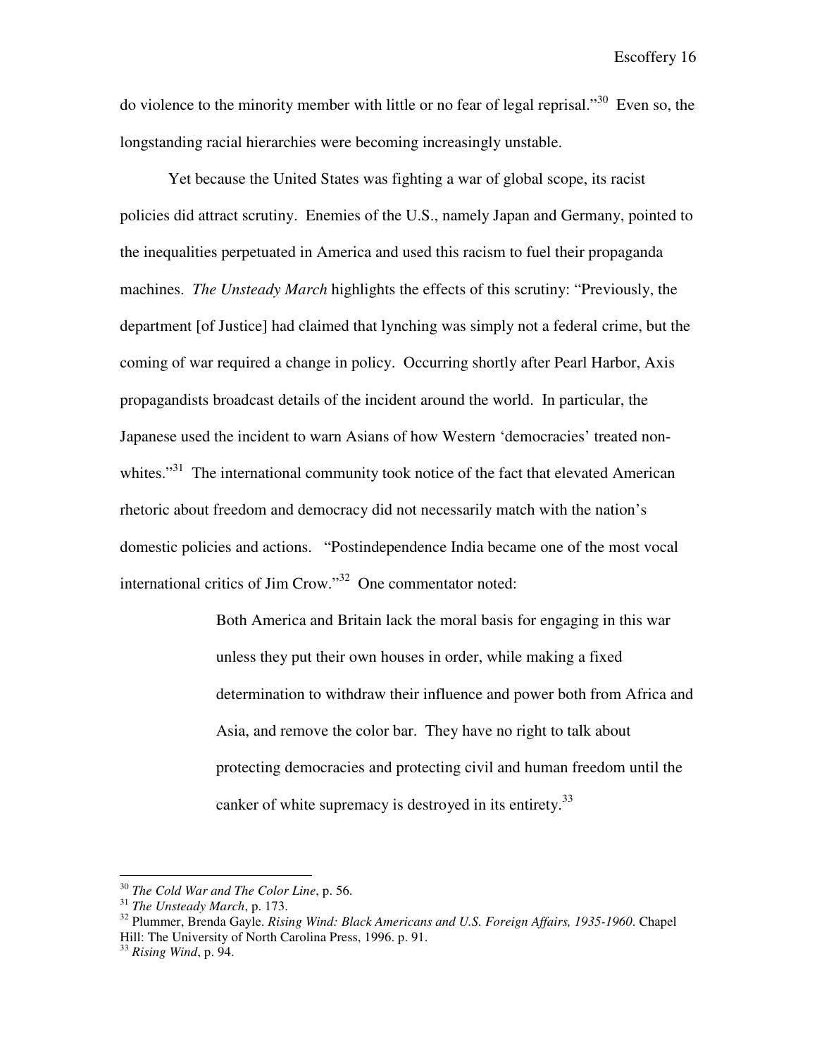do violence to the minority member with little or no fear of legal reprisal."[30] Even so, the longstanding racial hierarchies were becoming increasingly unstable.

Yet because the United States was fighting a war of global scope, its racist policies did attract scrutiny. Enemies of the U.S., namely Japan and Germany, pointed to the inequalities perpetuated in America and used this racism to fuel their propaganda machines. *The Unsteady March* highlights the effects of this scrutiny: "Previously, the department [of Justice] had claimed that lynching was simply not a federal crime, but the coming of war required a change in policy. Occurring shortly after Pearl Harbor, Axis propagandists broadcast details of the incident around the world. In particular, the Japanese used the incident to warn Asians of how Western 'democracies' treated non-whites."[31] The international community took notice of the fact that elevated American rhetoric about freedom and democracy did not necessarily match with the nation's domestic policies and actions. "Postindependence India became one of the most vocal international critics of Jim Crow."[32] One commentator noted:

> Both America and Britain lack the moral basis for engaging in this war unless they put their own houses in order, while making a fixed determination to withdraw their influence and power both from Africa and Asia, and remove the color bar. They have no right to talk about protecting democracies and protecting civil and human freedom until the canker of white supremacy is destroyed in its entirety.[33]

---

[30] *The Cold War and The Color Line*, p. 56.

[31] *The Unsteady March*, p. 173.

[32] Plummer, Brenda Gayle. *Rising Wind: Black Americans and U.S. Foreign Affairs, 1935-1960*. Chapel Hill: The University of North Carolina Press, 1996. p. 91.

[33] *Rising Wind*, p. 94.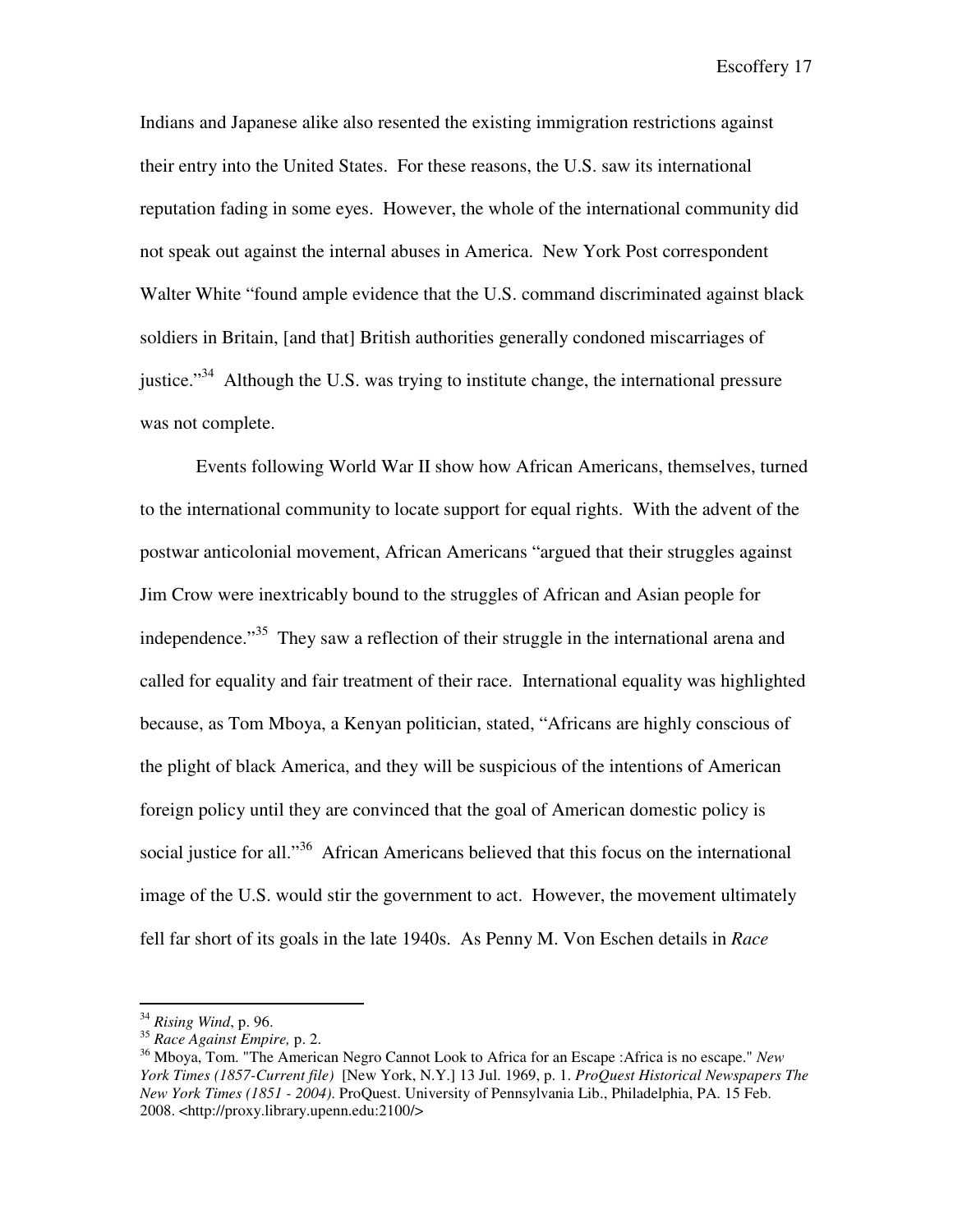Indians and Japanese alike also resented the existing immigration restrictions against their entry into the United States. For these reasons, the U.S. saw its international reputation fading in some eyes. However, the whole of the international community did not speak out against the internal abuses in America. New York Post correspondent Walter White "found ample evidence that the U.S. command discriminated against black soldiers in Britain, [and that] British authorities generally condoned miscarriages of justice."[34] Although the U.S. was trying to institute change, the international pressure was not complete.

Events following World War II show how African Americans, themselves, turned to the international community to locate support for equal rights. With the advent of the postwar anticolonial movement, African Americans "argued that their struggles against Jim Crow were inextricably bound to the struggles of African and Asian people for independence."[35] They saw a reflection of their struggle in the international arena and called for equality and fair treatment of their race. International equality was highlighted because, as Tom Mboya, a Kenyan politician, stated, "Africans are highly conscious of the plight of black America, and they will be suspicious of the intentions of American foreign policy until they are convinced that the goal of American domestic policy is social justice for all."[36] African Americans believed that this focus on the international image of the U.S. would stir the government to act. However, the movement ultimately fell far short of its goals in the late 1940s. As Penny M. Von Eschen details in *Race*

---

[34] *Rising Wind*, p. 96.

[35] *Race Against Empire,* p. 2.

[36] Mboya, Tom. "The American Negro Cannot Look to Africa for an Escape :Africa is no escape." *New York Times (1857-Current file)* [New York, N.Y.] 13 Jul. 1969, p. 1. *ProQuest Historical Newspapers The New York Times (1851 - 2004)*. ProQuest. University of Pennsylvania Lib., Philadelphia, PA. 15 Feb. 2008. <http://proxy.library.upenn.edu:2100/>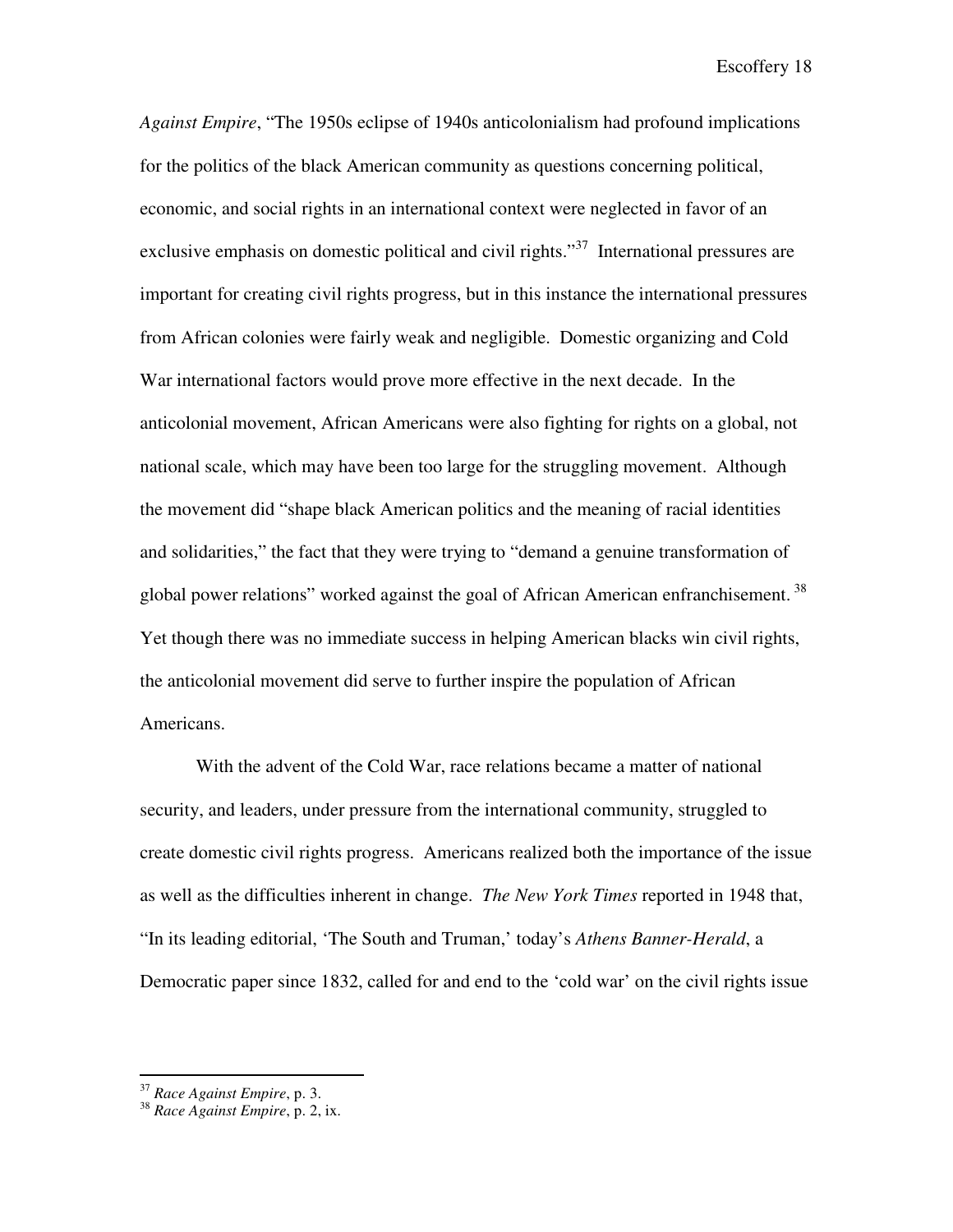*Against Empire*, "The 1950s eclipse of 1940s anticolonialism had profound implications for the politics of the black American community as questions concerning political, economic, and social rights in an international context were neglected in favor of an exclusive emphasis on domestic political and civil rights."[37] International pressures are important for creating civil rights progress, but in this instance the international pressures from African colonies were fairly weak and negligible. Domestic organizing and Cold War international factors would prove more effective in the next decade. In the anticolonial movement, African Americans were also fighting for rights on a global, not national scale, which may have been too large for the struggling movement. Although the movement did "shape black American politics and the meaning of racial identities and solidarities," the fact that they were trying to "demand a genuine transformation of global power relations" worked against the goal of African American enfranchisement.[38] Yet though there was no immediate success in helping American blacks win civil rights, the anticolonial movement did serve to further inspire the population of African Americans.

With the advent of the Cold War, race relations became a matter of national security, and leaders, under pressure from the international community, struggled to create domestic civil rights progress. Americans realized both the importance of the issue as well as the difficulties inherent in change. *The New York Times* reported in 1948 that, "In its leading editorial, 'The South and Truman,' today's *Athens Banner-Herald*, a Democratic paper since 1832, called for and end to the 'cold war' on the civil rights issue

---

[37] *Race Against Empire*, p. 3.

[38] *Race Against Empire*, p. 2, ix.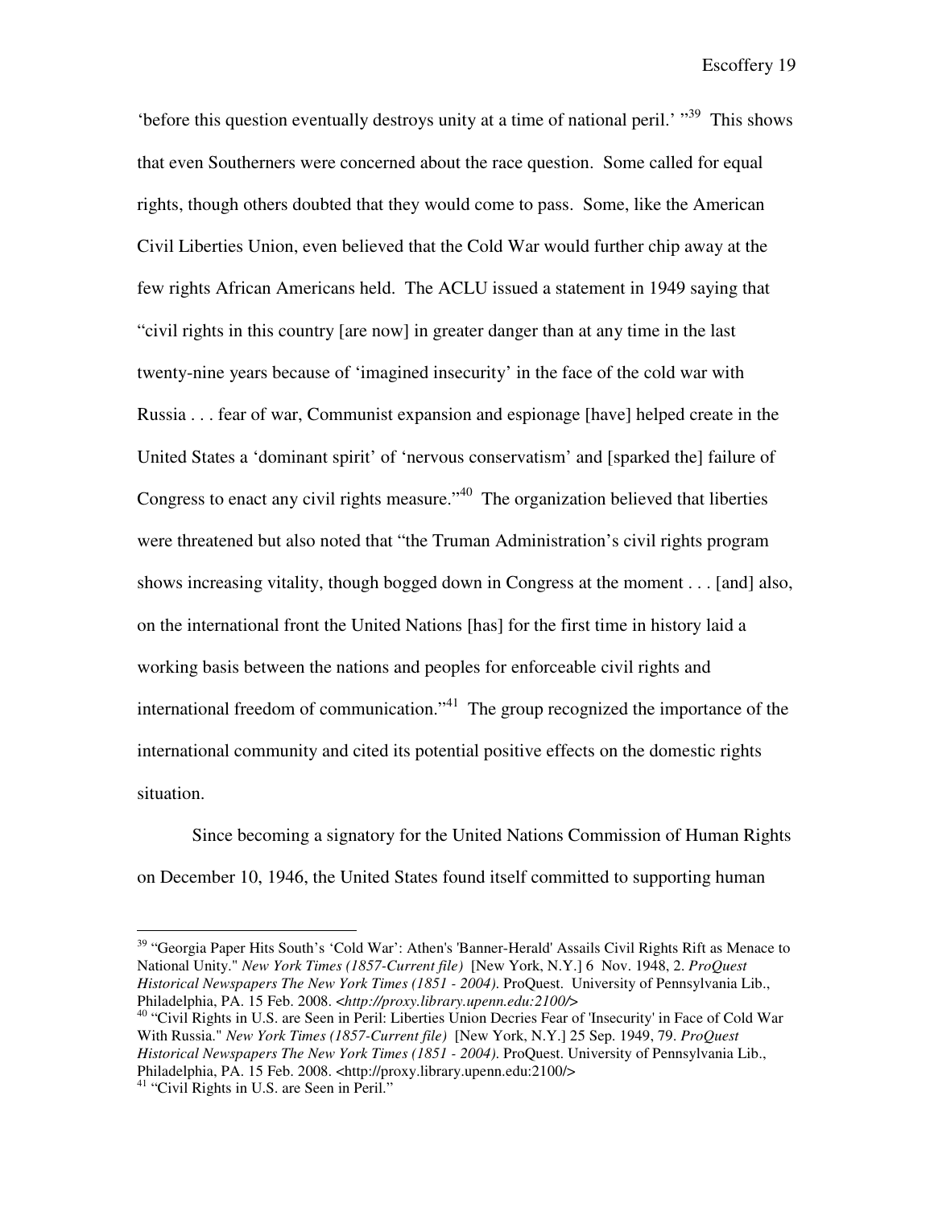'before this question eventually destroys unity at a time of national peril.' "[39] This shows that even Southerners were concerned about the race question. Some called for equal rights, though others doubted that they would come to pass. Some, like the American Civil Liberties Union, even believed that the Cold War would further chip away at the few rights African Americans held. The ACLU issued a statement in 1949 saying that "civil rights in this country [are now] in greater danger than at any time in the last twenty-nine years because of 'imagined insecurity' in the face of the cold war with Russia . . . fear of war, Communist expansion and espionage [have] helped create in the United States a 'dominant spirit' of 'nervous conservatism' and [sparked the] failure of Congress to enact any civil rights measure."[40] The organization believed that liberties were threatened but also noted that "the Truman Administration's civil rights program shows increasing vitality, though bogged down in Congress at the moment . . . [and] also, on the international front the United Nations [has] for the first time in history laid a working basis between the nations and peoples for enforceable civil rights and international freedom of communication."[41] The group recognized the importance of the international community and cited its potential positive effects on the domestic rights situation.

Since becoming a signatory for the United Nations Commission of Human Rights on December 10, 1946, the United States found itself committed to supporting human

---

[39] "Georgia Paper Hits South's 'Cold War': Athen's 'Banner-Herald' Assails Civil Rights Rift as Menace to National Unity." *New York Times (1857-Current file)* [New York, N.Y.] 6 Nov. 1948, 2. *ProQuest Historical Newspapers The New York Times (1851 - 2004)*. ProQuest. University of Pennsylvania Lib., Philadelphia, PA. 15 Feb. 2008. <*http://proxy.library.upenn.edu:2100/*>

[40] "Civil Rights in U.S. are Seen in Peril: Liberties Union Decries Fear of 'Insecurity' in Face of Cold War With Russia." *New York Times (1857-Current file)* [New York, N.Y.] 25 Sep. 1949, 79. *ProQuest Historical Newspapers The New York Times (1851 - 2004)*. ProQuest. University of Pennsylvania Lib., Philadelphia, PA. 15 Feb. 2008. <http://proxy.library.upenn.edu:2100/>

[41] "Civil Rights in U.S. are Seen in Peril."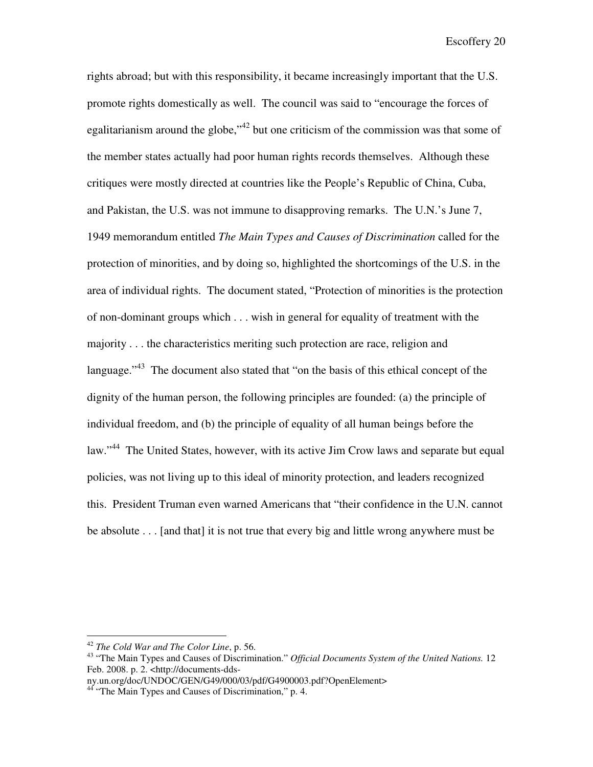rights abroad; but with this responsibility, it became increasingly important that the U.S. promote rights domestically as well. The council was said to "encourage the forces of egalitarianism around the globe,"[42] but one criticism of the commission was that some of the member states actually had poor human rights records themselves. Although these critiques were mostly directed at countries like the People's Republic of China, Cuba, and Pakistan, the U.S. was not immune to disapproving remarks. The U.N.'s June 7, 1949 memorandum entitled *The Main Types and Causes of Discrimination* called for the protection of minorities, and by doing so, highlighted the shortcomings of the U.S. in the area of individual rights. The document stated, "Protection of minorities is the protection of non-dominant groups which . . . wish in general for equality of treatment with the majority . . . the characteristics meriting such protection are race, religion and language."[43] The document also stated that "on the basis of this ethical concept of the dignity of the human person, the following principles are founded: (a) the principle of individual freedom, and (b) the principle of equality of all human beings before the law."[44] The United States, however, with its active Jim Crow laws and separate but equal policies, was not living up to this ideal of minority protection, and leaders recognized this. President Truman even warned Americans that "their confidence in the U.N. cannot be absolute . . . [and that] it is not true that every big and little wrong anywhere must be

---

[42] *The Cold War and The Color Line*, p. 56.

[43] "The Main Types and Causes of Discrimination." *Official Documents System of the United Nations.* 12 Feb. 2008. p. 2. <http://documents-dds-ny.un.org/doc/UNDOC/GEN/G49/000/03/pdf/G4900003.pdf?OpenElement>

[44] "The Main Types and Causes of Discrimination," p. 4.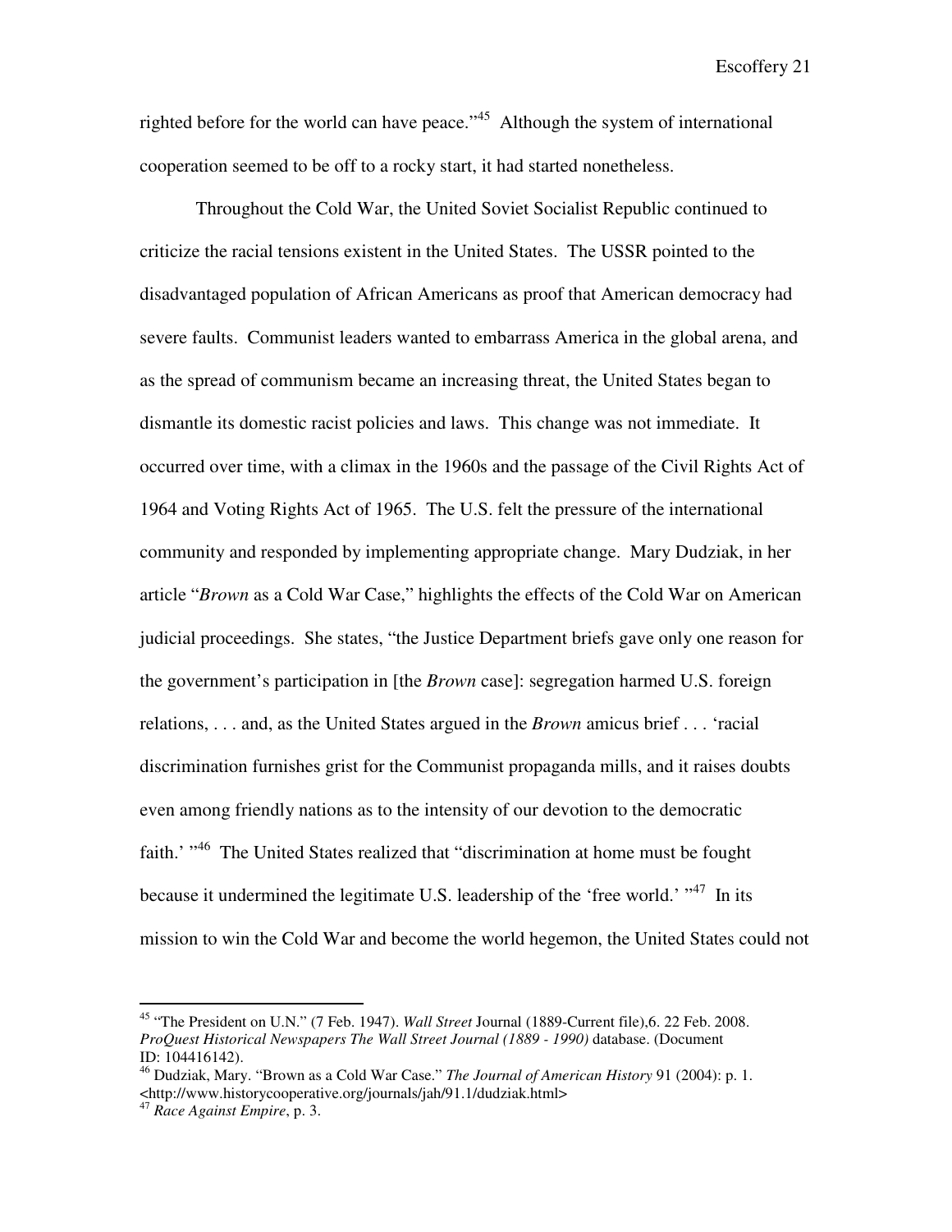righted before for the world can have peace."[45] Although the system of international cooperation seemed to be off to a rocky start, it had started nonetheless.

Throughout the Cold War, the United Soviet Socialist Republic continued to criticize the racial tensions existent in the United States. The USSR pointed to the disadvantaged population of African Americans as proof that American democracy had severe faults. Communist leaders wanted to embarrass America in the global arena, and as the spread of communism became an increasing threat, the United States began to dismantle its domestic racist policies and laws. This change was not immediate. It occurred over time, with a climax in the 1960s and the passage of the Civil Rights Act of 1964 and Voting Rights Act of 1965. The U.S. felt the pressure of the international community and responded by implementing appropriate change. Mary Dudziak, in her article "*Brown* as a Cold War Case," highlights the effects of the Cold War on American judicial proceedings. She states, "the Justice Department briefs gave only one reason for the government's participation in [the *Brown* case]: segregation harmed U.S. foreign relations, . . . and, as the United States argued in the *Brown* amicus brief . . . 'racial discrimination furnishes grist for the Communist propaganda mills, and it raises doubts even among friendly nations as to the intensity of our devotion to the democratic faith.' "[46] The United States realized that "discrimination at home must be fought because it undermined the legitimate U.S. leadership of the 'free world.' "[47] In its mission to win the Cold War and become the world hegemon, the United States could not

---

[45] "The President on U.N." (7 Feb. 1947). *Wall Street* Journal (1889-Current file),6. 22 Feb. 2008. *ProQuest Historical Newspapers The Wall Street Journal (1889 - 1990)* database. (Document ID: 104416142).

[46] Dudziak, Mary. "Brown as a Cold War Case." *The Journal of American History* 91 (2004): p. 1. <http://www.historycooperative.org/journals/jah/91.1/dudziak.html>

[47] *Race Against Empire*, p. 3.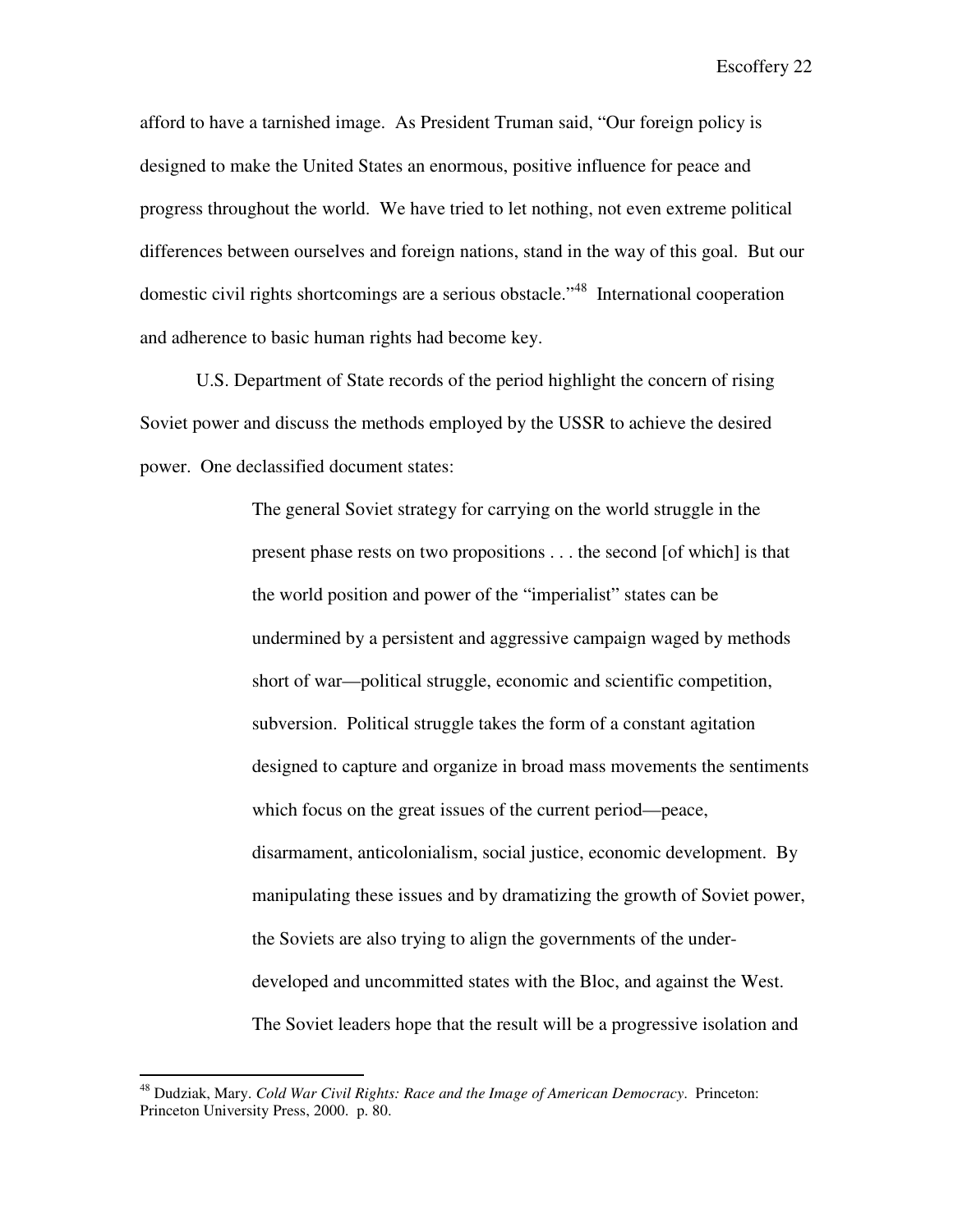afford to have a tarnished image. As President Truman said, "Our foreign policy is designed to make the United States an enormous, positive influence for peace and progress throughout the world. We have tried to let nothing, not even extreme political differences between ourselves and foreign nations, stand in the way of this goal. But our domestic civil rights shortcomings are a serious obstacle."[48] International cooperation and adherence to basic human rights had become key.

U.S. Department of State records of the period highlight the concern of rising Soviet power and discuss the methods employed by the USSR to achieve the desired power. One declassified document states:

> The general Soviet strategy for carrying on the world struggle in the present phase rests on two propositions . . . the second [of which] is that the world position and power of the "imperialist" states can be undermined by a persistent and aggressive campaign waged by methods short of war—political struggle, economic and scientific competition, subversion. Political struggle takes the form of a constant agitation designed to capture and organize in broad mass movements the sentiments which focus on the great issues of the current period—peace, disarmament, anticolonialism, social justice, economic development. By manipulating these issues and by dramatizing the growth of Soviet power, the Soviets are also trying to align the governments of the under-developed and uncommitted states with the Bloc, and against the West. The Soviet leaders hope that the result will be a progressive isolation and

---

[48] Dudziak, Mary. *Cold War Civil Rights: Race and the Image of American Democracy*. Princeton: Princeton University Press, 2000. p. 80.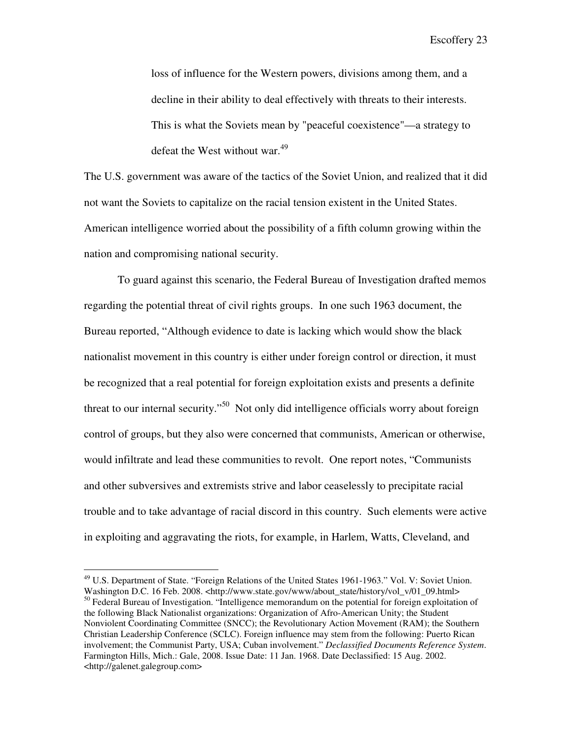> loss of influence for the Western powers, divisions among them, and a decline in their ability to deal effectively with threats to their interests. This is what the Soviets mean by "peaceful coexistence"—a strategy to defeat the West without war.[49]

The U.S. government was aware of the tactics of the Soviet Union, and realized that it did not want the Soviets to capitalize on the racial tension existent in the United States. American intelligence worried about the possibility of a fifth column growing within the nation and compromising national security.

To guard against this scenario, the Federal Bureau of Investigation drafted memos regarding the potential threat of civil rights groups. In one such 1963 document, the Bureau reported, "Although evidence to date is lacking which would show the black nationalist movement in this country is either under foreign control or direction, it must be recognized that a real potential for foreign exploitation exists and presents a definite threat to our internal security."[50] Not only did intelligence officials worry about foreign control of groups, but they also were concerned that communists, American or otherwise, would infiltrate and lead these communities to revolt. One report notes, "Communists and other subversives and extremists strive and labor ceaselessly to precipitate racial trouble and to take advantage of racial discord in this country. Such elements were active in exploiting and aggravating the riots, for example, in Harlem, Watts, Cleveland, and

---

[49] U.S. Department of State. "Foreign Relations of the United States 1961-1963." Vol. V: Soviet Union. Washington D.C. 16 Feb. 2008. <http://www.state.gov/www/about_state/history/vol_v/01_09.html>

[50] Federal Bureau of Investigation. "Intelligence memorandum on the potential for foreign exploitation of the following Black Nationalist organizations: Organization of Afro-American Unity; the Student Nonviolent Coordinating Committee (SNCC); the Revolutionary Action Movement (RAM); the Southern Christian Leadership Conference (SCLC). Foreign influence may stem from the following: Puerto Rican involvement; the Communist Party, USA; Cuban involvement." *Declassified Documents Reference System*. Farmington Hills, Mich.: Gale, 2008. Issue Date: 11 Jan. 1968. Date Declassified: 15 Aug. 2002. <http://galenet.galegroup.com>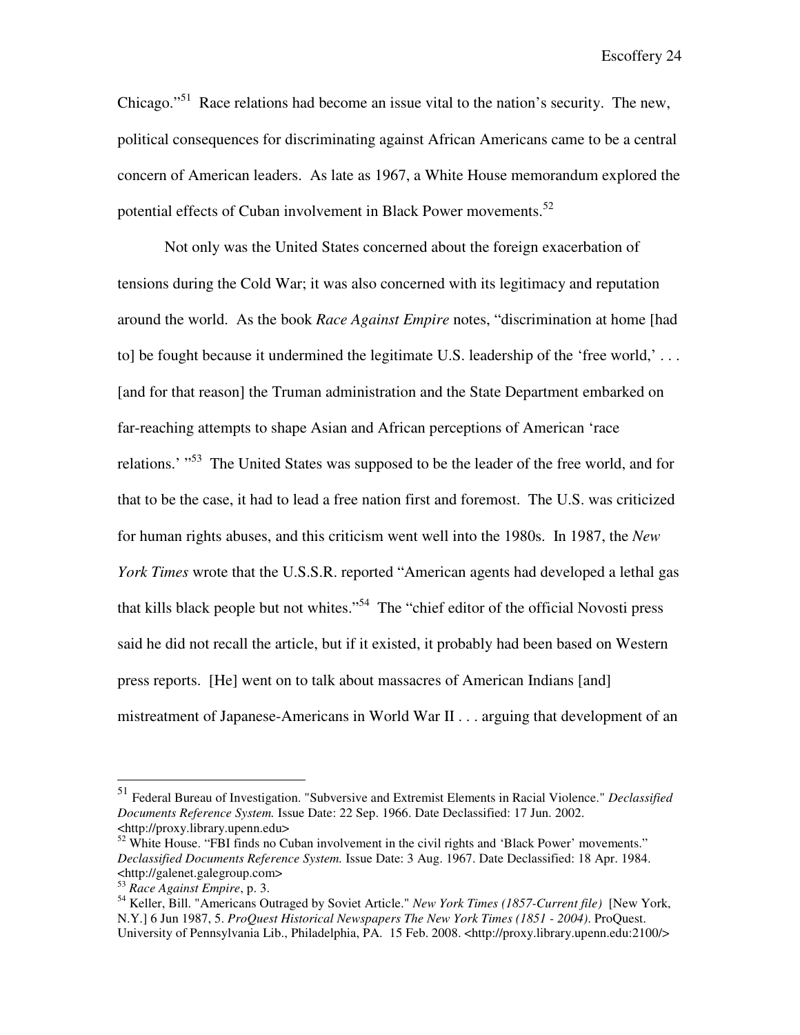Chicago."[51] Race relations had become an issue vital to the nation's security. The new, political consequences for discriminating against African Americans came to be a central concern of American leaders. As late as 1967, a White House memorandum explored the potential effects of Cuban involvement in Black Power movements.[52]

Not only was the United States concerned about the foreign exacerbation of tensions during the Cold War; it was also concerned with its legitimacy and reputation around the world. As the book *Race Against Empire* notes, "discrimination at home [had to] be fought because it undermined the legitimate U.S. leadership of the 'free world,' . . . [and for that reason] the Truman administration and the State Department embarked on far-reaching attempts to shape Asian and African perceptions of American 'race relations.' "[53] The United States was supposed to be the leader of the free world, and for that to be the case, it had to lead a free nation first and foremost. The U.S. was criticized for human rights abuses, and this criticism went well into the 1980s. In 1987, the *New York Times* wrote that the U.S.S.R. reported "American agents had developed a lethal gas that kills black people but not whites."[54] The "chief editor of the official Novosti press said he did not recall the article, but if it existed, it probably had been based on Western press reports. [He] went on to talk about massacres of American Indians [and] mistreatment of Japanese-Americans in World War II . . . arguing that development of an

---

[51] Federal Bureau of Investigation. "Subversive and Extremist Elements in Racial Violence." *Declassified Documents Reference System.* Issue Date: 22 Sep. 1966. Date Declassified: 17 Jun. 2002. <http://proxy.library.upenn.edu>

[52] White House. "FBI finds no Cuban involvement in the civil rights and 'Black Power' movements." *Declassified Documents Reference System.* Issue Date: 3 Aug. 1967. Date Declassified: 18 Apr. 1984. <http://galenet.galegroup.com>

[53] *Race Against Empire*, p. 3.

[54] Keller, Bill. "Americans Outraged by Soviet Article." *New York Times (1857-Current file)* [New York, N.Y.] 6 Jun 1987, 5. *ProQuest Historical Newspapers The New York Times (1851 - 2004)*. ProQuest. University of Pennsylvania Lib., Philadelphia, PA. 15 Feb. 2008. <http://proxy.library.upenn.edu:2100/>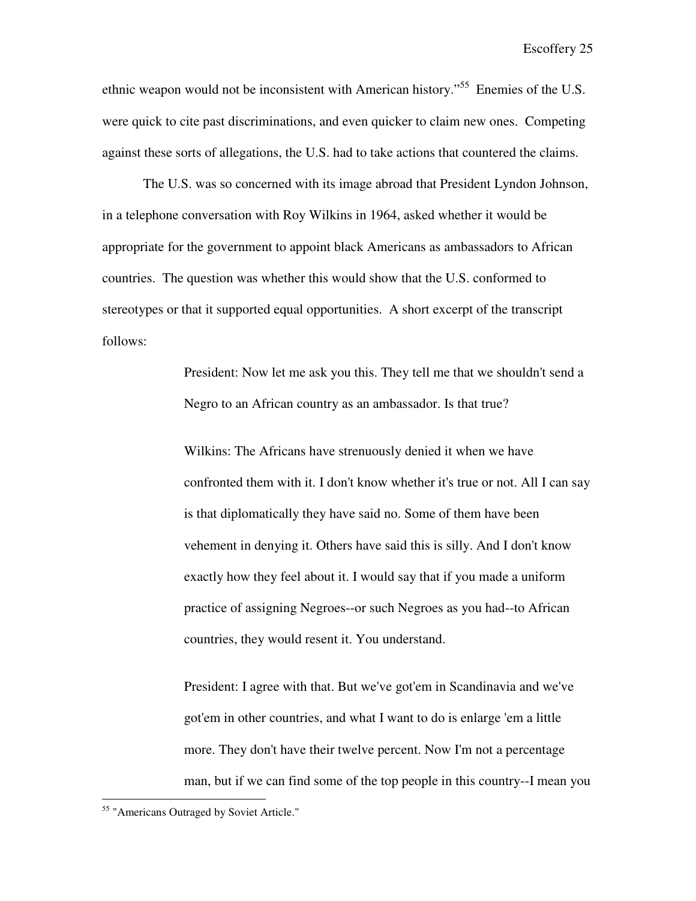ethnic weapon would not be inconsistent with American history."[55] Enemies of the U.S. were quick to cite past discriminations, and even quicker to claim new ones. Competing against these sorts of allegations, the U.S. had to take actions that countered the claims.

The U.S. was so concerned with its image abroad that President Lyndon Johnson, in a telephone conversation with Roy Wilkins in 1964, asked whether it would be appropriate for the government to appoint black Americans as ambassadors to African countries. The question was whether this would show that the U.S. conformed to stereotypes or that it supported equal opportunities. A short excerpt of the transcript follows:

> President: Now let me ask you this. They tell me that we shouldn't send a Negro to an African country as an ambassador. Is that true?
>
> Wilkins: The Africans have strenuously denied it when we have confronted them with it. I don't know whether it's true or not. All I can say is that diplomatically they have said no. Some of them have been vehement in denying it. Others have said this is silly. And I don't know exactly how they feel about it. I would say that if you made a uniform practice of assigning Negroes--or such Negroes as you had--to African countries, they would resent it. You understand.
>
> President: I agree with that. But we've got'em in Scandinavia and we've got'em in other countries, and what I want to do is enlarge 'em a little more. They don't have their twelve percent. Now I'm not a percentage man, but if we can find some of the top people in this country--I mean you

[55] "Americans Outraged by Soviet Article."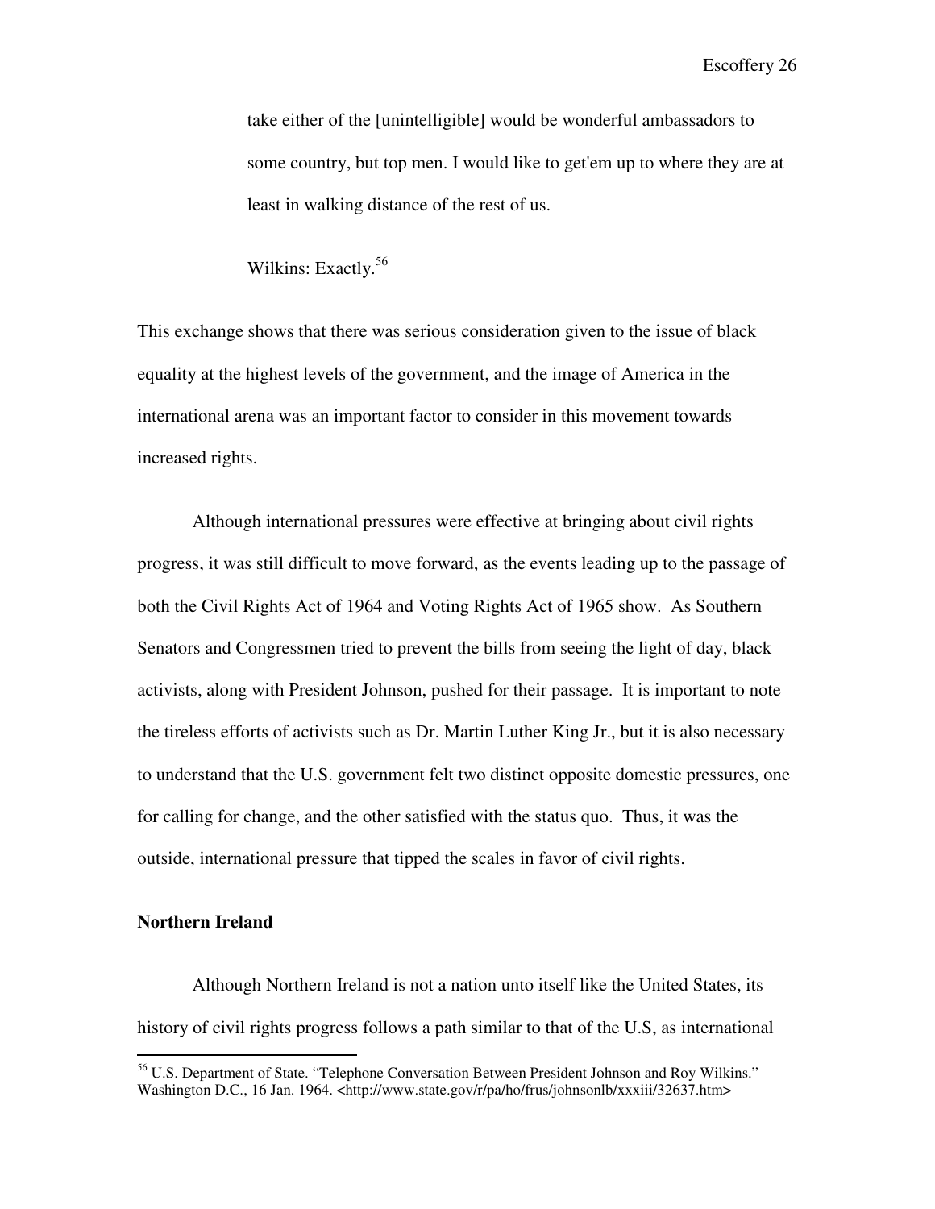> take either of the [unintelligible] would be wonderful ambassadors to some country, but top men. I would like to get'em up to where they are at least in walking distance of the rest of us.
>
> Wilkins: Exactly.[56]

This exchange shows that there was serious consideration given to the issue of black equality at the highest levels of the government, and the image of America in the international arena was an important factor to consider in this movement towards increased rights.

Although international pressures were effective at bringing about civil rights progress, it was still difficult to move forward, as the events leading up to the passage of both the Civil Rights Act of 1964 and Voting Rights Act of 1965 show. As Southern Senators and Congressmen tried to prevent the bills from seeing the light of day, black activists, along with President Johnson, pushed for their passage. It is important to note the tireless efforts of activists such as Dr. Martin Luther King Jr., but it is also necessary to understand that the U.S. government felt two distinct opposite domestic pressures, one for calling for change, and the other satisfied with the status quo. Thus, it was the outside, international pressure that tipped the scales in favor of civil rights.

**Northern Ireland**

Although Northern Ireland is not a nation unto itself like the United States, its history of civil rights progress follows a path similar to that of the U.S, as international

---

[56] U.S. Department of State. "Telephone Conversation Between President Johnson and Roy Wilkins." Washington D.C., 16 Jan. 1964. <http://www.state.gov/r/pa/ho/frus/johnsonlb/xxiii/32637.htm>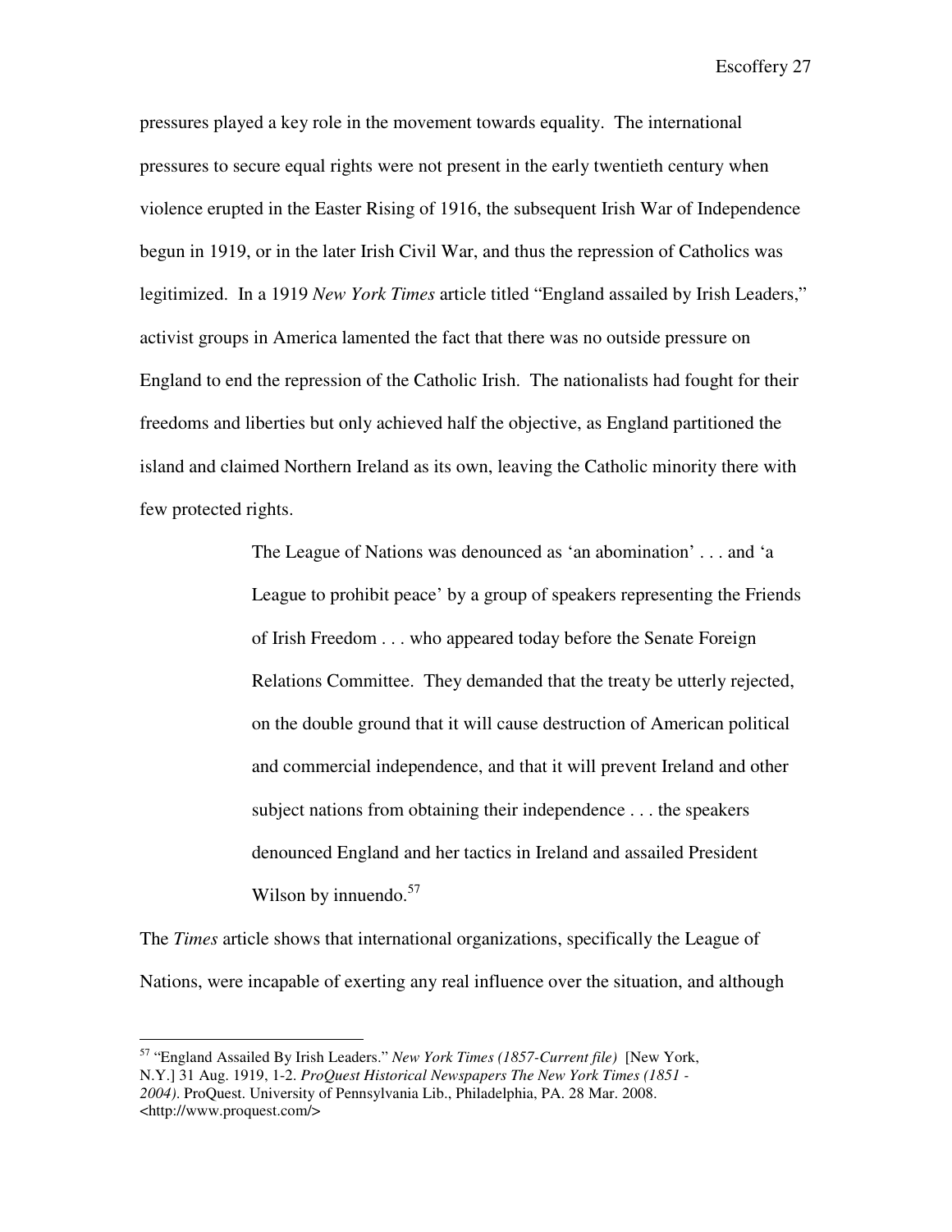pressures played a key role in the movement towards equality. The international pressures to secure equal rights were not present in the early twentieth century when violence erupted in the Easter Rising of 1916, the subsequent Irish War of Independence begun in 1919, or in the later Irish Civil War, and thus the repression of Catholics was legitimized. In a 1919 *New York Times* article titled "England assailed by Irish Leaders," activist groups in America lamented the fact that there was no outside pressure on England to end the repression of the Catholic Irish. The nationalists had fought for their freedoms and liberties but only achieved half the objective, as England partitioned the island and claimed Northern Ireland as its own, leaving the Catholic minority there with few protected rights.

> The League of Nations was denounced as 'an abomination' . . . and 'a League to prohibit peace' by a group of speakers representing the Friends of Irish Freedom . . . who appeared today before the Senate Foreign Relations Committee. They demanded that the treaty be utterly rejected, on the double ground that it will cause destruction of American political and commercial independence, and that it will prevent Ireland and other subject nations from obtaining their independence . . . the speakers denounced England and her tactics in Ireland and assailed President Wilson by innuendo.[57]

The *Times* article shows that international organizations, specifically the League of Nations, were incapable of exerting any real influence over the situation, and although

---

[57] "England Assailed By Irish Leaders." *New York Times (1857-Current file)* [New York, N.Y.] 31 Aug. 1919, 1-2. *ProQuest Historical Newspapers The New York Times (1851 - 2004)*. ProQuest. University of Pennsylvania Lib., Philadelphia, PA. 28 Mar. 2008. <http://www.proquest.com/>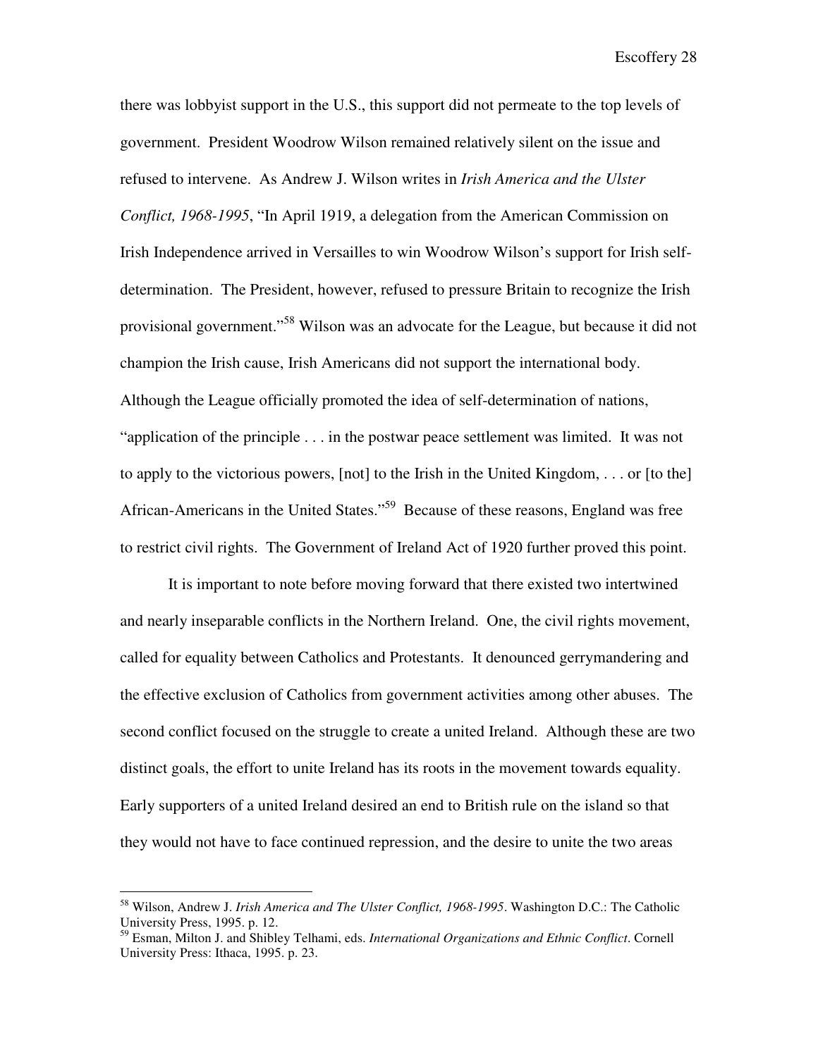there was lobbyist support in the U.S., this support did not permeate to the top levels of government. President Woodrow Wilson remained relatively silent on the issue and refused to intervene. As Andrew J. Wilson writes in *Irish America and the Ulster Conflict, 1968-1995*, "In April 1919, a delegation from the American Commission on Irish Independence arrived in Versailles to win Woodrow Wilson's support for Irish self-determination. The President, however, refused to pressure Britain to recognize the Irish provisional government."[58] Wilson was an advocate for the League, but because it did not champion the Irish cause, Irish Americans did not support the international body. Although the League officially promoted the idea of self-determination of nations, "application of the principle . . . in the postwar peace settlement was limited. It was not to apply to the victorious powers, [not] to the Irish in the United Kingdom, . . . or [to the] African-Americans in the United States."[59] Because of these reasons, England was free to restrict civil rights. The Government of Ireland Act of 1920 further proved this point.

It is important to note before moving forward that there existed two intertwined and nearly inseparable conflicts in the Northern Ireland. One, the civil rights movement, called for equality between Catholics and Protestants. It denounced gerrymandering and the effective exclusion of Catholics from government activities among other abuses. The second conflict focused on the struggle to create a united Ireland. Although these are two distinct goals, the effort to unite Ireland has its roots in the movement towards equality. Early supporters of a united Ireland desired an end to British rule on the island so that they would not have to face continued repression, and the desire to unite the two areas

---

[58] Wilson, Andrew J. *Irish America and The Ulster Conflict, 1968-1995*. Washington D.C.: The Catholic University Press, 1995. p. 12.

[59] Esman, Milton J. and Shibley Telhami, eds. *International Organizations and Ethnic Conflict*. Cornell University Press: Ithaca, 1995. p. 23.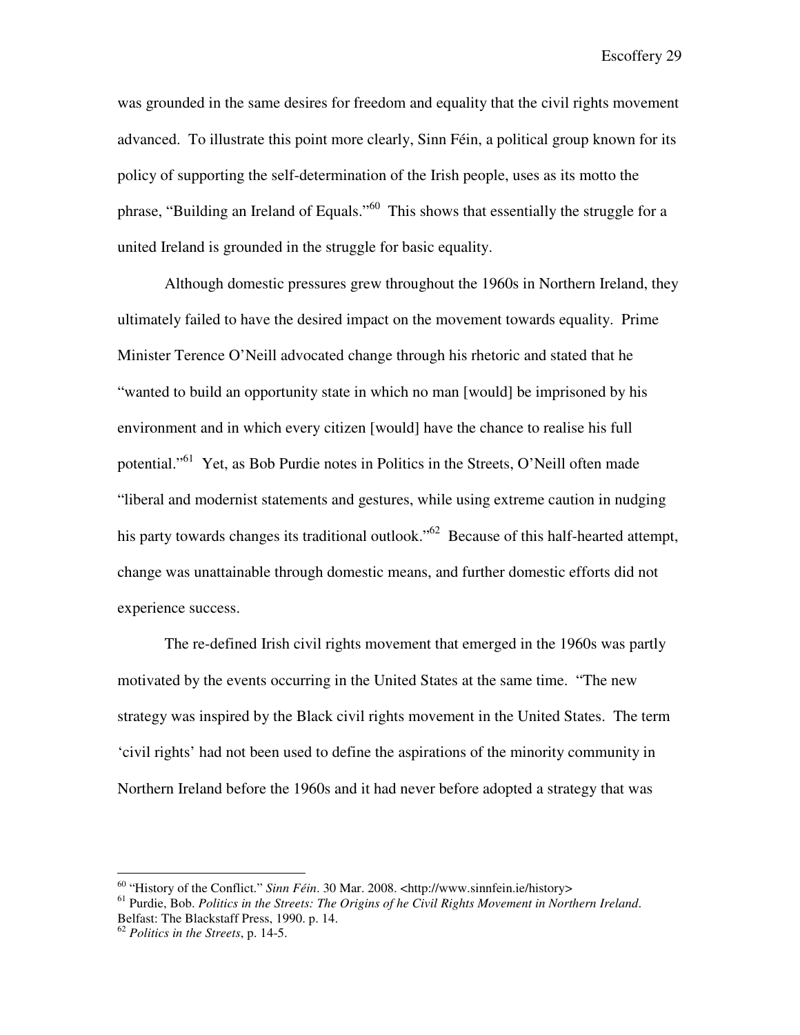was grounded in the same desires for freedom and equality that the civil rights movement advanced. To illustrate this point more clearly, Sinn Féin, a political group known for its policy of supporting the self-determination of the Irish people, uses as its motto the phrase, "Building an Ireland of Equals."[60] This shows that essentially the struggle for a united Ireland is grounded in the struggle for basic equality.

Although domestic pressures grew throughout the 1960s in Northern Ireland, they ultimately failed to have the desired impact on the movement towards equality. Prime Minister Terence O'Neill advocated change through his rhetoric and stated that he "wanted to build an opportunity state in which no man [would] be imprisoned by his environment and in which every citizen [would] have the chance to realise his full potential."[61] Yet, as Bob Purdie notes in Politics in the Streets, O'Neill often made "liberal and modernist statements and gestures, while using extreme caution in nudging his party towards changes its traditional outlook."[62] Because of this half-hearted attempt, change was unattainable through domestic means, and further domestic efforts did not experience success.

The re-defined Irish civil rights movement that emerged in the 1960s was partly motivated by the events occurring in the United States at the same time. "The new strategy was inspired by the Black civil rights movement in the United States. The term 'civil rights' had not been used to define the aspirations of the minority community in Northern Ireland before the 1960s and it had never before adopted a strategy that was

---

[60] "History of the Conflict." *Sinn Féin*. 30 Mar. 2008. <http://www.sinnfein.ie/history>

[61] Purdie, Bob. *Politics in the Streets: The Origins of he Civil Rights Movement in Northern Ireland*. Belfast: The Blackstaff Press, 1990. p. 14.

[62] *Politics in the Streets*, p. 14-5.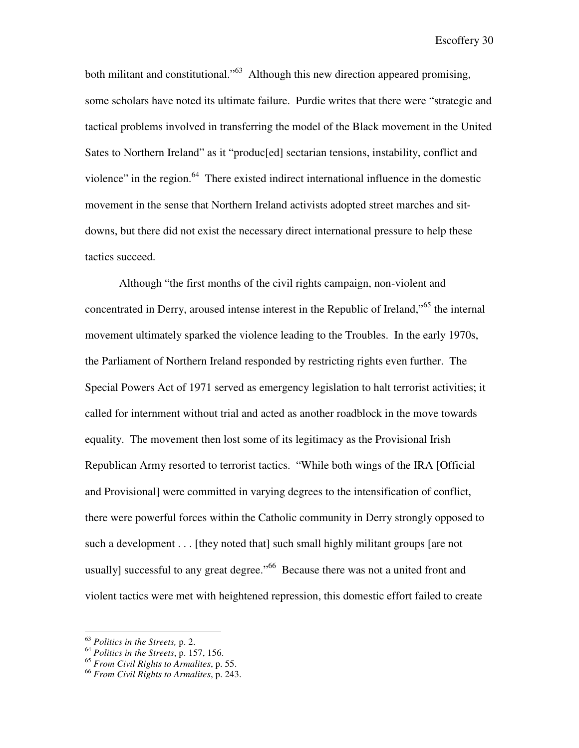both militant and constitutional."[63] Although this new direction appeared promising, some scholars have noted its ultimate failure. Purdie writes that there were "strategic and tactical problems involved in transferring the model of the Black movement in the United Sates to Northern Ireland" as it "produc[ed] sectarian tensions, instability, conflict and violence" in the region.[64] There existed indirect international influence in the domestic movement in the sense that Northern Ireland activists adopted street marches and sit-downs, but there did not exist the necessary direct international pressure to help these tactics succeed.

Although "the first months of the civil rights campaign, non-violent and concentrated in Derry, aroused intense interest in the Republic of Ireland,"[65] the internal movement ultimately sparked the violence leading to the Troubles. In the early 1970s, the Parliament of Northern Ireland responded by restricting rights even further. The Special Powers Act of 1971 served as emergency legislation to halt terrorist activities; it called for internment without trial and acted as another roadblock in the move towards equality. The movement then lost some of its legitimacy as the Provisional Irish Republican Army resorted to terrorist tactics. "While both wings of the IRA [Official and Provisional] were committed in varying degrees to the intensification of conflict, there were powerful forces within the Catholic community in Derry strongly opposed to such a development . . . [they noted that] such small highly militant groups [are not usually] successful to any great degree."[66] Because there was not a united front and violent tactics were met with heightened repression, this domestic effort failed to create

---

[63] *Politics in the Streets,* p. 2.

[64] *Politics in the Streets*, p. 157, 156.

[65] *From Civil Rights to Armalites*, p. 55.

[66] *From Civil Rights to Armalites*, p. 243.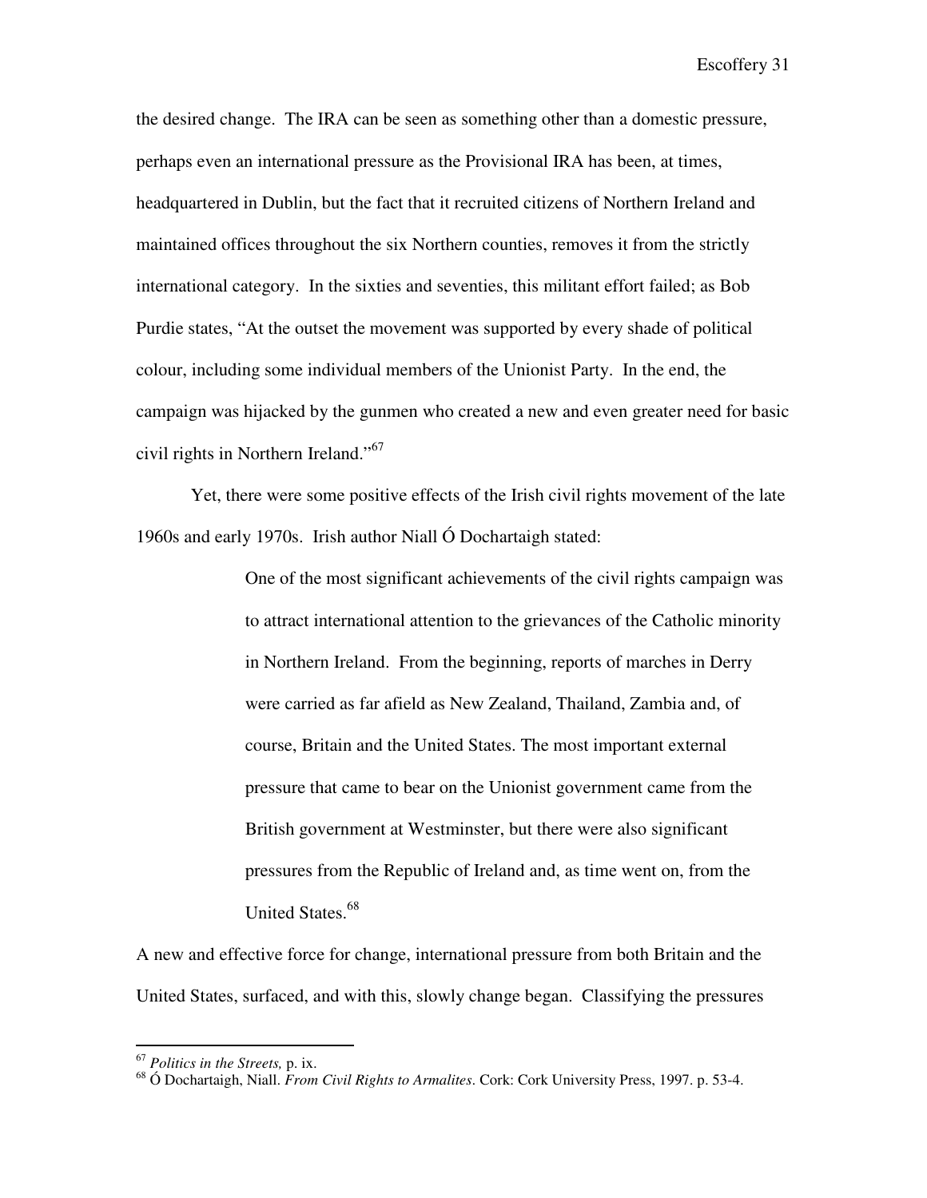the desired change. The IRA can be seen as something other than a domestic pressure, perhaps even an international pressure as the Provisional IRA has been, at times, headquartered in Dublin, but the fact that it recruited citizens of Northern Ireland and maintained offices throughout the six Northern counties, removes it from the strictly international category. In the sixties and seventies, this militant effort failed; as Bob Purdie states, "At the outset the movement was supported by every shade of political colour, including some individual members of the Unionist Party. In the end, the campaign was hijacked by the gunmen who created a new and even greater need for basic civil rights in Northern Ireland."[67]

Yet, there were some positive effects of the Irish civil rights movement of the late 1960s and early 1970s. Irish author Niall Ó Dochartaigh stated:

> One of the most significant achievements of the civil rights campaign was to attract international attention to the grievances of the Catholic minority in Northern Ireland. From the beginning, reports of marches in Derry were carried as far afield as New Zealand, Thailand, Zambia and, of course, Britain and the United States. The most important external pressure that came to bear on the Unionist government came from the British government at Westminster, but there were also significant pressures from the Republic of Ireland and, as time went on, from the United States.[68]

A new and effective force for change, international pressure from both Britain and the United States, surfaced, and with this, slowly change began. Classifying the pressures

---

[67] *Politics in the Streets,* p. ix.

[68] Ó Dochartaigh, Niall. *From Civil Rights to Armalites*. Cork: Cork University Press, 1997. p. 53-4.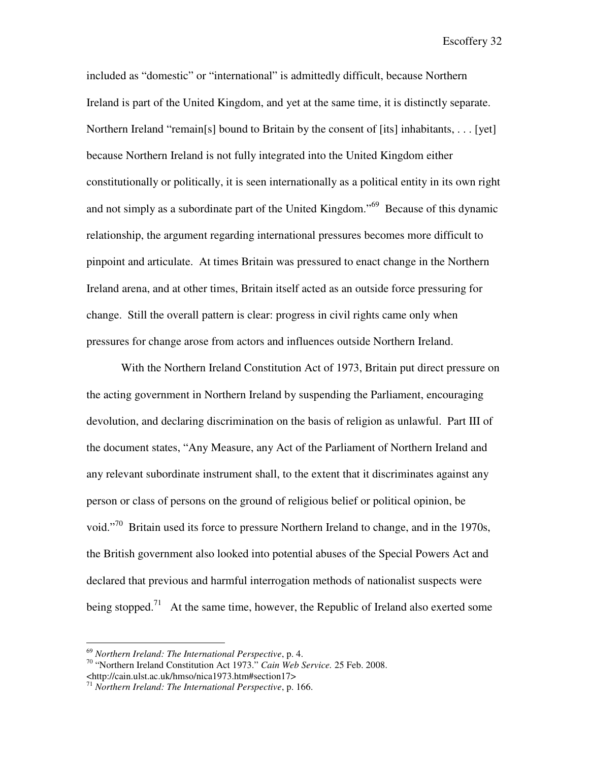included as "domestic" or "international" is admittedly difficult, because Northern Ireland is part of the United Kingdom, and yet at the same time, it is distinctly separate. Northern Ireland "remain[s] bound to Britain by the consent of [its] inhabitants, . . . [yet] because Northern Ireland is not fully integrated into the United Kingdom either constitutionally or politically, it is seen internationally as a political entity in its own right and not simply as a subordinate part of the United Kingdom."[69] Because of this dynamic relationship, the argument regarding international pressures becomes more difficult to pinpoint and articulate. At times Britain was pressured to enact change in the Northern Ireland arena, and at other times, Britain itself acted as an outside force pressuring for change. Still the overall pattern is clear: progress in civil rights came only when pressures for change arose from actors and influences outside Northern Ireland.

With the Northern Ireland Constitution Act of 1973, Britain put direct pressure on the acting government in Northern Ireland by suspending the Parliament, encouraging devolution, and declaring discrimination on the basis of religion as unlawful. Part III of the document states, "Any Measure, any Act of the Parliament of Northern Ireland and any relevant subordinate instrument shall, to the extent that it discriminates against any person or class of persons on the ground of religious belief or political opinion, be void."[70] Britain used its force to pressure Northern Ireland to change, and in the 1970s, the British government also looked into potential abuses of the Special Powers Act and declared that previous and harmful interrogation methods of nationalist suspects were being stopped.[71] At the same time, however, the Republic of Ireland also exerted some

---

[69] *Northern Ireland: The International Perspective*, p. 4.

[70] "Northern Ireland Constitution Act 1973." *Cain Web Service.* 25 Feb. 2008. <http://cain.ulst.ac.uk/hmso/nica1973.htm#section17>

[71] *Northern Ireland: The International Perspective*, p. 166.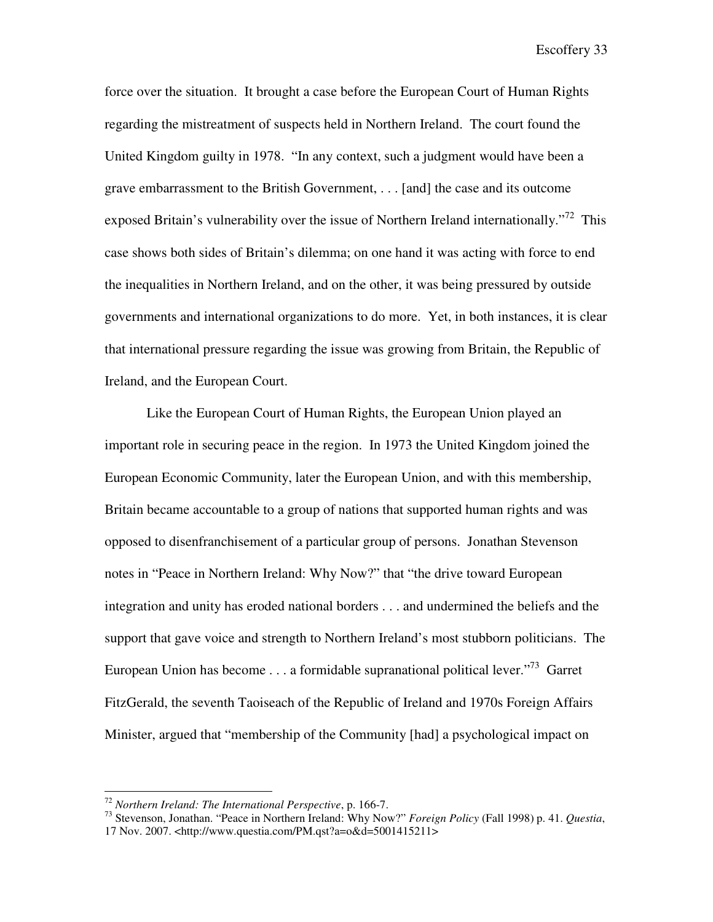force over the situation. It brought a case before the European Court of Human Rights regarding the mistreatment of suspects held in Northern Ireland. The court found the United Kingdom guilty in 1978. "In any context, such a judgment would have been a grave embarrassment to the British Government, . . . [and] the case and its outcome exposed Britain's vulnerability over the issue of Northern Ireland internationally."[72] This case shows both sides of Britain's dilemma; on one hand it was acting with force to end the inequalities in Northern Ireland, and on the other, it was being pressured by outside governments and international organizations to do more. Yet, in both instances, it is clear that international pressure regarding the issue was growing from Britain, the Republic of Ireland, and the European Court.

Like the European Court of Human Rights, the European Union played an important role in securing peace in the region. In 1973 the United Kingdom joined the European Economic Community, later the European Union, and with this membership, Britain became accountable to a group of nations that supported human rights and was opposed to disenfranchisement of a particular group of persons. Jonathan Stevenson notes in "Peace in Northern Ireland: Why Now?" that "the drive toward European integration and unity has eroded national borders . . . and undermined the beliefs and the support that gave voice and strength to Northern Ireland's most stubborn politicians. The European Union has become . . . a formidable supranational political lever."[73] Garret FitzGerald, the seventh Taoiseach of the Republic of Ireland and 1970s Foreign Affairs Minister, argued that "membership of the Community [had] a psychological impact on

---

[72] *Northern Ireland: The International Perspective*, p. 166-7.

[73] Stevenson, Jonathan. "Peace in Northern Ireland: Why Now?" *Foreign Policy* (Fall 1998) p. 41. *Questia*, 17 Nov. 2007. <http://www.questia.com/PM.qst?a=o&d=5001415211>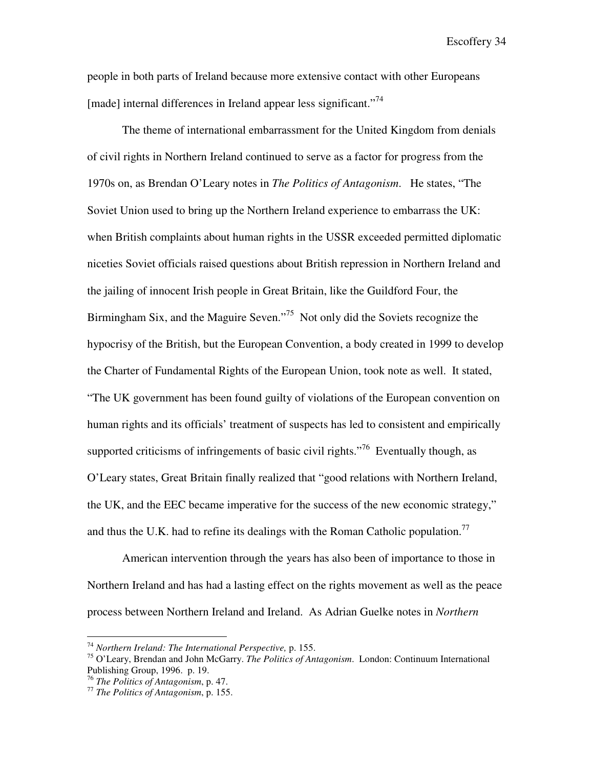people in both parts of Ireland because more extensive contact with other Europeans [made] internal differences in Ireland appear less significant."[74]

The theme of international embarrassment for the United Kingdom from denials of civil rights in Northern Ireland continued to serve as a factor for progress from the 1970s on, as Brendan O'Leary notes in *The Politics of Antagonism*. He states, "The Soviet Union used to bring up the Northern Ireland experience to embarrass the UK: when British complaints about human rights in the USSR exceeded permitted diplomatic niceties Soviet officials raised questions about British repression in Northern Ireland and the jailing of innocent Irish people in Great Britain, like the Guildford Four, the Birmingham Six, and the Maguire Seven."[75] Not only did the Soviets recognize the hypocrisy of the British, but the European Convention, a body created in 1999 to develop the Charter of Fundamental Rights of the European Union, took note as well. It stated, "The UK government has been found guilty of violations of the European convention on human rights and its officials' treatment of suspects has led to consistent and empirically supported criticisms of infringements of basic civil rights."[76] Eventually though, as O'Leary states, Great Britain finally realized that "good relations with Northern Ireland, the UK, and the EEC became imperative for the success of the new economic strategy," and thus the U.K. had to refine its dealings with the Roman Catholic population.[77]

American intervention through the years has also been of importance to those in Northern Ireland and has had a lasting effect on the rights movement as well as the peace process between Northern Ireland and Ireland. As Adrian Guelke notes in *Northern*

---

[74] *Northern Ireland: The International Perspective,* p. 155.

[75] O'Leary, Brendan and John McGarry. *The Politics of Antagonism*. London: Continuum International Publishing Group, 1996. p. 19.

[76] *The Politics of Antagonism*, p. 47.

[77] *The Politics of Antagonism*, p. 155.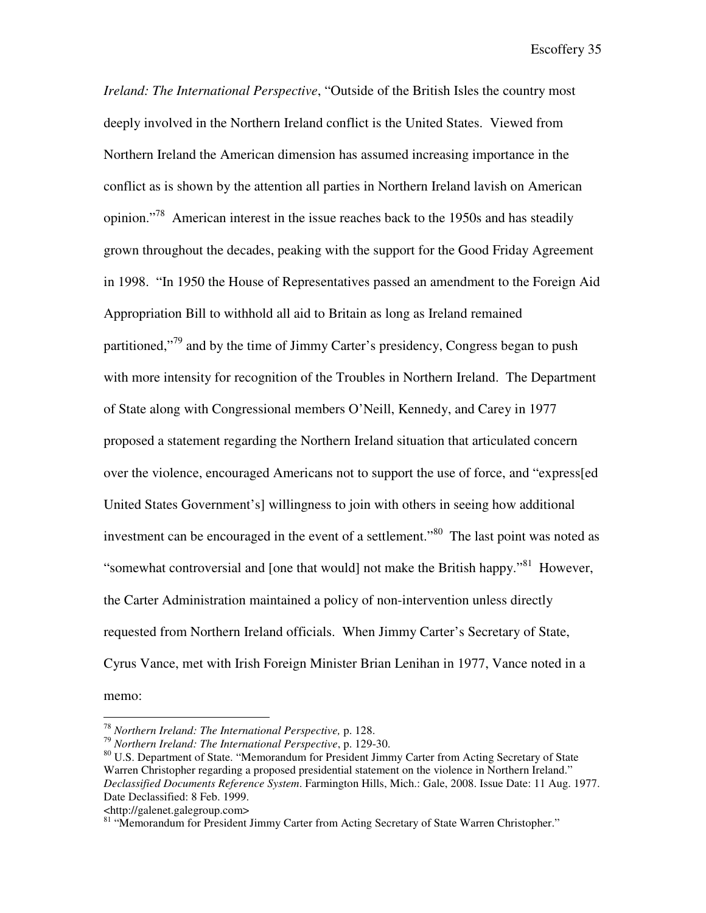*Ireland: The International Perspective*, "Outside of the British Isles the country most deeply involved in the Northern Ireland conflict is the United States. Viewed from Northern Ireland the American dimension has assumed increasing importance in the conflict as is shown by the attention all parties in Northern Ireland lavish on American opinion."[78] American interest in the issue reaches back to the 1950s and has steadily grown throughout the decades, peaking with the support for the Good Friday Agreement in 1998. "In 1950 the House of Representatives passed an amendment to the Foreign Aid Appropriation Bill to withhold all aid to Britain as long as Ireland remained partitioned,"[79] and by the time of Jimmy Carter's presidency, Congress began to push with more intensity for recognition of the Troubles in Northern Ireland. The Department of State along with Congressional members O'Neill, Kennedy, and Carey in 1977 proposed a statement regarding the Northern Ireland situation that articulated concern over the violence, encouraged Americans not to support the use of force, and "express[ed United States Government's] willingness to join with others in seeing how additional investment can be encouraged in the event of a settlement."[80] The last point was noted as "somewhat controversial and [one that would] not make the British happy."[81] However, the Carter Administration maintained a policy of non-intervention unless directly requested from Northern Ireland officials. When Jimmy Carter's Secretary of State, Cyrus Vance, met with Irish Foreign Minister Brian Lenihan in 1977, Vance noted in a memo:

---

[78] *Northern Ireland: The International Perspective,* p. 128.

[79] *Northern Ireland: The International Perspective*, p. 129-30.

[80] U.S. Department of State. "Memorandum for President Jimmy Carter from Acting Secretary of State Warren Christopher regarding a proposed presidential statement on the violence in Northern Ireland." *Declassified Documents Reference System*. Farmington Hills, Mich.: Gale, 2008. Issue Date: 11 Aug. 1977. Date Declassified: 8 Feb. 1999.
<http://galenet.galegroup.com>

[81] "Memorandum for President Jimmy Carter from Acting Secretary of State Warren Christopher."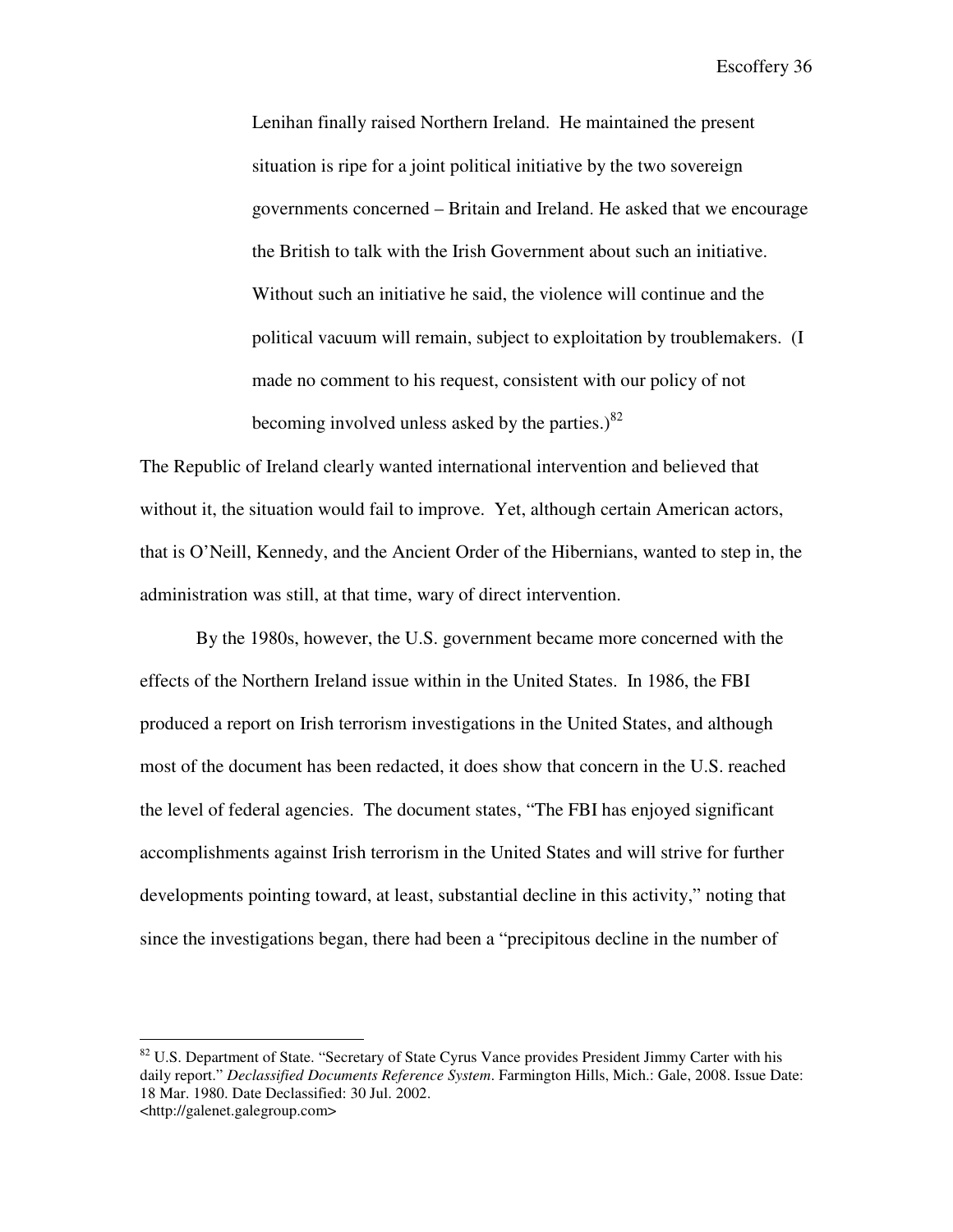> Lenihan finally raised Northern Ireland. He maintained the present situation is ripe for a joint political initiative by the two sovereign governments concerned – Britain and Ireland. He asked that we encourage the British to talk with the Irish Government about such an initiative. Without such an initiative he said, the violence will continue and the political vacuum will remain, subject to exploitation by troublemakers. (I made no comment to his request, consistent with our policy of not becoming involved unless asked by the parties.)[82]

The Republic of Ireland clearly wanted international intervention and believed that without it, the situation would fail to improve. Yet, although certain American actors, that is O'Neill, Kennedy, and the Ancient Order of the Hibernians, wanted to step in, the administration was still, at that time, wary of direct intervention.

By the 1980s, however, the U.S. government became more concerned with the effects of the Northern Ireland issue within in the United States. In 1986, the FBI produced a report on Irish terrorism investigations in the United States, and although most of the document has been redacted, it does show that concern in the U.S. reached the level of federal agencies. The document states, "The FBI has enjoyed significant accomplishments against Irish terrorism in the United States and will strive for further developments pointing toward, at least, substantial decline in this activity," noting that since the investigations began, there had been a "precipitous decline in the number of

---

[82] U.S. Department of State. "Secretary of State Cyrus Vance provides President Jimmy Carter with his daily report." *Declassified Documents Reference System*. Farmington Hills, Mich.: Gale, 2008. Issue Date: 18 Mar. 1980. Date Declassified: 30 Jul. 2002. <http://galenet.galegroup.com>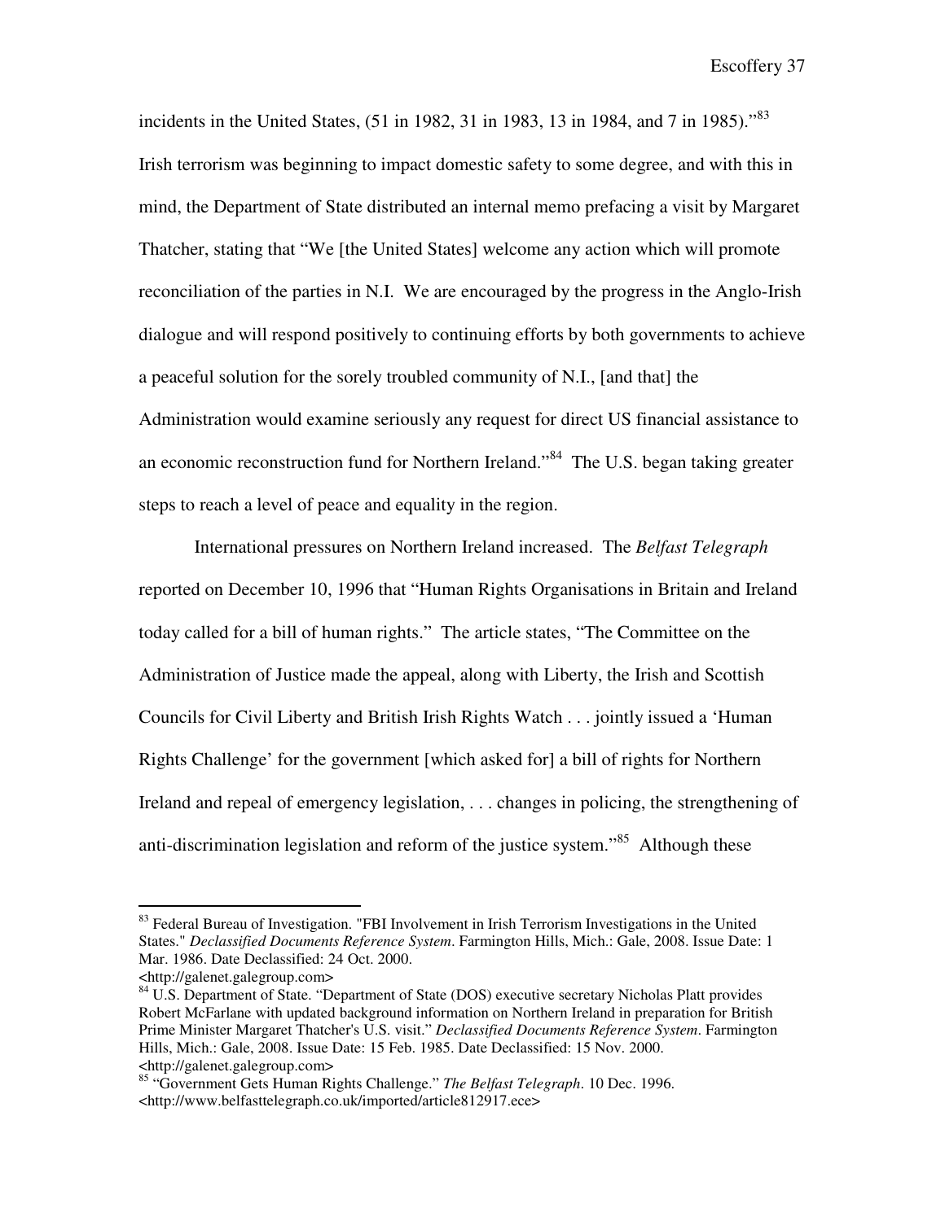incidents in the United States, (51 in 1982, 31 in 1983, 13 in 1984, and 7 in 1985)."[83] Irish terrorism was beginning to impact domestic safety to some degree, and with this in mind, the Department of State distributed an internal memo prefacing a visit by Margaret Thatcher, stating that "We [the United States] welcome any action which will promote reconciliation of the parties in N.I. We are encouraged by the progress in the Anglo-Irish dialogue and will respond positively to continuing efforts by both governments to achieve a peaceful solution for the sorely troubled community of N.I., [and that] the Administration would examine seriously any request for direct US financial assistance to an economic reconstruction fund for Northern Ireland."[84] The U.S. began taking greater steps to reach a level of peace and equality in the region.

International pressures on Northern Ireland increased. The *Belfast Telegraph* reported on December 10, 1996 that "Human Rights Organisations in Britain and Ireland today called for a bill of human rights." The article states, "The Committee on the Administration of Justice made the appeal, along with Liberty, the Irish and Scottish Councils for Civil Liberty and British Irish Rights Watch . . . jointly issued a 'Human Rights Challenge' for the government [which asked for] a bill of rights for Northern Ireland and repeal of emergency legislation, . . . changes in policing, the strengthening of anti-discrimination legislation and reform of the justice system."[85] Although these

---

[83] Federal Bureau of Investigation. "FBI Involvement in Irish Terrorism Investigations in the United States." *Declassified Documents Reference System*. Farmington Hills, Mich.: Gale, 2008. Issue Date: 1 Mar. 1986. Date Declassified: 24 Oct. 2000. <http://galenet.galegroup.com>

[84] U.S. Department of State. "Department of State (DOS) executive secretary Nicholas Platt provides Robert McFarlane with updated background information on Northern Ireland in preparation for British Prime Minister Margaret Thatcher's U.S. visit." *Declassified Documents Reference System*. Farmington Hills, Mich.: Gale, 2008. Issue Date: 15 Feb. 1985. Date Declassified: 15 Nov. 2000. <http://galenet.galegroup.com>

[85] "Government Gets Human Rights Challenge." *The Belfast Telegraph*. 10 Dec. 1996. <http://www.belfasttelegraph.co.uk/imported/article812917.ece>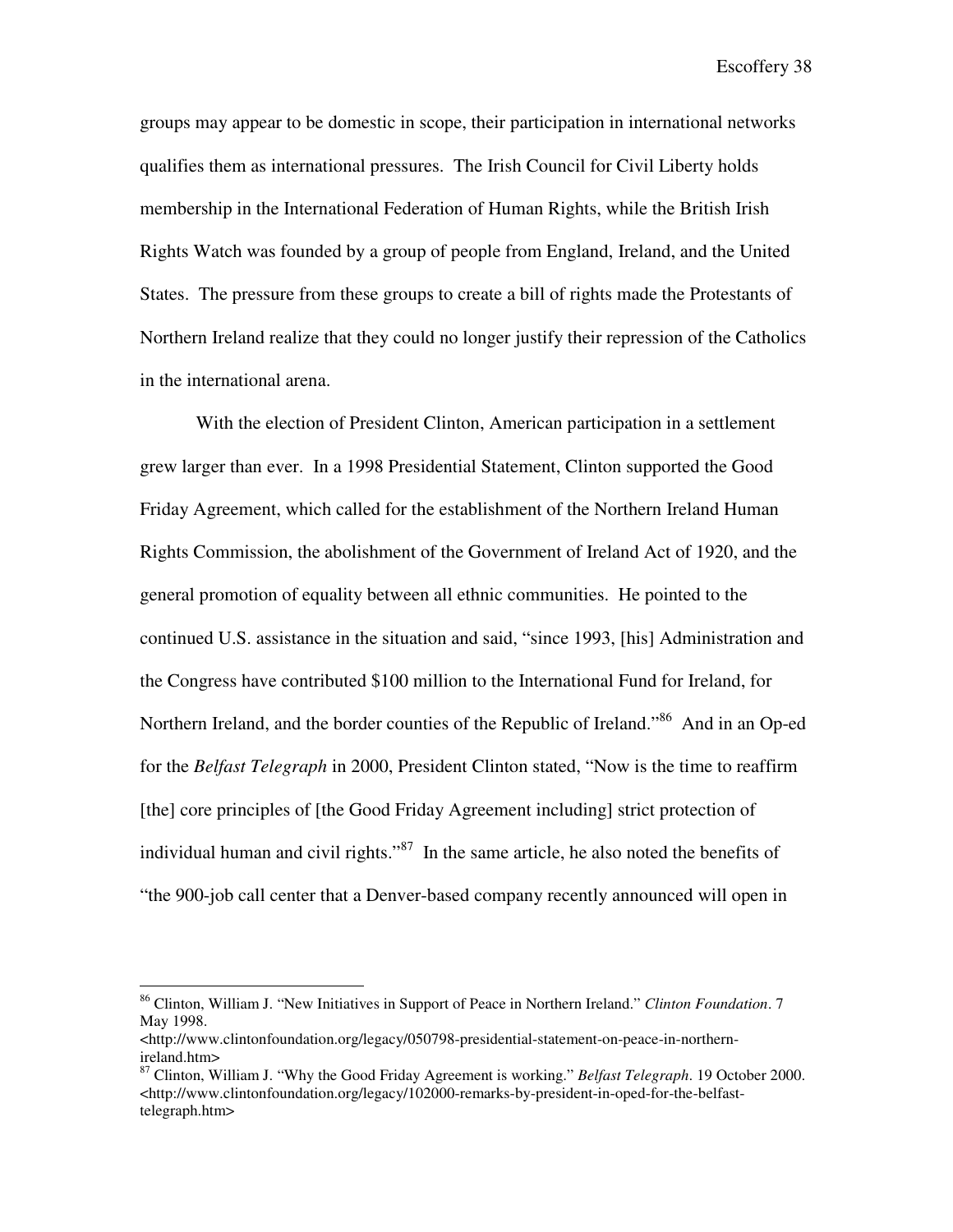groups may appear to be domestic in scope, their participation in international networks qualifies them as international pressures. The Irish Council for Civil Liberty holds membership in the International Federation of Human Rights, while the British Irish Rights Watch was founded by a group of people from England, Ireland, and the United States. The pressure from these groups to create a bill of rights made the Protestants of Northern Ireland realize that they could no longer justify their repression of the Catholics in the international arena.

With the election of President Clinton, American participation in a settlement grew larger than ever. In a 1998 Presidential Statement, Clinton supported the Good Friday Agreement, which called for the establishment of the Northern Ireland Human Rights Commission, the abolishment of the Government of Ireland Act of 1920, and the general promotion of equality between all ethnic communities. He pointed to the continued U.S. assistance in the situation and said, "since 1993, [his] Administration and the Congress have contributed $100 million to the International Fund for Ireland, for Northern Ireland, and the border counties of the Republic of Ireland."[86] And in an Op-ed for the *Belfast Telegraph* in 2000, President Clinton stated, "Now is the time to reaffirm [the] core principles of [the Good Friday Agreement including] strict protection of individual human and civil rights."[87] In the same article, he also noted the benefits of "the 900-job call center that a Denver-based company recently announced will open in

---

[86] Clinton, William J. "New Initiatives in Support of Peace in Northern Ireland." *Clinton Foundation*. 7 May 1998. <http://www.clintonfoundation.org/legacy/050798-presidential-statement-on-peace-in-northern-ireland.htm>

[87] Clinton, William J. "Why the Good Friday Agreement is working." *Belfast Telegraph*. 19 October 2000. <http://www.clintonfoundation.org/legacy/102000-remarks-by-president-in-oped-for-the-belfast-telegraph.htm>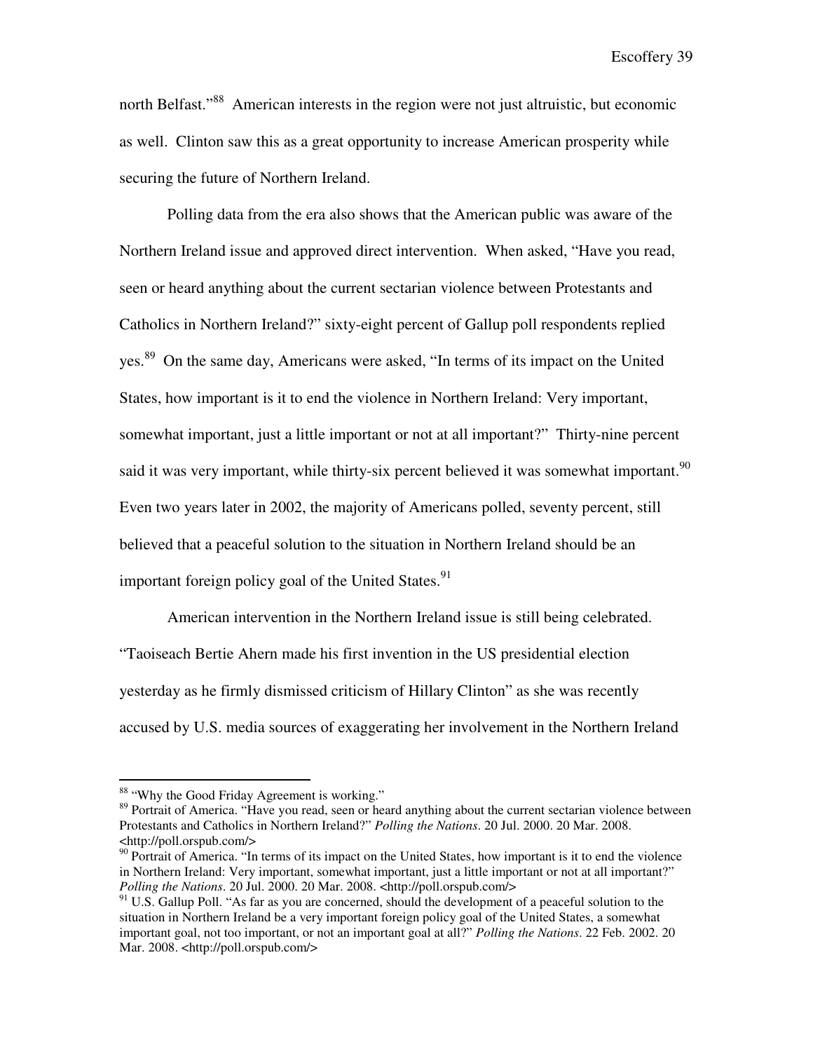north Belfast."[88] American interests in the region were not just altruistic, but economic as well. Clinton saw this as a great opportunity to increase American prosperity while securing the future of Northern Ireland.

Polling data from the era also shows that the American public was aware of the Northern Ireland issue and approved direct intervention. When asked, "Have you read, seen or heard anything about the current sectarian violence between Protestants and Catholics in Northern Ireland?" sixty-eight percent of Gallup poll respondents replied yes.[89] On the same day, Americans were asked, "In terms of its impact on the United States, how important is it to end the violence in Northern Ireland: Very important, somewhat important, just a little important or not at all important?" Thirty-nine percent said it was very important, while thirty-six percent believed it was somewhat important.[90] Even two years later in 2002, the majority of Americans polled, seventy percent, still believed that a peaceful solution to the situation in Northern Ireland should be an important foreign policy goal of the United States.[91]

American intervention in the Northern Ireland issue is still being celebrated. "Taoiseach Bertie Ahern made his first invention in the US presidential election yesterday as he firmly dismissed criticism of Hillary Clinton" as she was recently accused by U.S. media sources of exaggerating her involvement in the Northern Ireland

---

[88] "Why the Good Friday Agreement is working."

[89] Portrait of America. "Have you read, seen or heard anything about the current sectarian violence between Protestants and Catholics in Northern Ireland?" *Polling the Nations*. 20 Jul. 2000. 20 Mar. 2008. <http://poll.orspub.com/>

[90] Portrait of America. "In terms of its impact on the United States, how important is it to end the violence in Northern Ireland: Very important, somewhat important, just a little important or not at all important?" *Polling the Nations*. 20 Jul. 2000. 20 Mar. 2008. <http://poll.orspub.com/>

[91] U.S. Gallup Poll. "As far as you are concerned, should the development of a peaceful solution to the situation in Northern Ireland be a very important foreign policy goal of the United States, a somewhat important goal, not too important, or not an important goal at all?" *Polling the Nations*. 22 Feb. 2002. 20 Mar. 2008. <http://poll.orspub.com/>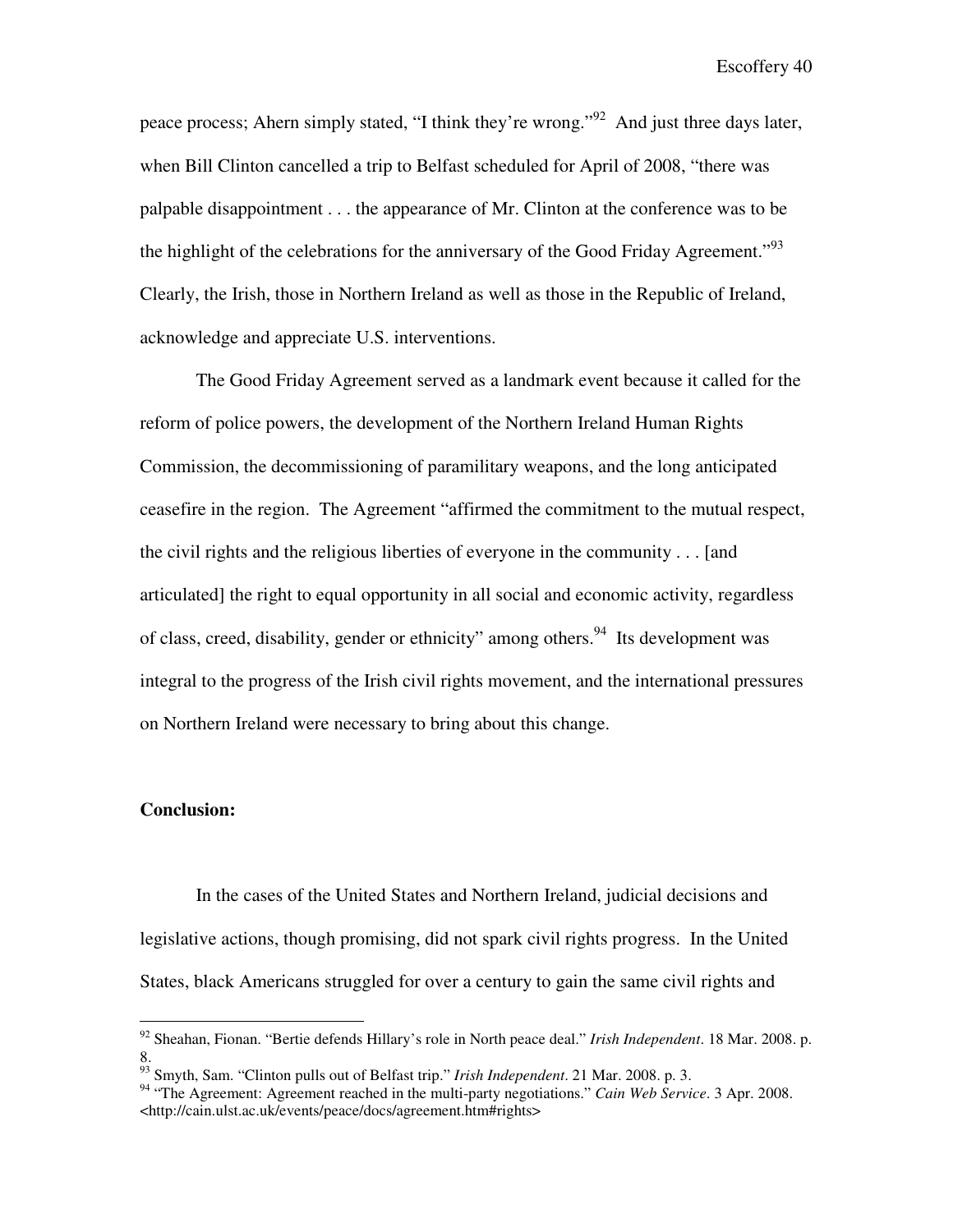peace process; Ahern simply stated, "I think they're wrong."[92] And just three days later, when Bill Clinton cancelled a trip to Belfast scheduled for April of 2008, "there was palpable disappointment . . . the appearance of Mr. Clinton at the conference was to be the highlight of the celebrations for the anniversary of the Good Friday Agreement."[93] Clearly, the Irish, those in Northern Ireland as well as those in the Republic of Ireland, acknowledge and appreciate U.S. interventions.

The Good Friday Agreement served as a landmark event because it called for the reform of police powers, the development of the Northern Ireland Human Rights Commission, the decommissioning of paramilitary weapons, and the long anticipated ceasefire in the region. The Agreement "affirmed the commitment to the mutual respect, the civil rights and the religious liberties of everyone in the community . . . [and articulated] the right to equal opportunity in all social and economic activity, regardless of class, creed, disability, gender or ethnicity" among others.[94] Its development was integral to the progress of the Irish civil rights movement, and the international pressures on Northern Ireland were necessary to bring about this change.

**Conclusion:**

In the cases of the United States and Northern Ireland, judicial decisions and legislative actions, though promising, did not spark civil rights progress. In the United States, black Americans struggled for over a century to gain the same civil rights and

---

[92] Sheahan, Fionan. "Bertie defends Hillary's role in North peace deal." *Irish Independent*. 18 Mar. 2008. p. 8.

[93] Smyth, Sam. "Clinton pulls out of Belfast trip." *Irish Independent*. 21 Mar. 2008. p. 3.

[94] "The Agreement: Agreement reached in the multi-party negotiations." *Cain Web Service*. 3 Apr. 2008. <http://cain.ulst.ac.uk/events/peace/docs/agreement.htm#rights>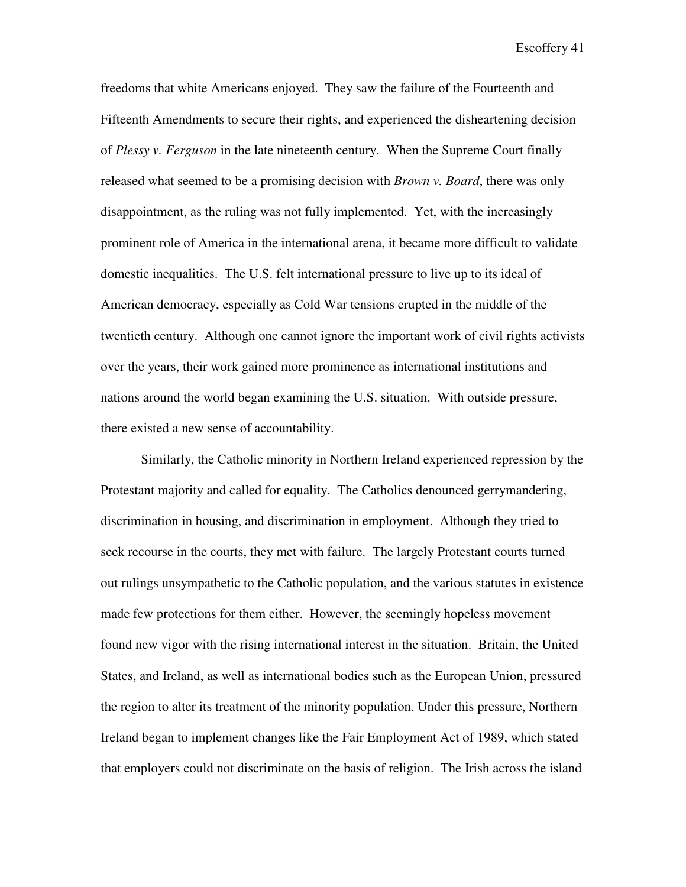freedoms that white Americans enjoyed. They saw the failure of the Fourteenth and Fifteenth Amendments to secure their rights, and experienced the disheartening decision of *Plessy v. Ferguson* in the late nineteenth century. When the Supreme Court finally released what seemed to be a promising decision with *Brown v. Board*, there was only disappointment, as the ruling was not fully implemented. Yet, with the increasingly prominent role of America in the international arena, it became more difficult to validate domestic inequalities. The U.S. felt international pressure to live up to its ideal of American democracy, especially as Cold War tensions erupted in the middle of the twentieth century. Although one cannot ignore the important work of civil rights activists over the years, their work gained more prominence as international institutions and nations around the world began examining the U.S. situation. With outside pressure, there existed a new sense of accountability.

Similarly, the Catholic minority in Northern Ireland experienced repression by the Protestant majority and called for equality. The Catholics denounced gerrymandering, discrimination in housing, and discrimination in employment. Although they tried to seek recourse in the courts, they met with failure. The largely Protestant courts turned out rulings unsympathetic to the Catholic population, and the various statutes in existence made few protections for them either. However, the seemingly hopeless movement found new vigor with the rising international interest in the situation. Britain, the United States, and Ireland, as well as international bodies such as the European Union, pressured the region to alter its treatment of the minority population. Under this pressure, Northern Ireland began to implement changes like the Fair Employment Act of 1989, which stated that employers could not discriminate on the basis of religion. The Irish across the island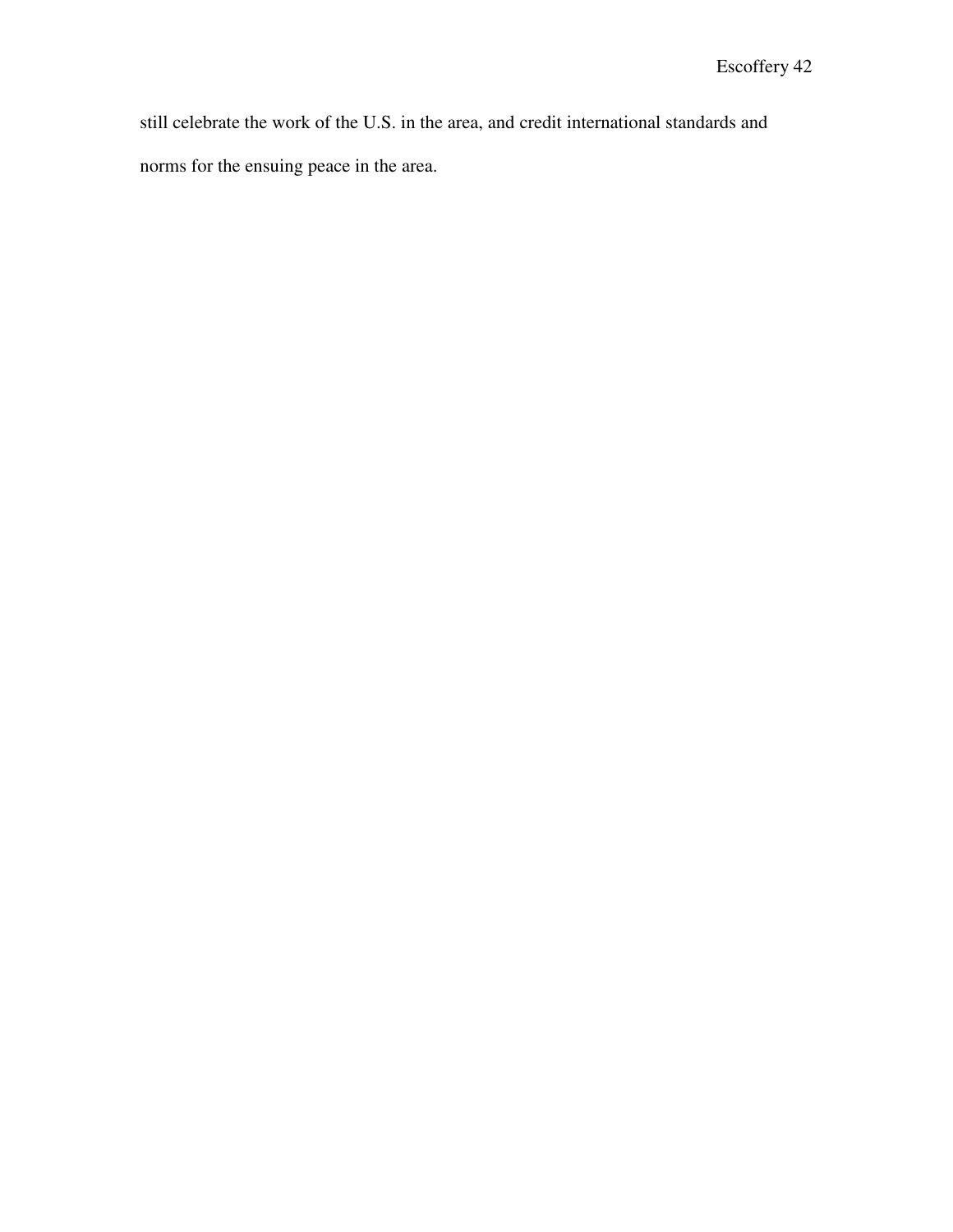still celebrate the work of the U.S. in the area, and credit international standards and norms for the ensuing peace in the area.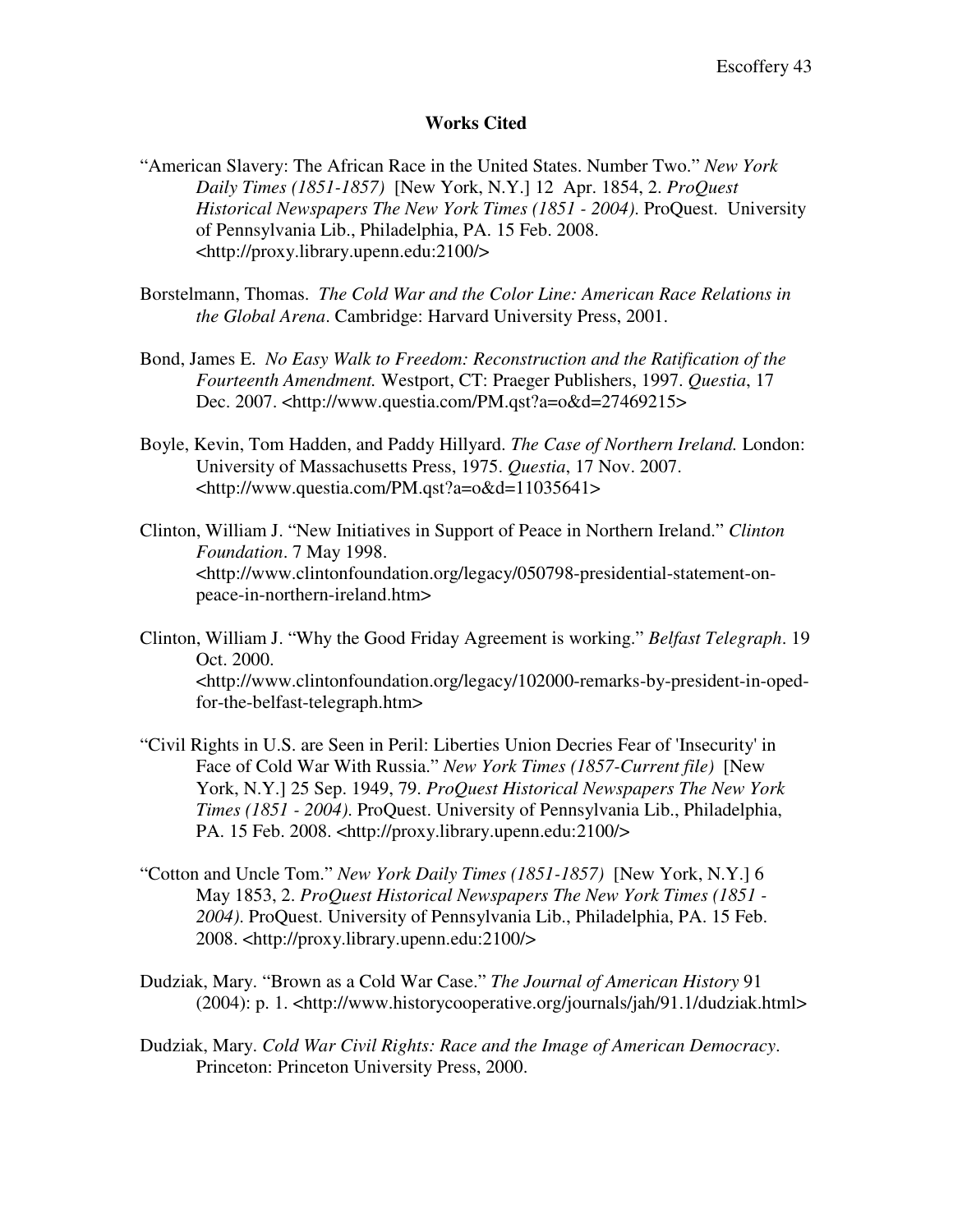## Works Cited

"American Slavery: The African Race in the United States. Number Two." *New York Daily Times (1851-1857)* [New York, N.Y.] 12 Apr. 1854, 2. *ProQuest Historical Newspapers The New York Times (1851 - 2004)*. ProQuest. University of Pennsylvania Lib., Philadelphia, PA. 15 Feb. 2008. <http://proxy.library.upenn.edu:2100/>

Borstelmann, Thomas. *The Cold War and the Color Line: American Race Relations in the Global Arena*. Cambridge: Harvard University Press, 2001.

Bond, James E. *No Easy Walk to Freedom: Reconstruction and the Ratification of the Fourteenth Amendment.* Westport, CT: Praeger Publishers, 1997. *Questia*, 17 Dec. 2007. <http://www.questia.com/PM.qst?a=o&d=27469215>

Boyle, Kevin, Tom Hadden, and Paddy Hillyard. *The Case of Northern Ireland.* London: University of Massachusetts Press, 1975. *Questia*, 17 Nov. 2007. <http://www.questia.com/PM.qst?a=o&d=11035641>

Clinton, William J. "New Initiatives in Support of Peace in Northern Ireland." *Clinton Foundation*. 7 May 1998. <http://www.clintonfoundation.org/legacy/050798-presidential-statement-on-peace-in-northern-ireland.htm>

Clinton, William J. "Why the Good Friday Agreement is working." *Belfast Telegraph*. 19 Oct. 2000. <http://www.clintonfoundation.org/legacy/102000-remarks-by-president-in-oped-for-the-belfast-telegraph.htm>

"Civil Rights in U.S. are Seen in Peril: Liberties Union Decries Fear of 'Insecurity' in Face of Cold War With Russia." *New York Times (1857-Current file)* [New York, N.Y.] 25 Sep. 1949, 79. *ProQuest Historical Newspapers The New York Times (1851 - 2004)*. ProQuest. University of Pennsylvania Lib., Philadelphia, PA. 15 Feb. 2008. <http://proxy.library.upenn.edu:2100/>

"Cotton and Uncle Tom." *New York Daily Times (1851-1857)* [New York, N.Y.] 6 May 1853, 2. *ProQuest Historical Newspapers The New York Times (1851 - 2004)*. ProQuest. University of Pennsylvania Lib., Philadelphia, PA. 15 Feb. 2008. <http://proxy.library.upenn.edu:2100/>

Dudziak, Mary. "Brown as a Cold War Case." *The Journal of American History* 91 (2004): p. 1. <http://www.historycooperative.org/journals/jah/91.1/dudziak.html>

Dudziak, Mary. *Cold War Civil Rights: Race and the Image of American Democracy*. Princeton: Princeton University Press, 2000.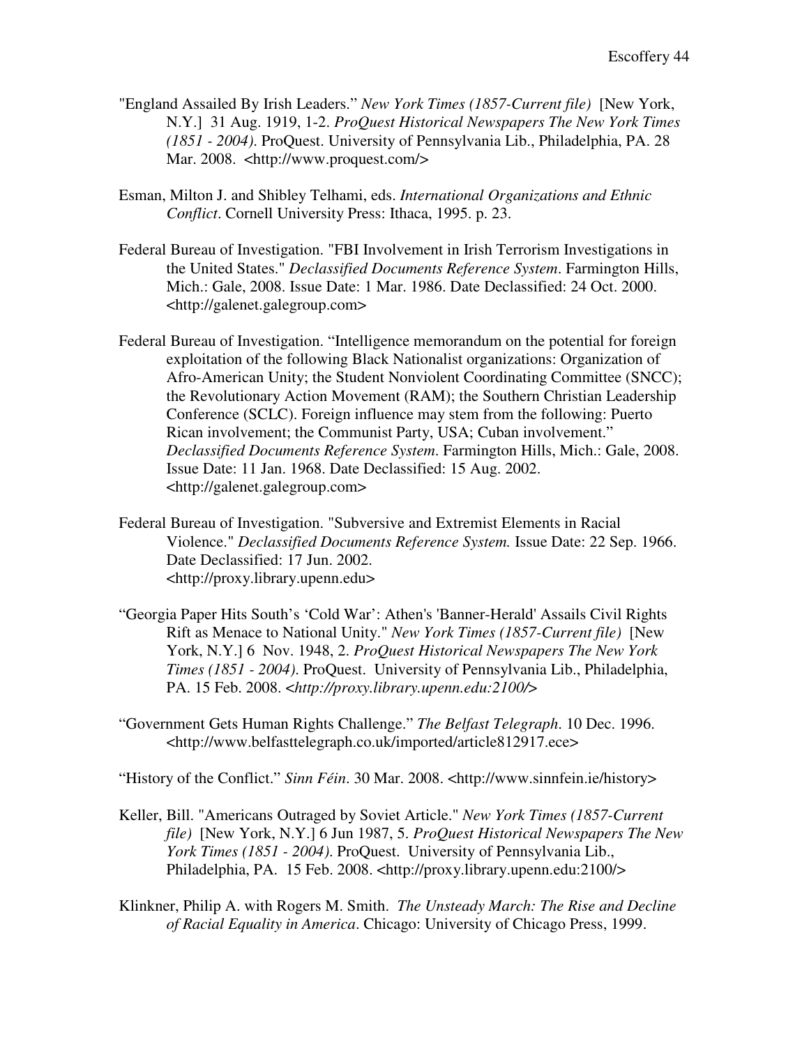"England Assailed By Irish Leaders." *New York Times (1857-Current file)* [New York, N.Y.] 31 Aug. 1919, 1-2. *ProQuest Historical Newspapers The New York Times (1851 - 2004)*. ProQuest. University of Pennsylvania Lib., Philadelphia, PA. 28 Mar. 2008. <http://www.proquest.com/>

Esman, Milton J. and Shibley Telhami, eds. *International Organizations and Ethnic Conflict*. Cornell University Press: Ithaca, 1995. p. 23.

Federal Bureau of Investigation. "FBI Involvement in Irish Terrorism Investigations in the United States." *Declassified Documents Reference System*. Farmington Hills, Mich.: Gale, 2008. Issue Date: 1 Mar. 1986. Date Declassified: 24 Oct. 2000. <http://galenet.galegroup.com>

Federal Bureau of Investigation. "Intelligence memorandum on the potential for foreign exploitation of the following Black Nationalist organizations: Organization of Afro-American Unity; the Student Nonviolent Coordinating Committee (SNCC); the Revolutionary Action Movement (RAM); the Southern Christian Leadership Conference (SCLC). Foreign influence may stem from the following: Puerto Rican involvement; the Communist Party, USA; Cuban involvement." *Declassified Documents Reference System*. Farmington Hills, Mich.: Gale, 2008. Issue Date: 11 Jan. 1968. Date Declassified: 15 Aug. 2002. <http://galenet.galegroup.com>

Federal Bureau of Investigation. "Subversive and Extremist Elements in Racial Violence." *Declassified Documents Reference System.* Issue Date: 22 Sep. 1966. Date Declassified: 17 Jun. 2002. <http://proxy.library.upenn.edu>

"Georgia Paper Hits South's 'Cold War': Athen's 'Banner-Herald' Assails Civil Rights Rift as Menace to National Unity." *New York Times (1857-Current file)* [New York, N.Y.] 6 Nov. 1948, 2. *ProQuest Historical Newspapers The New York Times (1851 - 2004)*. ProQuest. University of Pennsylvania Lib., Philadelphia, PA. 15 Feb. 2008. <*http://proxy.library.upenn.edu:2100/*>

"Government Gets Human Rights Challenge." *The Belfast Telegraph*. 10 Dec. 1996. <http://www.belfasttelegraph.co.uk/imported/article812917.ece>

"History of the Conflict." *Sinn Féin*. 30 Mar. 2008. <http://www.sinnfein.ie/history>

Keller, Bill. "Americans Outraged by Soviet Article." *New York Times (1857-Current file)* [New York, N.Y.] 6 Jun 1987, 5. *ProQuest Historical Newspapers The New York Times (1851 - 2004)*. ProQuest. University of Pennsylvania Lib., Philadelphia, PA. 15 Feb. 2008. <http://proxy.library.upenn.edu:2100/>

Klinkner, Philip A. with Rogers M. Smith. *The Unsteady March: The Rise and Decline of Racial Equality in America*. Chicago: University of Chicago Press, 1999.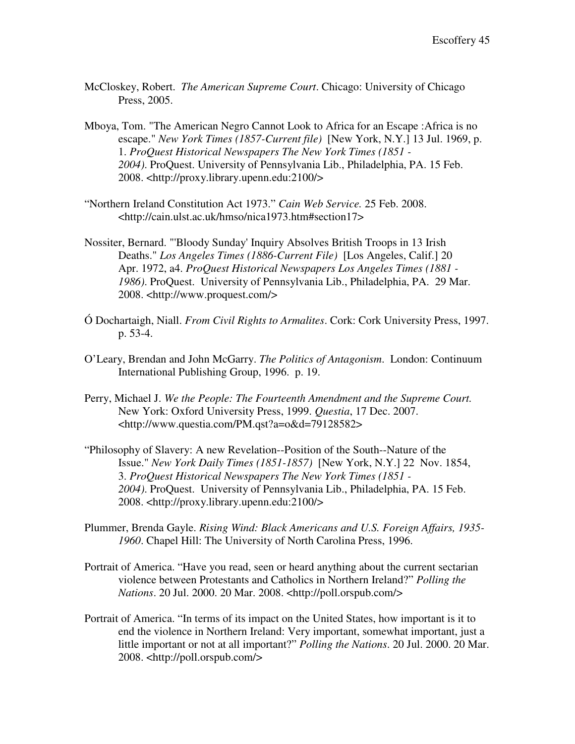McCloskey, Robert. *The American Supreme Court*. Chicago: University of Chicago Press, 2005.

Mboya, Tom. "The American Negro Cannot Look to Africa for an Escape :Africa is no escape." *New York Times (1857-Current file)* [New York, N.Y.] 13 Jul. 1969, p. 1. *ProQuest Historical Newspapers The New York Times (1851 - 2004)*. ProQuest. University of Pennsylvania Lib., Philadelphia, PA. 15 Feb. 2008. <http://proxy.library.upenn.edu:2100/>

"Northern Ireland Constitution Act 1973." *Cain Web Service.* 25 Feb. 2008. <http://cain.ulst.ac.uk/hmso/nica1973.htm#section17>

Nossiter, Bernard. "'Bloody Sunday' Inquiry Absolves British Troops in 13 Irish Deaths." *Los Angeles Times (1886-Current File)* [Los Angeles, Calif.] 20 Apr. 1972, a4. *ProQuest Historical Newspapers Los Angeles Times (1881 - 1986)*. ProQuest. University of Pennsylvania Lib., Philadelphia, PA. 29 Mar. 2008. <http://www.proquest.com/>

Ó Dochartaigh, Niall. *From Civil Rights to Armalites*. Cork: Cork University Press, 1997. p. 53-4.

O'Leary, Brendan and John McGarry. *The Politics of Antagonism*. London: Continuum International Publishing Group, 1996. p. 19.

Perry, Michael J. *We the People: The Fourteenth Amendment and the Supreme Court.* New York: Oxford University Press, 1999. *Questia*, 17 Dec. 2007. <http://www.questia.com/PM.qst?a=o&d=79128582>

"Philosophy of Slavery: A new Revelation--Position of the South--Nature of the Issue." *New York Daily Times (1851-1857)* [New York, N.Y.] 22 Nov. 1854, 3. *ProQuest Historical Newspapers The New York Times (1851 - 2004)*. ProQuest. University of Pennsylvania Lib., Philadelphia, PA. 15 Feb. 2008. <http://proxy.library.upenn.edu:2100/>

Plummer, Brenda Gayle. *Rising Wind: Black Americans and U.S. Foreign Affairs, 1935-1960*. Chapel Hill: The University of North Carolina Press, 1996.

Portrait of America. "Have you read, seen or heard anything about the current sectarian violence between Protestants and Catholics in Northern Ireland?" *Polling the Nations*. 20 Jul. 2000. 20 Mar. 2008. <http://poll.orspub.com/>

Portrait of America. "In terms of its impact on the United States, how important is it to end the violence in Northern Ireland: Very important, somewhat important, just a little important or not at all important?" *Polling the Nations*. 20 Jul. 2000. 20 Mar. 2008. <http://poll.orspub.com/>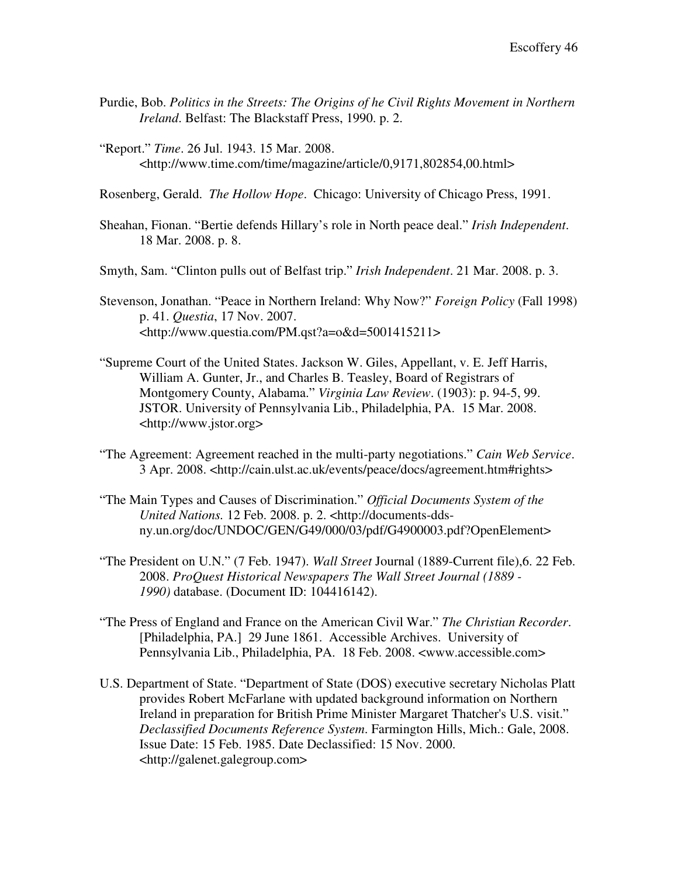Purdie, Bob. *Politics in the Streets: The Origins of he Civil Rights Movement in Northern Ireland*. Belfast: The Blackstaff Press, 1990. p. 2.

"Report." *Time*. 26 Jul. 1943. 15 Mar. 2008. <http://www.time.com/time/magazine/article/0,9171,802854,00.html>

Rosenberg, Gerald. *The Hollow Hope*. Chicago: University of Chicago Press, 1991.

Sheahan, Fionan. "Bertie defends Hillary's role in North peace deal." *Irish Independent*. 18 Mar. 2008. p. 8.

Smyth, Sam. "Clinton pulls out of Belfast trip." *Irish Independent*. 21 Mar. 2008. p. 3.

Stevenson, Jonathan. "Peace in Northern Ireland: Why Now?" *Foreign Policy* (Fall 1998) p. 41. *Questia*, 17 Nov. 2007. <http://www.questia.com/PM.qst?a=o&d=5001415211>

"Supreme Court of the United States. Jackson W. Giles, Appellant, v. E. Jeff Harris, William A. Gunter, Jr., and Charles B. Teasley, Board of Registrars of Montgomery County, Alabama." *Virginia Law Review*. (1903): p. 94-5, 99. JSTOR. University of Pennsylvania Lib., Philadelphia, PA. 15 Mar. 2008. <http://www.jstor.org>

"The Agreement: Agreement reached in the multi-party negotiations." *Cain Web Service*. 3 Apr. 2008. <http://cain.ulst.ac.uk/events/peace/docs/agreement.htm#rights>

"The Main Types and Causes of Discrimination." *Official Documents System of the United Nations.* 12 Feb. 2008. p. 2. <http://documents-dds-ny.un.org/doc/UNDOC/GEN/G49/000/03/pdf/G4900003.pdf?OpenElement>

"The President on U.N." (7 Feb. 1947). *Wall Street* Journal (1889-Current file),6. 22 Feb. 2008. *ProQuest Historical Newspapers The Wall Street Journal (1889 - 1990)* database. (Document ID: 104416142).

"The Press of England and France on the American Civil War." *The Christian Recorder*. [Philadelphia, PA.] 29 June 1861. Accessible Archives. University of Pennsylvania Lib., Philadelphia, PA. 18 Feb. 2008. <www.accessible.com>

U.S. Department of State. "Department of State (DOS) executive secretary Nicholas Platt provides Robert McFarlane with updated background information on Northern Ireland in preparation for British Prime Minister Margaret Thatcher's U.S. visit." *Declassified Documents Reference System*. Farmington Hills, Mich.: Gale, 2008. Issue Date: 15 Feb. 1985. Date Declassified: 15 Nov. 2000. <http://galenet.galegroup.com>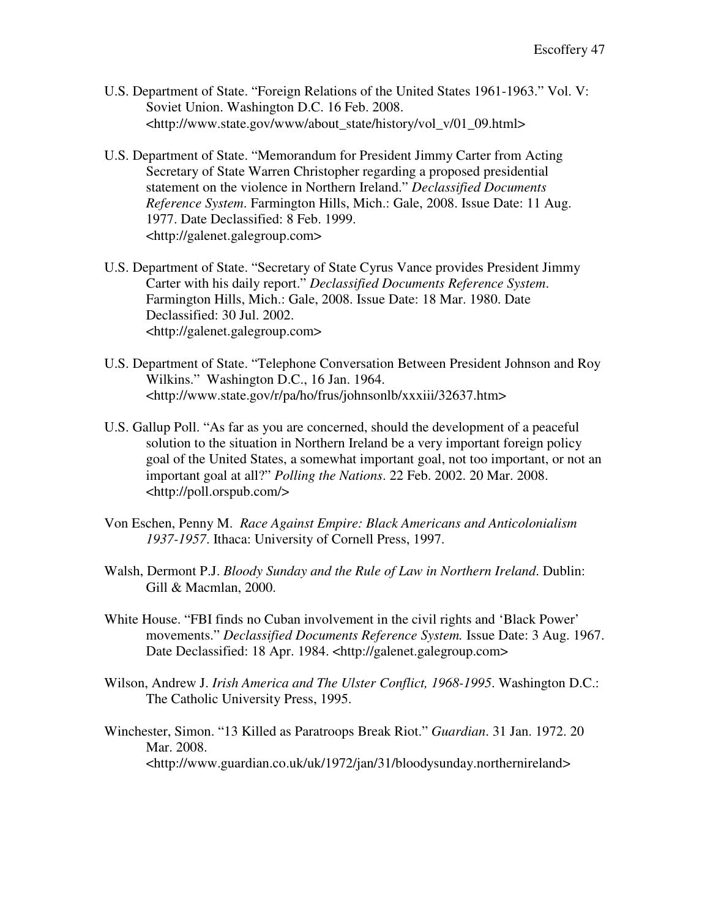U.S. Department of State. "Foreign Relations of the United States 1961-1963." Vol. V: Soviet Union. Washington D.C. 16 Feb. 2008. <http://www.state.gov/www/about_state/history/vol_v/01_09.html>

U.S. Department of State. "Memorandum for President Jimmy Carter from Acting Secretary of State Warren Christopher regarding a proposed presidential statement on the violence in Northern Ireland." *Declassified Documents Reference System*. Farmington Hills, Mich.: Gale, 2008. Issue Date: 11 Aug. 1977. Date Declassified: 8 Feb. 1999. <http://galenet.galegroup.com>

U.S. Department of State. "Secretary of State Cyrus Vance provides President Jimmy Carter with his daily report." *Declassified Documents Reference System*. Farmington Hills, Mich.: Gale, 2008. Issue Date: 18 Mar. 1980. Date Declassified: 30 Jul. 2002. <http://galenet.galegroup.com>

U.S. Department of State. "Telephone Conversation Between President Johnson and Roy Wilkins." Washington D.C., 16 Jan. 1964. <http://www.state.gov/r/pa/ho/frus/johnsonlb/xxxiii/32637.htm>

U.S. Gallup Poll. "As far as you are concerned, should the development of a peaceful solution to the situation in Northern Ireland be a very important foreign policy goal of the United States, a somewhat important goal, not too important, or not an important goal at all?" *Polling the Nations*. 22 Feb. 2002. 20 Mar. 2008. <http://poll.orspub.com/>

Von Eschen, Penny M. *Race Against Empire: Black Americans and Anticolonialism 1937-1957*. Ithaca: University of Cornell Press, 1997.

Walsh, Dermont P.J. *Bloody Sunday and the Rule of Law in Northern Ireland*. Dublin: Gill & Macmlan, 2000.

White House. "FBI finds no Cuban involvement in the civil rights and 'Black Power' movements." *Declassified Documents Reference System.* Issue Date: 3 Aug. 1967. Date Declassified: 18 Apr. 1984. <http://galenet.galegroup.com>

Wilson, Andrew J. *Irish America and The Ulster Conflict, 1968-1995*. Washington D.C.: The Catholic University Press, 1995.

Winchester, Simon. "13 Killed as Paratroops Break Riot." *Guardian*. 31 Jan. 1972. 20 Mar. 2008. <http://www.guardian.co.uk/uk/1972/jan/31/bloodysunday.northernireland>